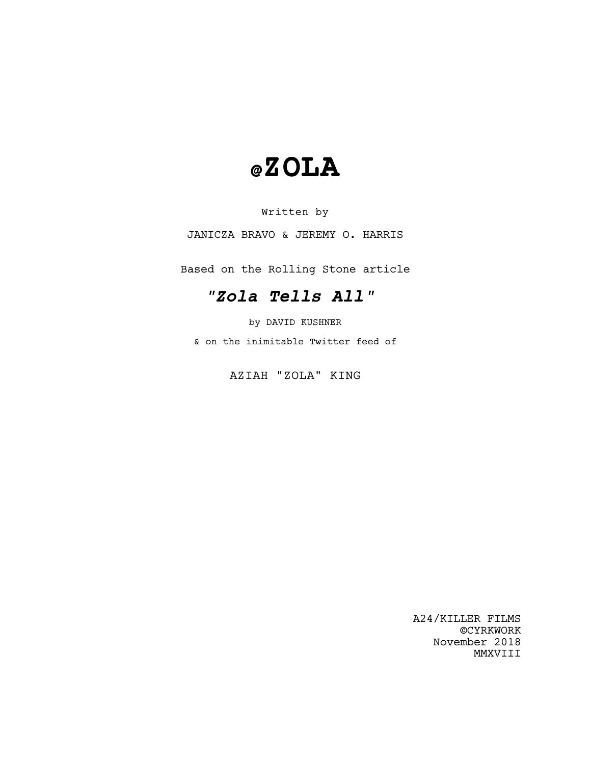# @ZOLA

Written by

JANICZA BRAVO & JEREMY O. HARRIS

Based on the Rolling Stone article

## *"Zola Tells All"*

by DAVID KUSHNER

& on the inimitable Twitter feed of

AZIAH "ZOLA" KING

A24/KILLER FILMS
©CYRKWORK
November 2018
MMXVIII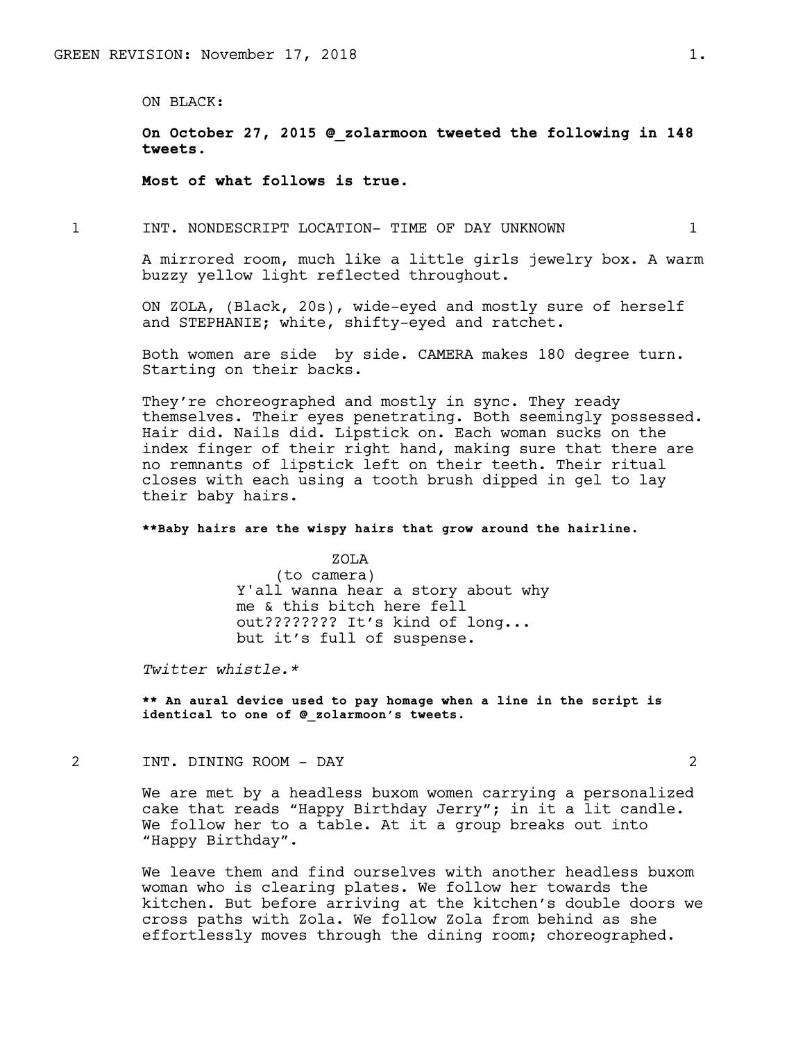ON BLACK:

**On October 27, 2015 @_zolarmoon tweeted the following in 148 tweets.**

**Most of what follows is true.**

1 INT. NONDESCRIPT LOCATION- TIME OF DAY UNKNOWN 1

A mirrored room, much like a little girls jewelry box. A warm buzzy yellow light reflected throughout.

ON ZOLA, (Black, 20s), wide-eyed and mostly sure of herself and STEPHANIE; white, shifty-eyed and ratchet.

Both women are side  by side. CAMERA makes 180 degree turn. Starting on their backs.

They're choreographed and mostly in sync. They ready themselves. Their eyes penetrating. Both seemingly possessed. Hair did. Nails did. Lipstick on. Each woman sucks on the index finger of their right hand, making sure that there are no remnants of lipstick left on their teeth. Their ritual closes with each using a tooth brush dipped in gel to lay their baby hairs.

**\*\*Baby hairs are the wispy hairs that grow around the hairline.**

ZOLA
(to camera)
Y'all wanna hear a story about why me & this bitch here fell out???????? It's kind of long... but it's full of suspense.

*Twitter whistle.\**

**\*\* An aural device used to pay homage when a line in the script is identical to one of @_zolarmoon's tweets.**

2 INT. DINING ROOM - DAY 2

We are met by a headless buxom women carrying a personalized cake that reads "Happy Birthday Jerry"; in it a lit candle. We follow her to a table. At it a group breaks out into "Happy Birthday".

We leave them and find ourselves with another headless buxom woman who is clearing plates. We follow her towards the kitchen. But before arriving at the kitchen's double doors we cross paths with Zola. We follow Zola from behind as she effortlessly moves through the dining room; choreographed.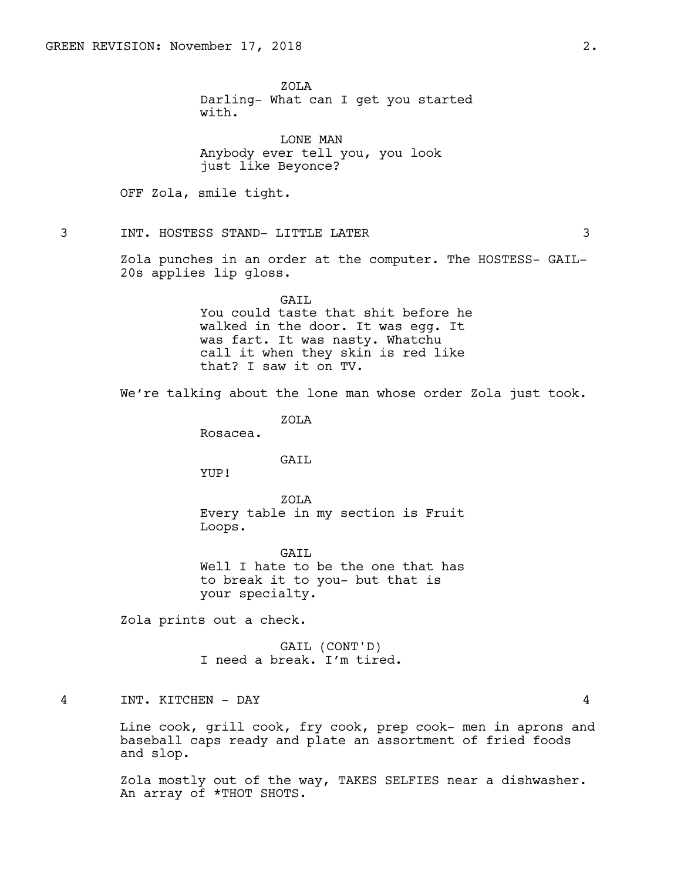ZOLA
Darling- What can I get you started with.

LONE MAN
Anybody ever tell you, you look just like Beyonce?

OFF Zola, smile tight.

3 INT. HOSTESS STAND- LITTLE LATER 3

Zola punches in an order at the computer. The HOSTESS- GAIL- 20s applies lip gloss.

GAIL
You could taste that shit before he walked in the door. It was egg. It was fart. It was nasty. Whatchu call it when they skin is red like that? I saw it on TV.

We're talking about the lone man whose order Zola just took.

ZOLA
Rosacea.

GAIL
YUP!

ZOLA
Every table in my section is Fruit Loops.

GAIL
Well I hate to be the one that has to break it to you- but that is your specialty.

Zola prints out a check.

GAIL (CONT'D)
I need a break. I'm tired.

4 INT. KITCHEN - DAY 4

Line cook, grill cook, fry cook, prep cook- men in aprons and baseball caps ready and plate an assortment of fried foods and slop.

Zola mostly out of the way, TAKES SELFIES near a dishwasher. An array of *THOT SHOTS.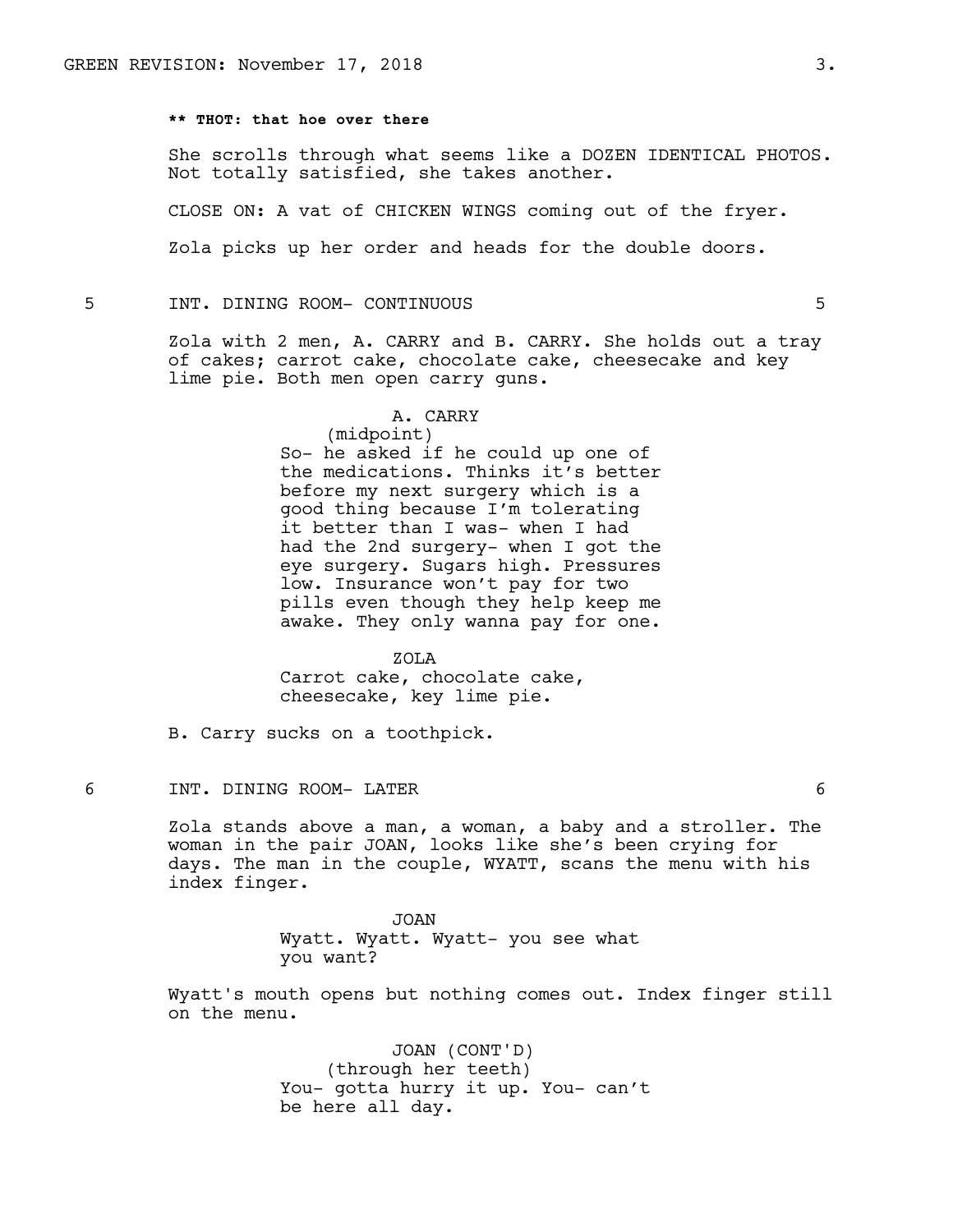**** THOT: that hoe over there**

She scrolls through what seems like a DOZEN IDENTICAL PHOTOS. Not totally satisfied, she takes another.

CLOSE ON: A vat of CHICKEN WINGS coming out of the fryer.

Zola picks up her order and heads for the double doors.

5 INT. DINING ROOM- CONTINUOUS 5

Zola with 2 men, A. CARRY and B. CARRY. She holds out a tray of cakes; carrot cake, chocolate cake, cheesecake and key lime pie. Both men open carry guns.

A. CARRY
(midpoint)
So- he asked if he could up one of the medications. Thinks it's better before my next surgery which is a good thing because I'm tolerating it better than I was- when I had had the 2nd surgery- when I got the eye surgery. Sugars high. Pressures low. Insurance won't pay for two pills even though they help keep me awake. They only wanna pay for one.

ZOLA
Carrot cake, chocolate cake, cheesecake, key lime pie.

B. Carry sucks on a toothpick.

6 INT. DINING ROOM- LATER 6

Zola stands above a man, a woman, a baby and a stroller. The woman in the pair JOAN, looks like she's been crying for days. The man in the couple, WYATT, scans the menu with his index finger.

JOAN
Wyatt. Wyatt. Wyatt- you see what you want?

Wyatt's mouth opens but nothing comes out. Index finger still on the menu.

JOAN (CONT'D)
(through her teeth)
You- gotta hurry it up. You- can't be here all day.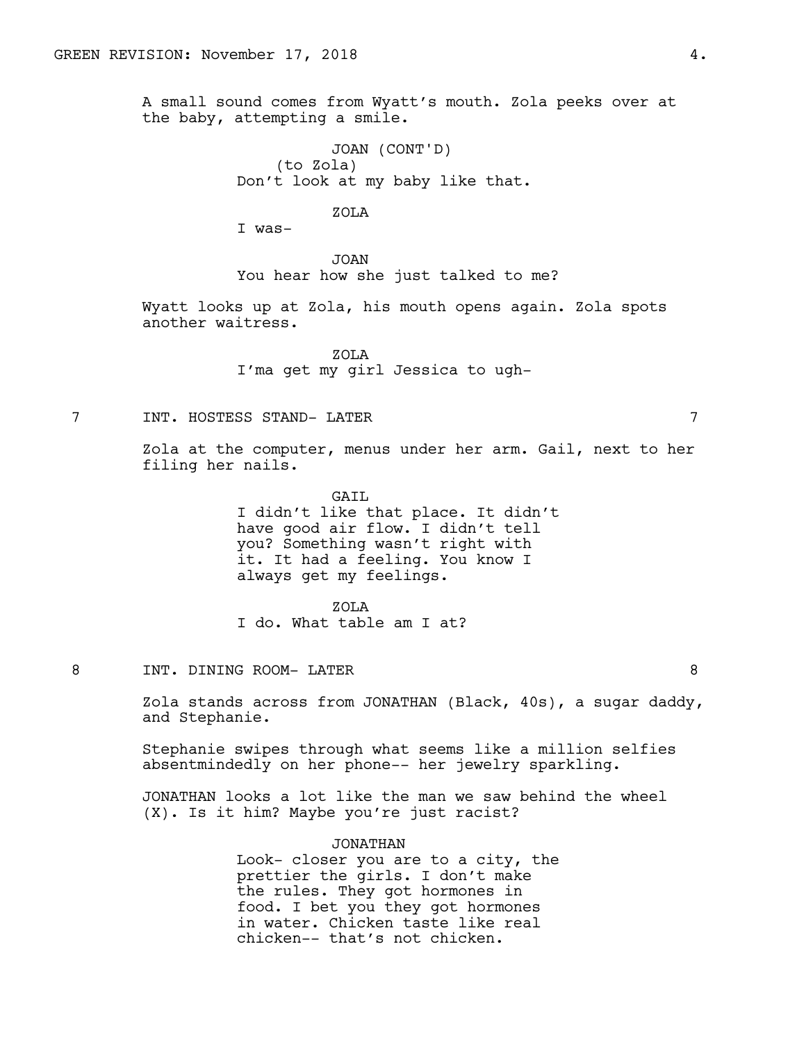A small sound comes from Wyatt's mouth. Zola peeks over at the baby, attempting a smile.

JOAN (CONT'D)
(to Zola)
Don't look at my baby like that.

ZOLA
I was-

JOAN
You hear how she just talked to me?

Wyatt looks up at Zola, his mouth opens again. Zola spots another waitress.

ZOLA
I'ma get my girl Jessica to ugh-

## 7 INT. HOSTESS STAND- LATER 7

Zola at the computer, menus under her arm. Gail, next to her filing her nails.

GAIL
I didn't like that place. It didn't have good air flow. I didn't tell you? Something wasn't right with it. It had a feeling. You know I always get my feelings.

ZOLA
I do. What table am I at?

## 8 INT. DINING ROOM- LATER 8

Zola stands across from JONATHAN (Black, 40s), a sugar daddy, and Stephanie.

Stephanie swipes through what seems like a million selfies absentmindedly on her phone-- her jewelry sparkling.

JONATHAN looks a lot like the man we saw behind the wheel (X). Is it him? Maybe you're just racist?

JONATHAN
Look- closer you are to a city, the prettier the girls. I don't make the rules. They got hormones in food. I bet you they got hormones in water. Chicken taste like real chicken-- that's not chicken.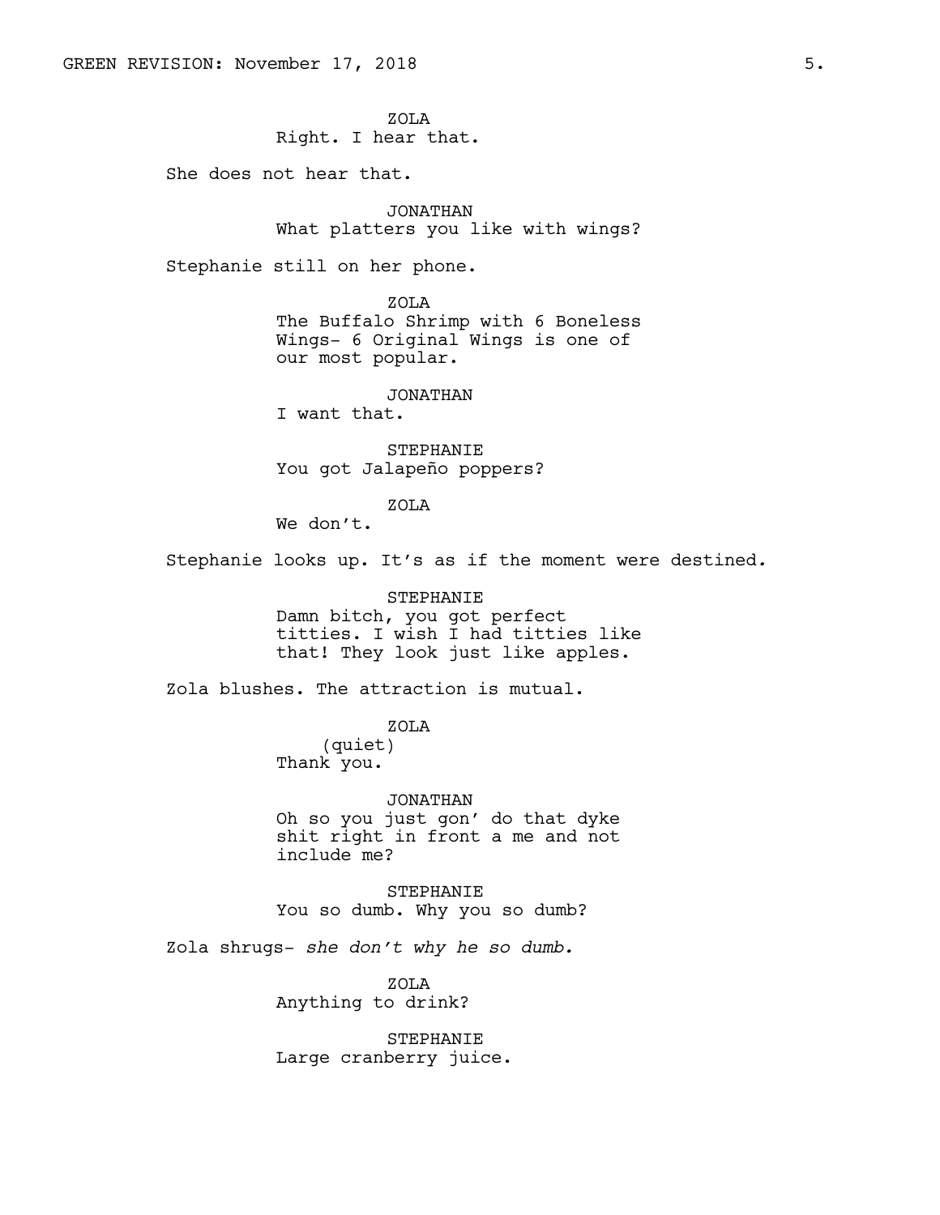ZOLA
Right. I hear that.

She does not hear that.

JONATHAN
What platters you like with wings?

Stephanie still on her phone.

ZOLA
The Buffalo Shrimp with 6 Boneless Wings- 6 Original Wings is one of our most popular.

JONATHAN
I want that.

STEPHANIE
You got Jalapeño poppers?

ZOLA
We don't.

Stephanie looks up. It's as if the moment were destined.

STEPHANIE
Damn bitch, you got perfect titties. I wish I had titties like that! They look just like apples.

Zola blushes. The attraction is mutual.

ZOLA
(quiet)
Thank you.

JONATHAN
Oh so you just gon' do that dyke shit right in front a me and not include me?

STEPHANIE
You so dumb. Why you so dumb?

Zola shrugs- *she don't why he so dumb.*

ZOLA
Anything to drink?

STEPHANIE
Large cranberry juice.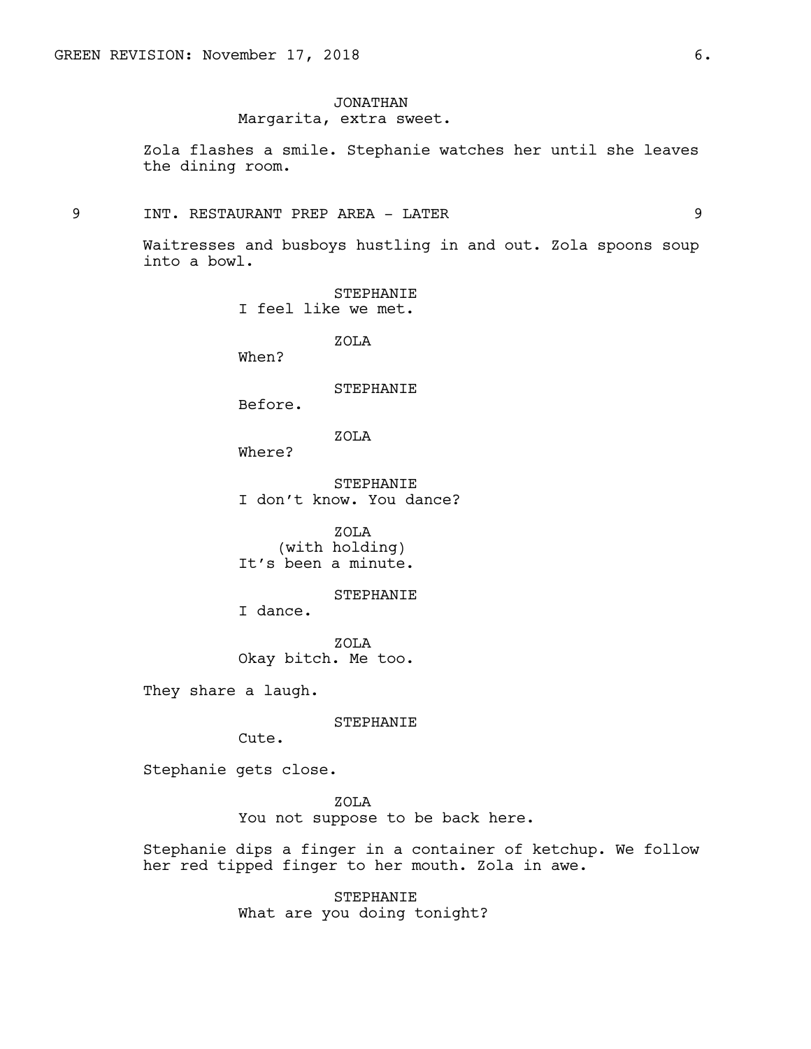JONATHAN
Margarita, extra sweet.

Zola flashes a smile. Stephanie watches her until she leaves the dining room.

9 INT. RESTAURANT PREP AREA - LATER 9

Waitresses and busboys hustling in and out. Zola spoons soup into a bowl.

STEPHANIE
I feel like we met.

ZOLA
When?

STEPHANIE
Before.

ZOLA
Where?

STEPHANIE
I don't know. You dance?

ZOLA
(with holding)
It's been a minute.

STEPHANIE
I dance.

ZOLA
Okay bitch. Me too.

They share a laugh.

STEPHANIE
Cute.

Stephanie gets close.

ZOLA
You not suppose to be back here.

Stephanie dips a finger in a container of ketchup. We follow her red tipped finger to her mouth. Zola in awe.

STEPHANIE
What are you doing tonight?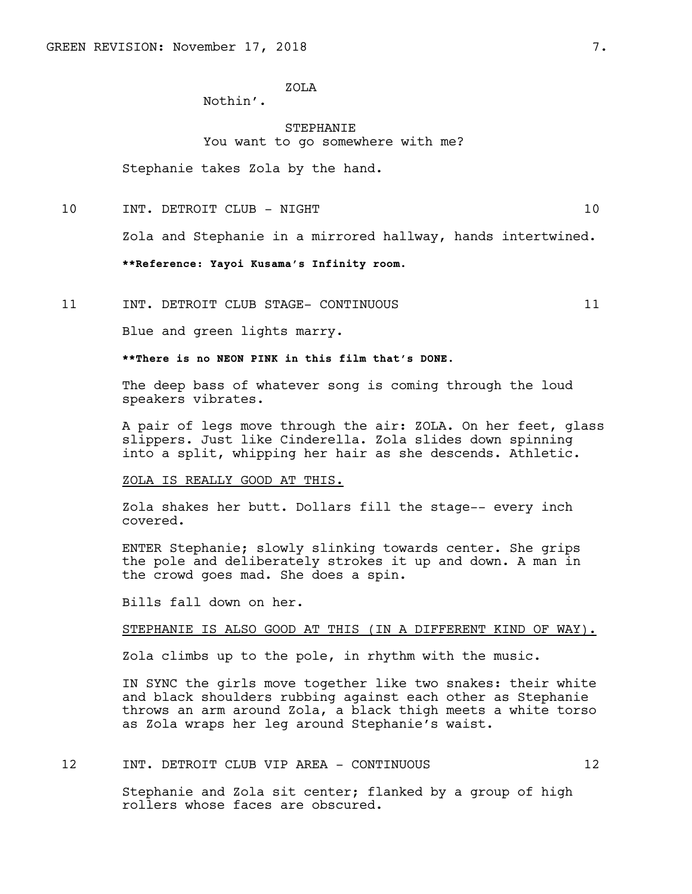ZOLA
Nothin'.

STEPHANIE
You want to go somewhere with me?

Stephanie takes Zola by the hand.

10 INT. DETROIT CLUB - NIGHT 10

Zola and Stephanie in a mirrored hallway, hands intertwined.

**\*\*Reference: Yayoi Kusama's Infinity room.**

11 INT. DETROIT CLUB STAGE- CONTINUOUS 11

Blue and green lights marry.

**\*\*There is no NEON PINK in this film that's DONE.**

The deep bass of whatever song is coming through the loud speakers vibrates.

A pair of legs move through the air: ZOLA. On her feet, glass slippers. Just like Cinderella. Zola slides down spinning into a split, whipping her hair as she descends. Athletic.

<u>ZOLA IS REALLY GOOD AT THIS.</u>

Zola shakes her butt. Dollars fill the stage-- every inch covered.

ENTER Stephanie; slowly slinking towards center. She grips the pole and deliberately strokes it up and down. A man in the crowd goes mad. She does a spin.

Bills fall down on her.

<u>STEPHANIE IS ALSO GOOD AT THIS (IN A DIFFERENT KIND OF WAY).</u>

Zola climbs up to the pole, in rhythm with the music.

IN SYNC the girls move together like two snakes: their white and black shoulders rubbing against each other as Stephanie throws an arm around Zola, a black thigh meets a white torso as Zola wraps her leg around Stephanie's waist.

12 INT. DETROIT CLUB VIP AREA - CONTINUOUS 12

Stephanie and Zola sit center; flanked by a group of high rollers whose faces are obscured.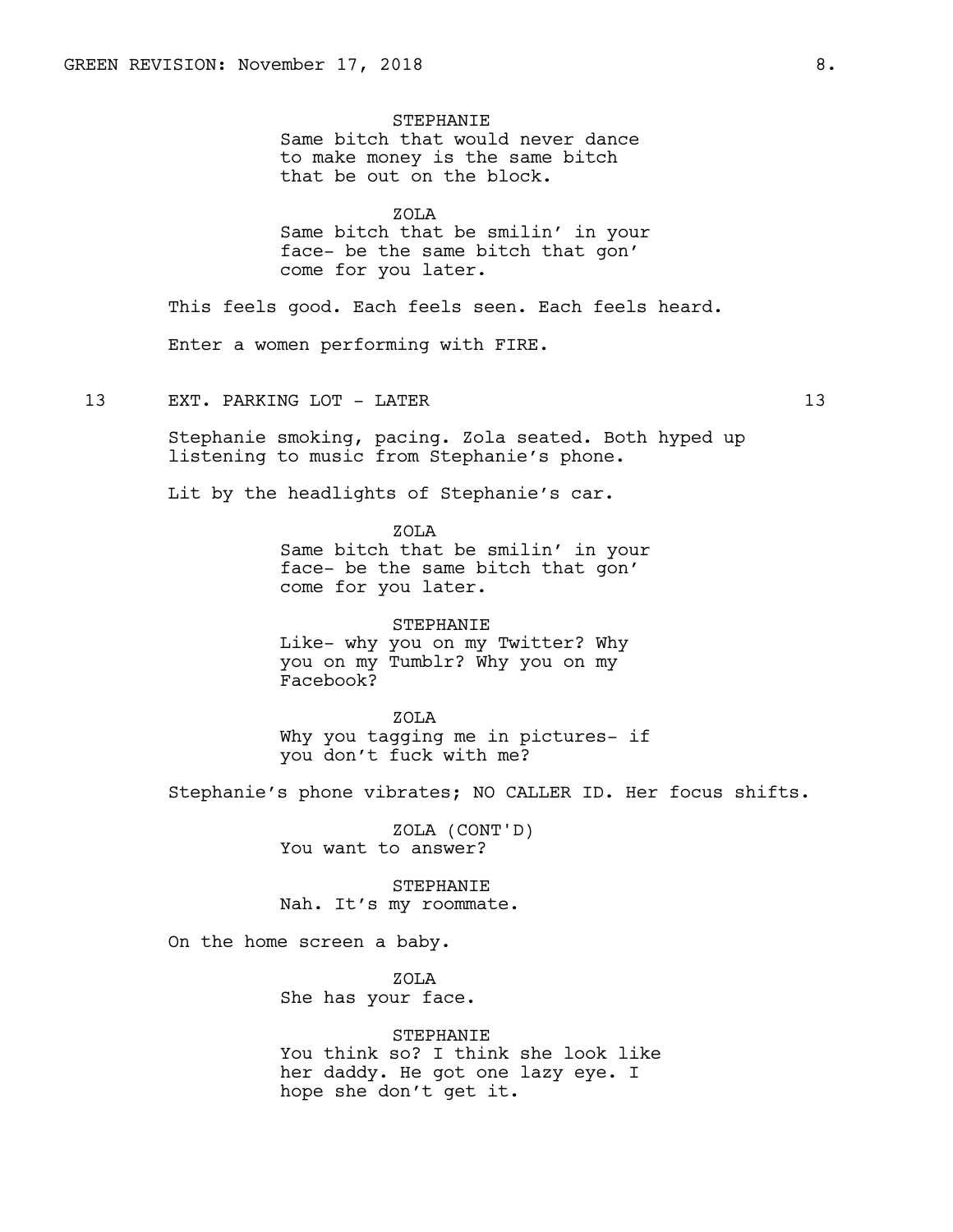STEPHANIE
Same bitch that would never dance to make money is the same bitch that be out on the block.

ZOLA
Same bitch that be smilin' in your face- be the same bitch that gon' come for you later.

This feels good. Each feels seen. Each feels heard.

Enter a women performing with FIRE.

13 EXT. PARKING LOT - LATER 13

Stephanie smoking, pacing. Zola seated. Both hyped up listening to music from Stephanie's phone.

Lit by the headlights of Stephanie's car.

ZOLA
Same bitch that be smilin' in your face- be the same bitch that gon' come for you later.

STEPHANIE
Like- why you on my Twitter? Why you on my Tumblr? Why you on my Facebook?

ZOLA
Why you tagging me in pictures- if you don't fuck with me?

Stephanie's phone vibrates; NO CALLER ID. Her focus shifts.

ZOLA (CONT'D)
You want to answer?

STEPHANIE
Nah. It's my roommate.

On the home screen a baby.

ZOLA
She has your face.

STEPHANIE
You think so? I think she look like her daddy. He got one lazy eye. I hope she don't get it.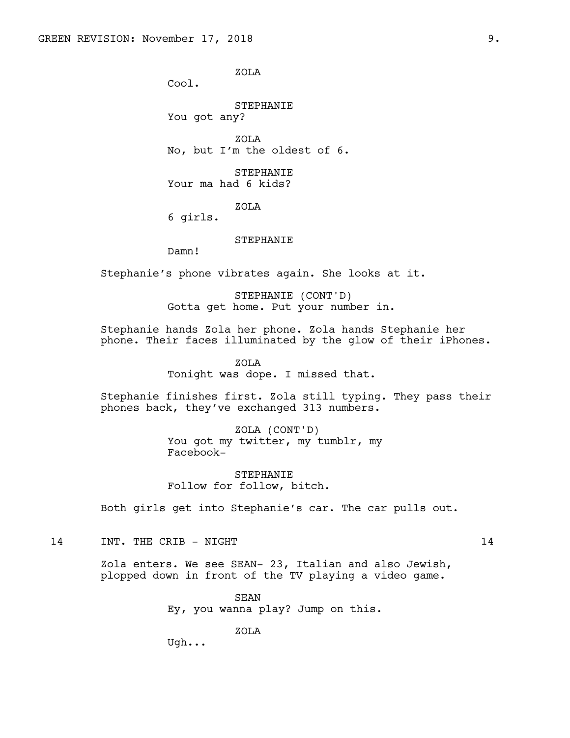ZOLA
Cool.

STEPHANIE
You got any?

ZOLA
No, but I'm the oldest of 6.

STEPHANIE
Your ma had 6 kids?

ZOLA
6 girls.

STEPHANIE
Damn!

Stephanie's phone vibrates again. She looks at it.

STEPHANIE (CONT'D)
Gotta get home. Put your number in.

Stephanie hands Zola her phone. Zola hands Stephanie her phone. Their faces illuminated by the glow of their iPhones.

ZOLA
Tonight was dope. I missed that.

Stephanie finishes first. Zola still typing. They pass their phones back, they've exchanged 313 numbers.

ZOLA (CONT'D)
You got my twitter, my tumblr, my Facebook-

STEPHANIE
Follow for follow, bitch.

Both girls get into Stephanie's car. The car pulls out.

14 INT. THE CRIB - NIGHT 14

Zola enters. We see SEAN- 23, Italian and also Jewish, plopped down in front of the TV playing a video game.

SEAN
Ey, you wanna play? Jump on this.

ZOLA
Ugh...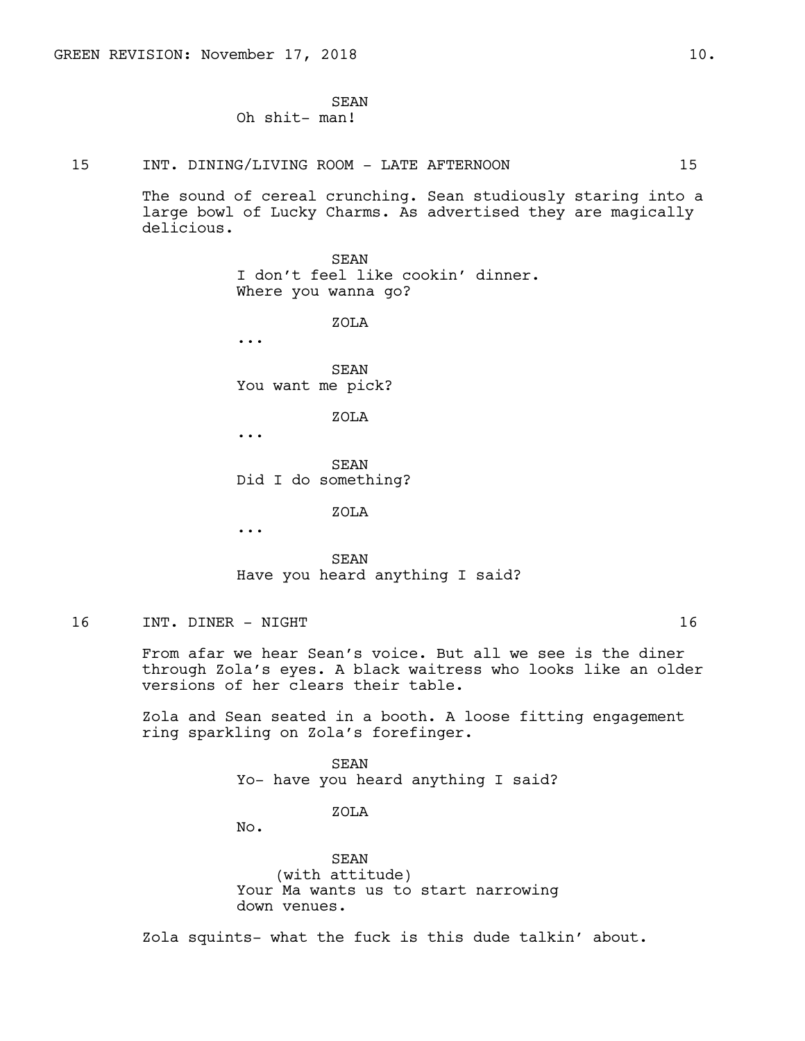SEAN
Oh shit- man!

15 INT. DINING/LIVING ROOM - LATE AFTERNOON 15

The sound of cereal crunching. Sean studiously staring into a large bowl of Lucky Charms. As advertised they are magically delicious.

SEAN
I don't feel like cookin' dinner. Where you wanna go?

ZOLA
...

SEAN
You want me pick?

ZOLA
...

SEAN
Did I do something?

ZOLA
...

SEAN
Have you heard anything I said?

16 INT. DINER - NIGHT 16

From afar we hear Sean's voice. But all we see is the diner through Zola's eyes. A black waitress who looks like an older versions of her clears their table.

Zola and Sean seated in a booth. A loose fitting engagement ring sparkling on Zola's forefinger.

SEAN
Yo- have you heard anything I said?

ZOLA
No.

SEAN
(with attitude)
Your Ma wants us to start narrowing down venues.

Zola squints- what the fuck is this dude talkin' about.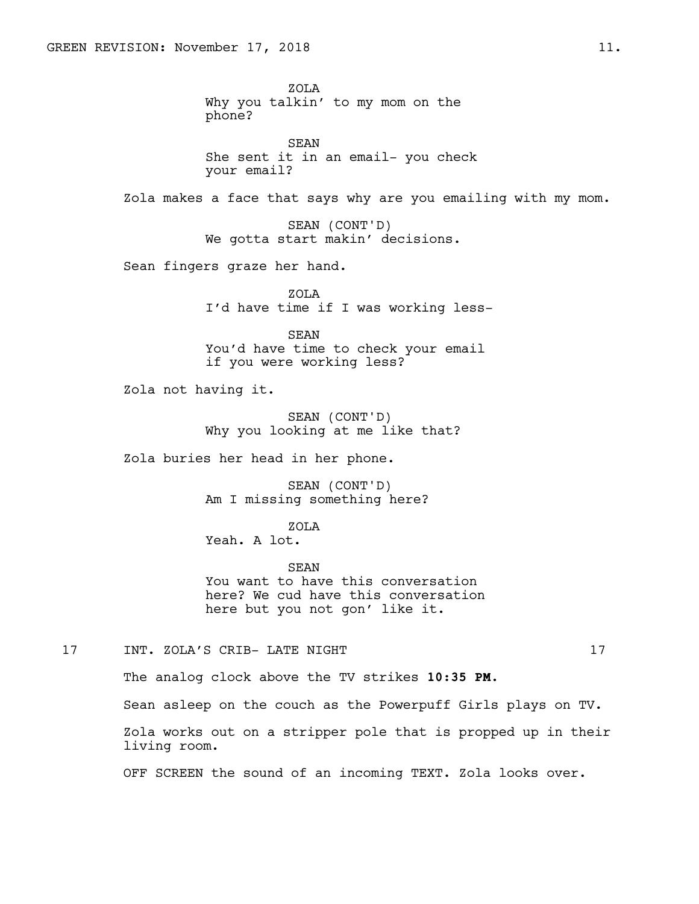ZOLA
Why you talkin' to my mom on the phone?

SEAN
She sent it in an email- you check your email?

Zola makes a face that says why are you emailing with my mom.

SEAN (CONT'D)
We gotta start makin' decisions.

Sean fingers graze her hand.

ZOLA
I'd have time if I was working less-

SEAN
You'd have time to check your email if you were working less?

Zola not having it.

SEAN (CONT'D)
Why you looking at me like that?

Zola buries her head in her phone.

SEAN (CONT'D)
Am I missing something here?

ZOLA
Yeah. A lot.

SEAN
You want to have this conversation here? We cud have this conversation here but you not gon' like it.

17 INT. ZOLA'S CRIB- LATE NIGHT 17

The analog clock above the TV strikes **10:35 PM.**

Sean asleep on the couch as the Powerpuff Girls plays on TV.

Zola works out on a stripper pole that is propped up in their living room.

OFF SCREEN the sound of an incoming TEXT. Zola looks over.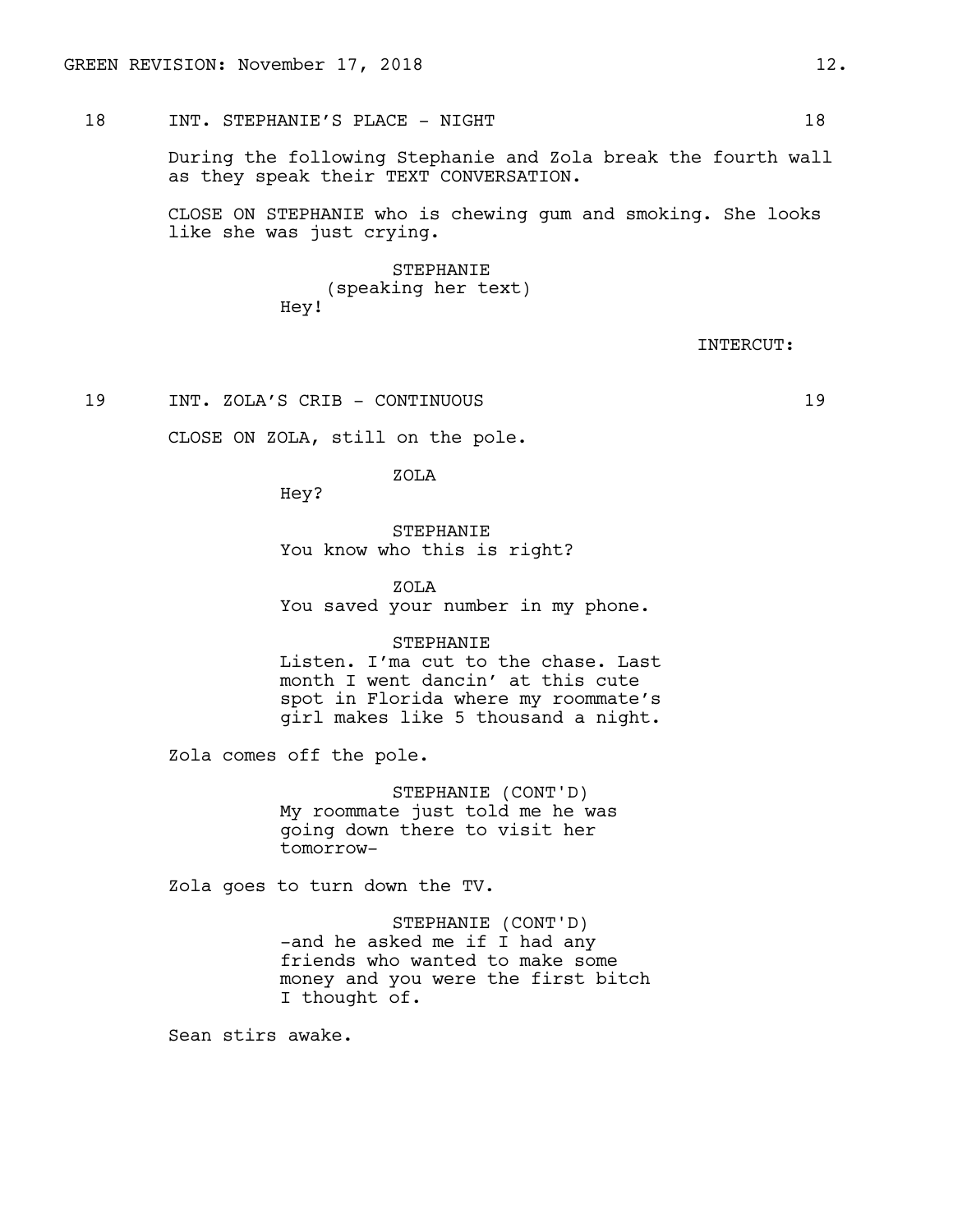18 INT. STEPHANIE'S PLACE - NIGHT 18

During the following Stephanie and Zola break the fourth wall as they speak their TEXT CONVERSATION.

CLOSE ON STEPHANIE who is chewing gum and smoking. She looks like she was just crying.

STEPHANIE
(speaking her text)
Hey!

INTERCUT:

19 INT. ZOLA'S CRIB - CONTINUOUS 19

CLOSE ON ZOLA, still on the pole.

ZOLA
Hey?

STEPHANIE
You know who this is right?

ZOLA
You saved your number in my phone.

STEPHANIE
Listen. I'ma cut to the chase. Last month I went dancin' at this cute spot in Florida where my roommate's girl makes like 5 thousand a night.

Zola comes off the pole.

STEPHANIE (CONT'D)
My roommate just told me he was going down there to visit her tomorrow-

Zola goes to turn down the TV.

STEPHANIE (CONT'D)
-and he asked me if I had any friends who wanted to make some money and you were the first bitch I thought of.

Sean stirs awake.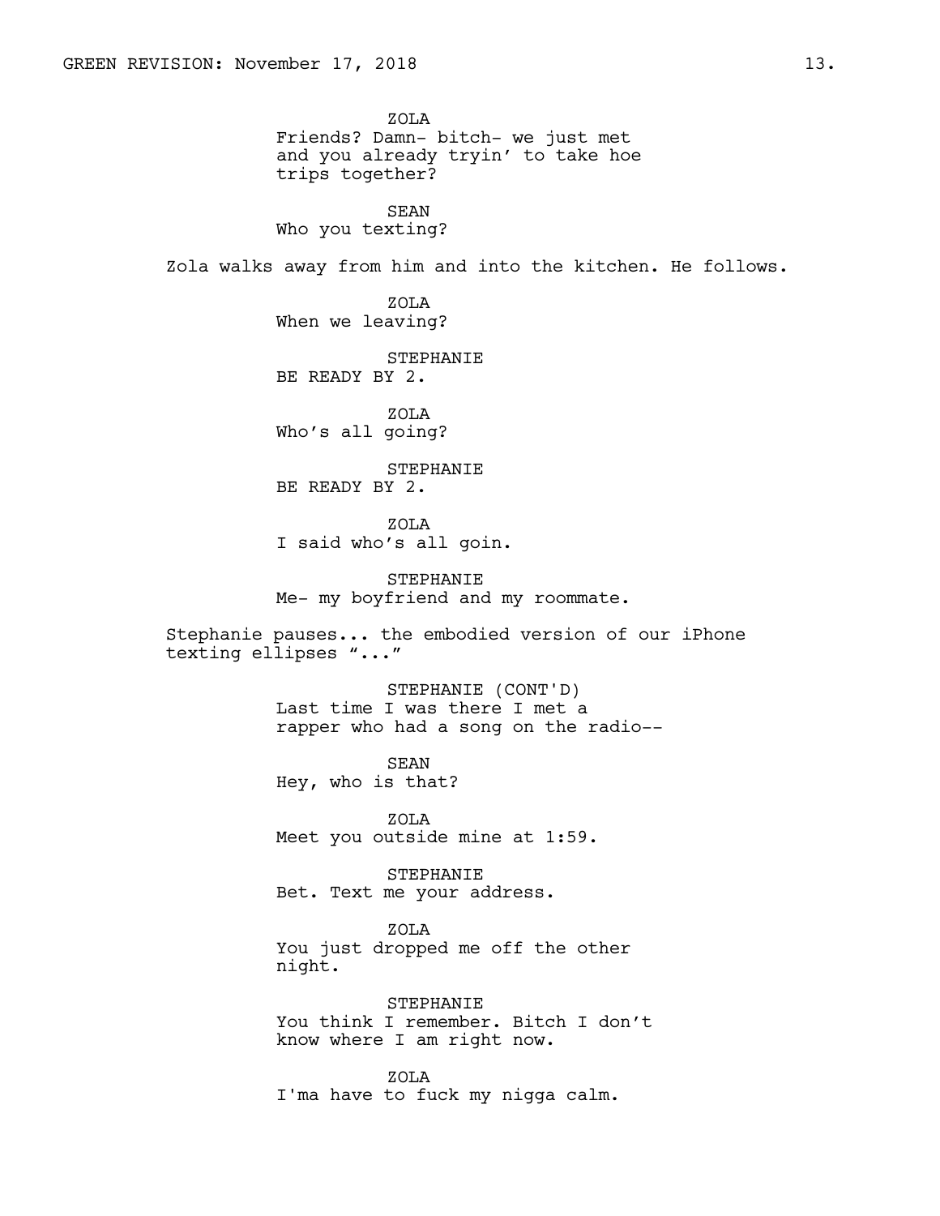ZOLA
Friends? Damn- bitch- we just met and you already tryin' to take hoe trips together?

SEAN
Who you texting?

Zola walks away from him and into the kitchen. He follows.

ZOLA
When we leaving?

STEPHANIE
BE READY BY 2.

ZOLA
Who's all going?

STEPHANIE
BE READY BY 2.

ZOLA
I said who's all goin.

STEPHANIE
Me- my boyfriend and my roommate.

Stephanie pauses... the embodied version of our iPhone texting ellipses "..."

STEPHANIE (CONT'D)
Last time I was there I met a rapper who had a song on the radio--

SEAN
Hey, who is that?

ZOLA
Meet you outside mine at 1:59.

STEPHANIE
Bet. Text me your address.

ZOLA
You just dropped me off the other night.

STEPHANIE
You think I remember. Bitch I don't know where I am right now.

ZOLA
I'ma have to fuck my nigga calm.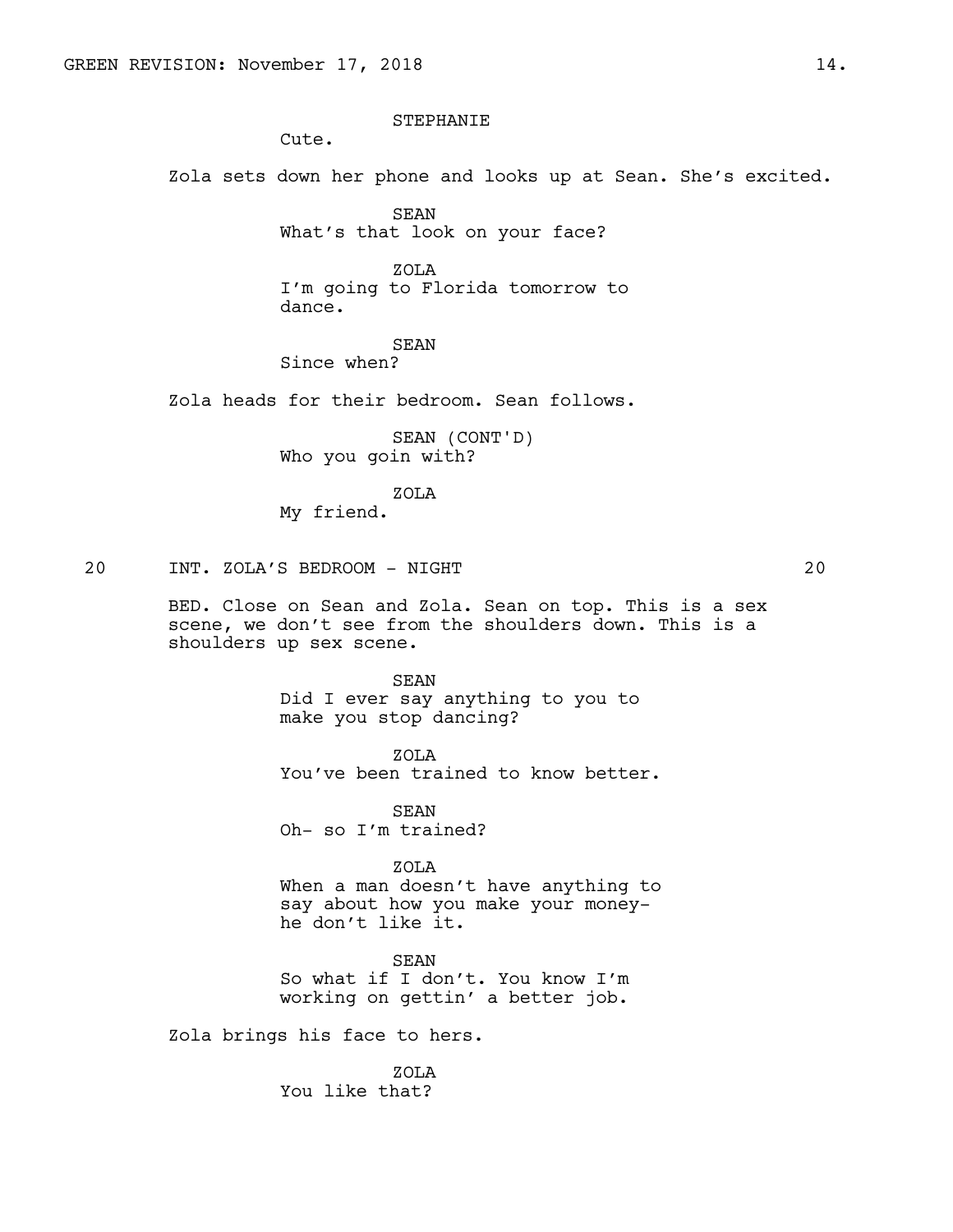STEPHANIE
Cute.

Zola sets down her phone and looks up at Sean. She's excited.

SEAN
What's that look on your face?

ZOLA
I'm going to Florida tomorrow to dance.

SEAN
Since when?

Zola heads for their bedroom. Sean follows.

SEAN (CONT'D)
Who you goin with?

ZOLA
My friend.

20 INT. ZOLA'S BEDROOM - NIGHT 20

BED. Close on Sean and Zola. Sean on top. This is a sex scene, we don't see from the shoulders down. This is a shoulders up sex scene.

SEAN
Did I ever say anything to you to make you stop dancing?

ZOLA
You've been trained to know better.

SEAN
Oh- so I'm trained?

ZOLA
When a man doesn't have anything to say about how you make your money- he don't like it.

SEAN
So what if I don't. You know I'm working on gettin' a better job.

Zola brings his face to hers.

ZOLA
You like that?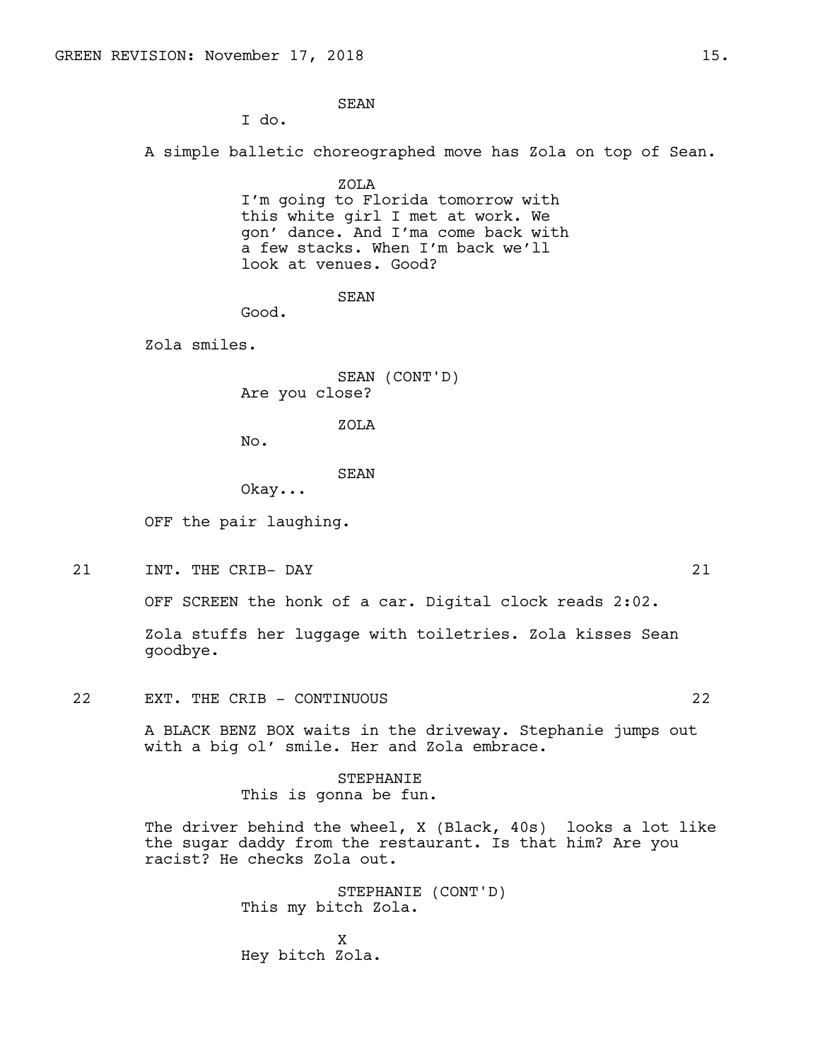SEAN

I do.

A simple balletic choreographed move has Zola on top of Sean.

ZOLA

I'm going to Florida tomorrow with this white girl I met at work. We gon' dance. And I'ma come back with a few stacks. When I'm back we'll look at venues. Good?

SEAN

Good.

Zola smiles.

SEAN (CONT'D)

Are you close?

ZOLA

No.

SEAN

Okay...

OFF the pair laughing.

21 INT. THE CRIB- DAY 21

OFF SCREEN the honk of a car. Digital clock reads 2:02.

Zola stuffs her luggage with toiletries. Zola kisses Sean goodbye.

22 EXT. THE CRIB - CONTINUOUS 22

A BLACK BENZ BOX waits in the driveway. Stephanie jumps out with a big ol' smile. Her and Zola embrace.

STEPHANIE

This is gonna be fun.

The driver behind the wheel, X (Black, 40s) looks a lot like the sugar daddy from the restaurant. Is that him? Are you racist? He checks Zola out.

STEPHANIE (CONT'D)

This my bitch Zola.

X

Hey bitch Zola.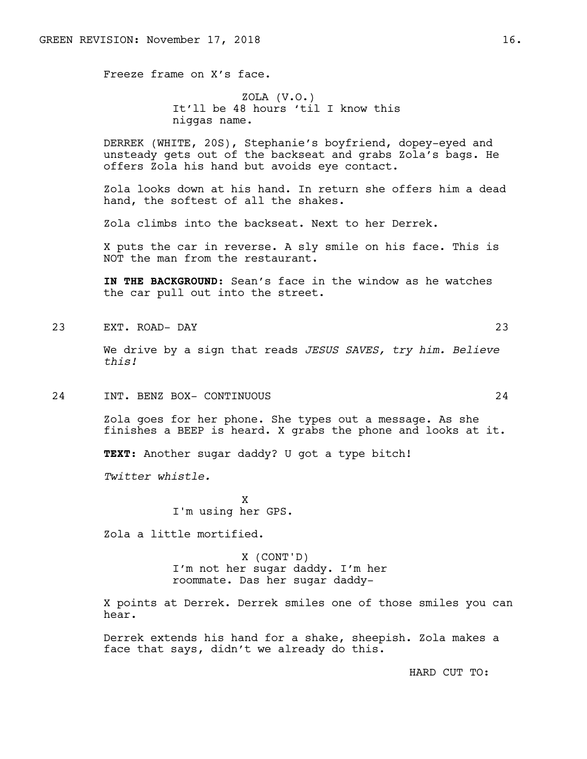Freeze frame on X's face.

ZOLA (V.O.)
It'll be 48 hours 'til I know this niggas name.

DERREK (WHITE, 20S), Stephanie's boyfriend, dopey-eyed and unsteady gets out of the backseat and grabs Zola's bags. He offers Zola his hand but avoids eye contact.

Zola looks down at his hand. In return she offers him a dead hand, the softest of all the shakes.

Zola climbs into the backseat. Next to her Derrek.

X puts the car in reverse. A sly smile on his face. This is NOT the man from the restaurant.

**IN THE BACKGROUND:** Sean's face in the window as he watches the car pull out into the street.

23 EXT. ROAD- DAY 23

We drive by a sign that reads *JESUS SAVES, try him. Believe this!*

24 INT. BENZ BOX- CONTINUOUS 24

Zola goes for her phone. She types out a message. As she finishes a BEEP is heard. X grabs the phone and looks at it.

**TEXT:** Another sugar daddy? U got a type bitch!

*Twitter whistle.*

X
I'm using her GPS.

Zola a little mortified.

X (CONT'D)
I'm not her sugar daddy. I'm her roommate. Das her sugar daddy-

X points at Derrek. Derrek smiles one of those smiles you can hear.

Derrek extends his hand for a shake, sheepish. Zola makes a face that says, didn't we already do this.

HARD CUT TO: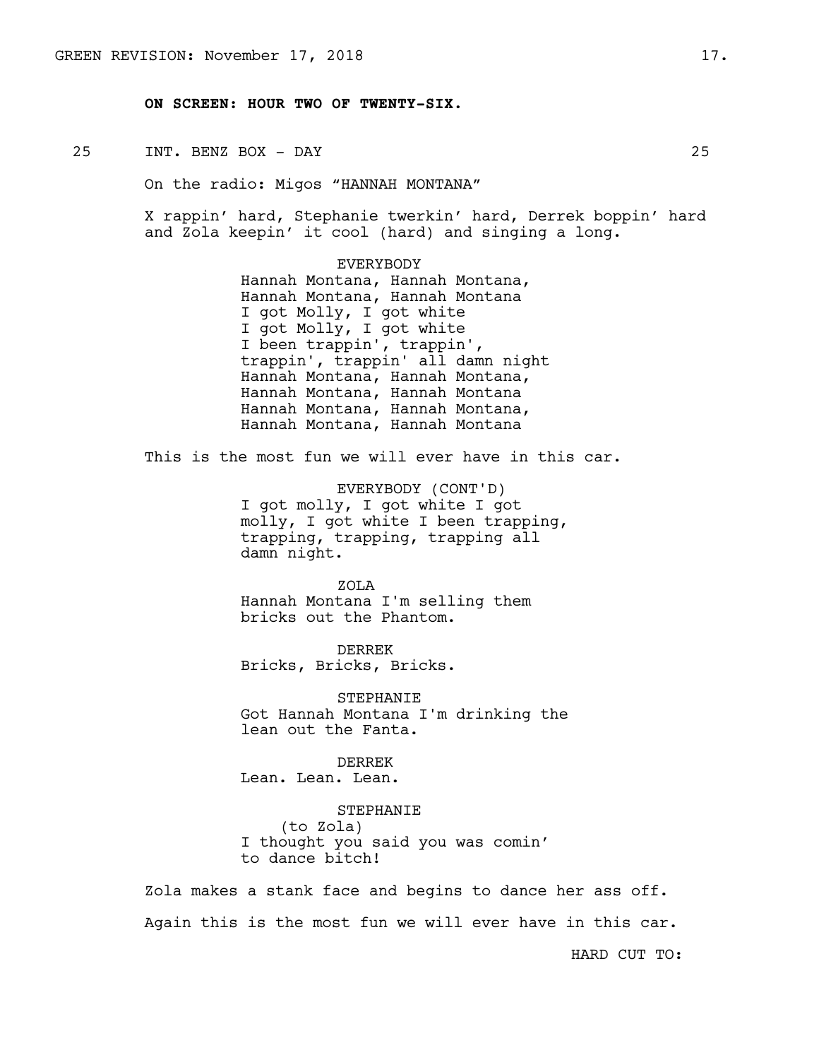**ON SCREEN: HOUR TWO OF TWENTY-SIX.**

25 INT. BENZ BOX - DAY 25

On the radio: Migos "HANNAH MONTANA"

X rappin' hard, Stephanie twerkin' hard, Derrek boppin' hard and Zola keepin' it cool (hard) and singing a long.

EVERYBODY
Hannah Montana, Hannah Montana,
Hannah Montana, Hannah Montana
I got Molly, I got white
I got Molly, I got white
I been trappin', trappin',
trappin', trappin' all damn night
Hannah Montana, Hannah Montana,
Hannah Montana, Hannah Montana
Hannah Montana, Hannah Montana,
Hannah Montana, Hannah Montana

This is the most fun we will ever have in this car.

EVERYBODY (CONT'D)
I got molly, I got white I got
molly, I got white I been trapping,
trapping, trapping, trapping all
damn night.

ZOLA
Hannah Montana I'm selling them
bricks out the Phantom.

DERREK
Bricks, Bricks, Bricks.

STEPHANIE
Got Hannah Montana I'm drinking the
lean out the Fanta.

DERREK
Lean. Lean. Lean.

STEPHANIE
(to Zola)
I thought you said you was comin'
to dance bitch!

Zola makes a stank face and begins to dance her ass off.

Again this is the most fun we will ever have in this car.

HARD CUT TO: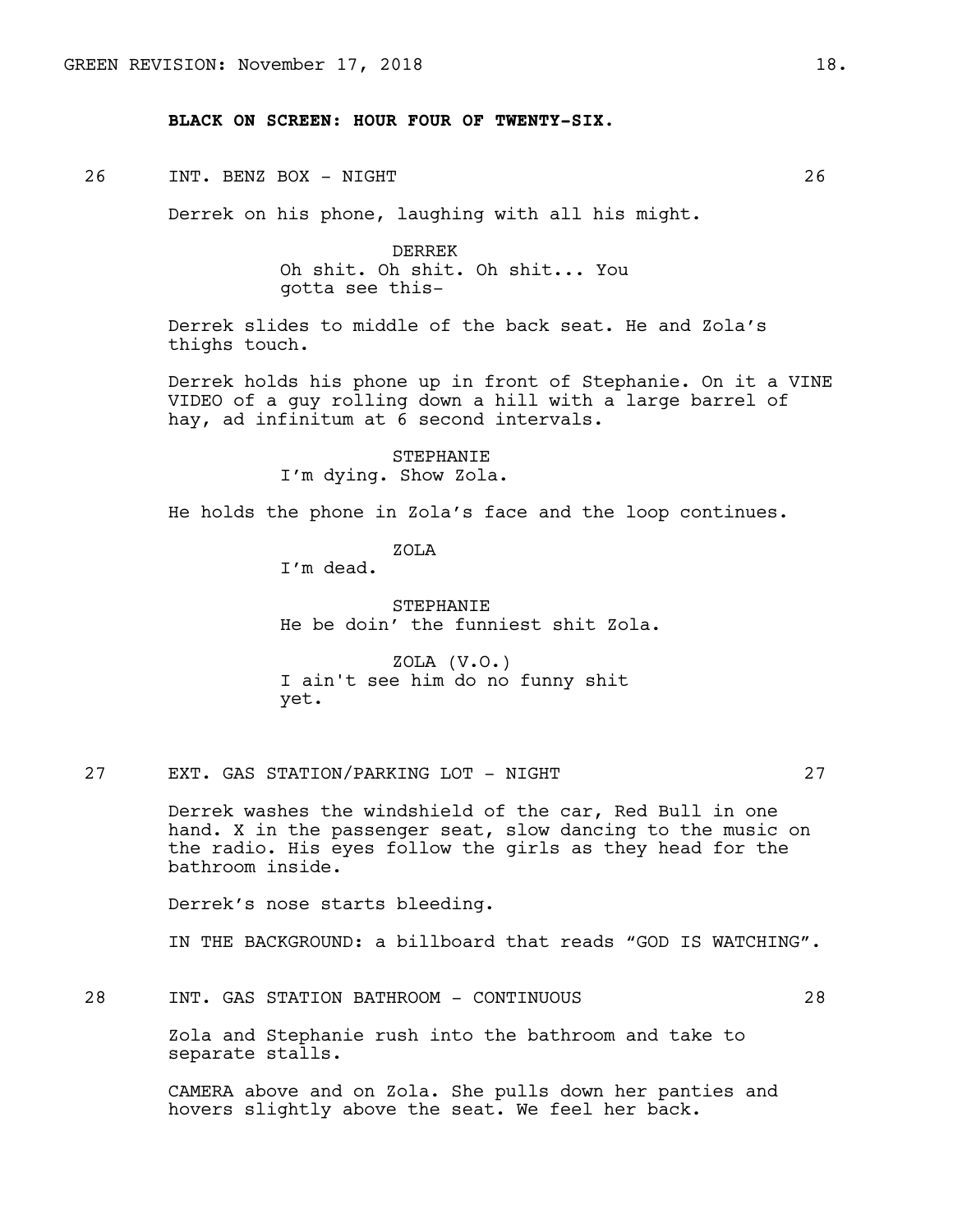**BLACK ON SCREEN: HOUR FOUR OF TWENTY-SIX.**

26 INT. BENZ BOX - NIGHT 26

Derrek on his phone, laughing with all his might.

DERREK
Oh shit. Oh shit. Oh shit... You gotta see this-

Derrek slides to middle of the back seat. He and Zola's thighs touch.

Derrek holds his phone up in front of Stephanie. On it a VINE VIDEO of a guy rolling down a hill with a large barrel of hay, ad infinitum at 6 second intervals.

STEPHANIE
I'm dying. Show Zola.

He holds the phone in Zola's face and the loop continues.

ZOLA
I'm dead.

STEPHANIE
He be doin' the funniest shit Zola.

ZOLA (V.O.)
I ain't see him do no funny shit yet.

27 EXT. GAS STATION/PARKING LOT - NIGHT 27

Derrek washes the windshield of the car, Red Bull in one hand. X in the passenger seat, slow dancing to the music on the radio. His eyes follow the girls as they head for the bathroom inside.

Derrek's nose starts bleeding.

IN THE BACKGROUND: a billboard that reads "GOD IS WATCHING".

28 INT. GAS STATION BATHROOM - CONTINUOUS 28

Zola and Stephanie rush into the bathroom and take to separate stalls.

CAMERA above and on Zola. She pulls down her panties and hovers slightly above the seat. We feel her back.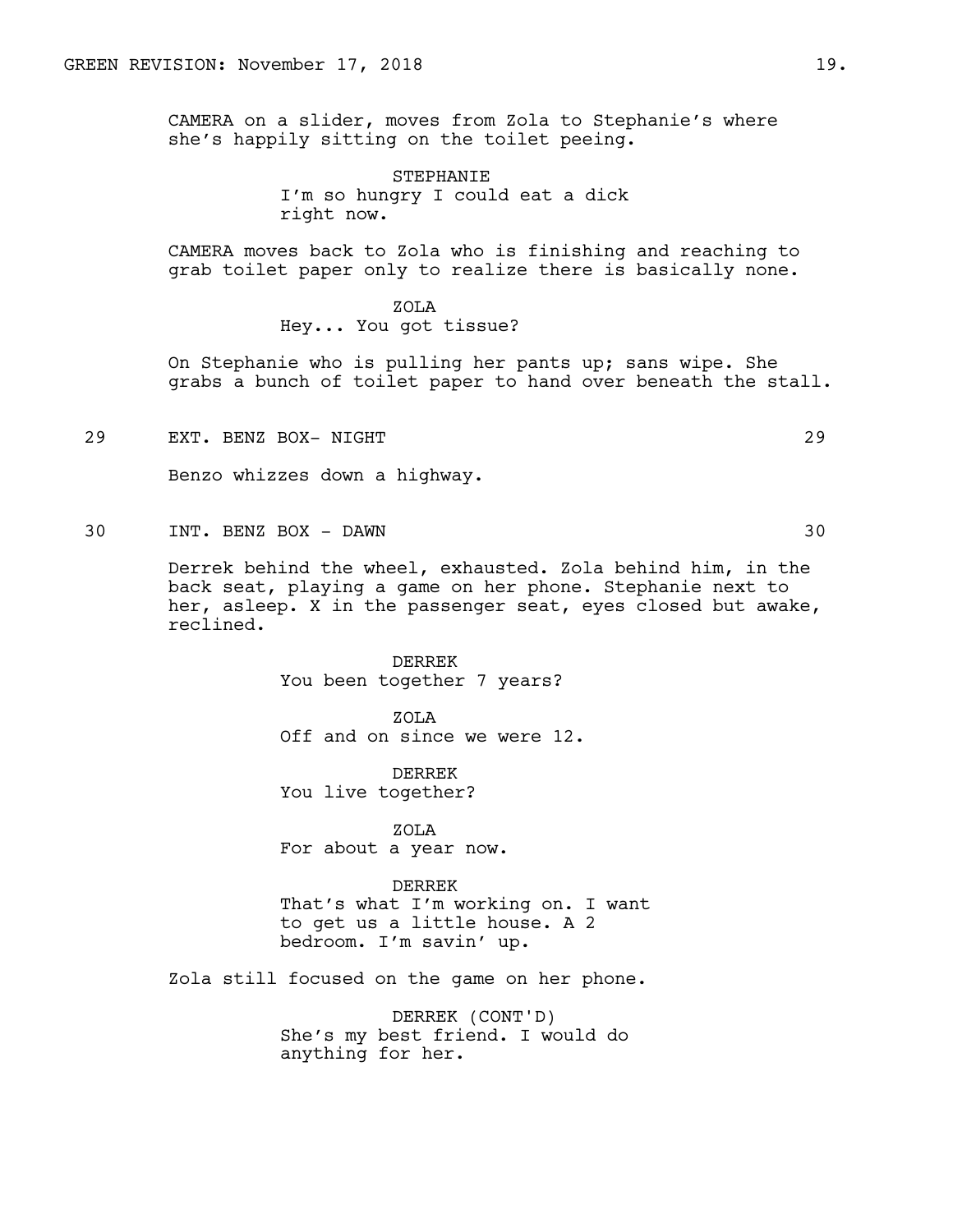CAMERA on a slider, moves from Zola to Stephanie's where she's happily sitting on the toilet peeing.

STEPHANIE
I'm so hungry I could eat a dick right now.

CAMERA moves back to Zola who is finishing and reaching to grab toilet paper only to realize there is basically none.

ZOLA
Hey... You got tissue?

On Stephanie who is pulling her pants up; sans wipe. She grabs a bunch of toilet paper to hand over beneath the stall.

29 EXT. BENZ BOX- NIGHT 29

Benzo whizzes down a highway.

30 INT. BENZ BOX - DAWN 30

Derrek behind the wheel, exhausted. Zola behind him, in the back seat, playing a game on her phone. Stephanie next to her, asleep. X in the passenger seat, eyes closed but awake, reclined.

DERREK
You been together 7 years?

ZOLA
Off and on since we were 12.

DERREK
You live together?

ZOLA
For about a year now.

DERREK
That's what I'm working on. I want to get us a little house. A 2 bedroom. I'm savin' up.

Zola still focused on the game on her phone.

DERREK (CONT'D)
She's my best friend. I would do anything for her.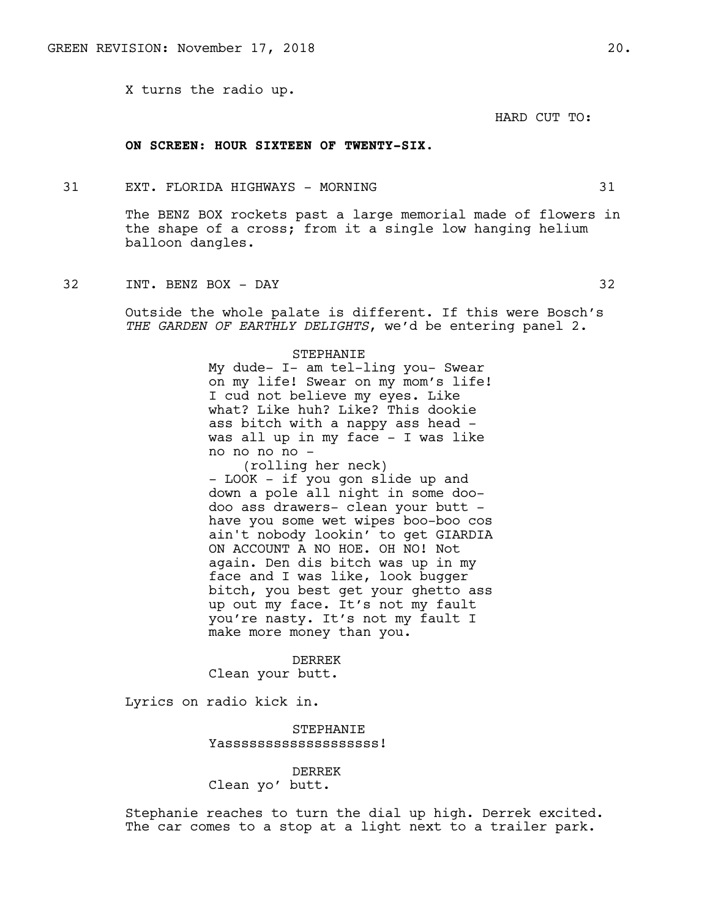X turns the radio up.

HARD CUT TO:

**ON SCREEN: HOUR SIXTEEN OF TWENTY-SIX.**

31 EXT. FLORIDA HIGHWAYS - MORNING 31

The BENZ BOX rockets past a large memorial made of flowers in the shape of a cross; from it a single low hanging helium balloon dangles.

32 INT. BENZ BOX - DAY 32

Outside the whole palate is different. If this were Bosch's *THE GARDEN OF EARTHLY DELIGHTS*, we'd be entering panel 2.

STEPHANIE
My dude- I- am tel-ling you- Swear on my life! Swear on my mom's life! I cud not believe my eyes. Like what? Like huh? Like? This dookie ass bitch with a nappy ass head - was all up in my face - I was like no no no no -
(rolling her neck)
- LOOK - if you gon slide up and down a pole all night in some doo-doo ass drawers- clean your butt - have you some wet wipes boo-boo cos ain't nobody lookin' to get GIARDIA ON ACCOUNT A NO HOE. OH NO! Not again. Den dis bitch was up in my face and I was like, look bugger bitch, you best get your ghetto ass up out my face. It's not my fault you're nasty. It's not my fault I make more money than you.

DERREK
Clean your butt.

Lyrics on radio kick in.

STEPHANIE
Yasssssssssssssssssss!

DERREK
Clean yo' butt.

Stephanie reaches to turn the dial up high. Derrek excited. The car comes to a stop at a light next to a trailer park.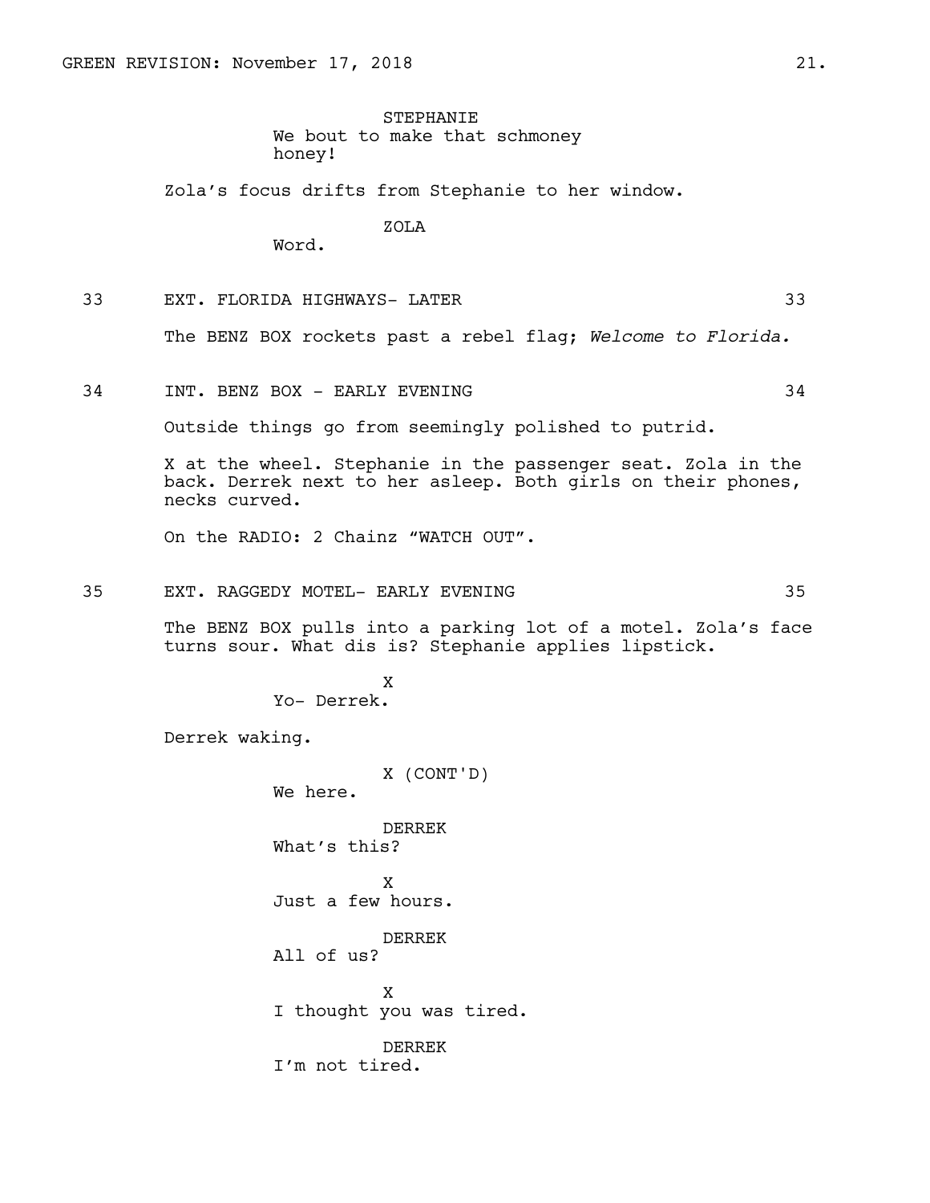STEPHANIE
We bout to make that schmoney honey!

Zola's focus drifts from Stephanie to her window.

ZOLA
Word.

33 EXT. FLORIDA HIGHWAYS- LATER 33

The BENZ BOX rockets past a rebel flag; *Welcome to Florida.*

34 INT. BENZ BOX - EARLY EVENING 34

Outside things go from seemingly polished to putrid.

X at the wheel. Stephanie in the passenger seat. Zola in the back. Derrek next to her asleep. Both girls on their phones, necks curved.

On the RADIO: 2 Chainz "WATCH OUT".

35 EXT. RAGGEDY MOTEL- EARLY EVENING 35

The BENZ BOX pulls into a parking lot of a motel. Zola's face turns sour. What dis is? Stephanie applies lipstick.

X
Yo- Derrek.

Derrek waking.

X (CONT'D)
We here.

DERREK
What's this?

X
Just a few hours.

DERREK
All of us?

X
I thought you was tired.

DERREK
I'm not tired.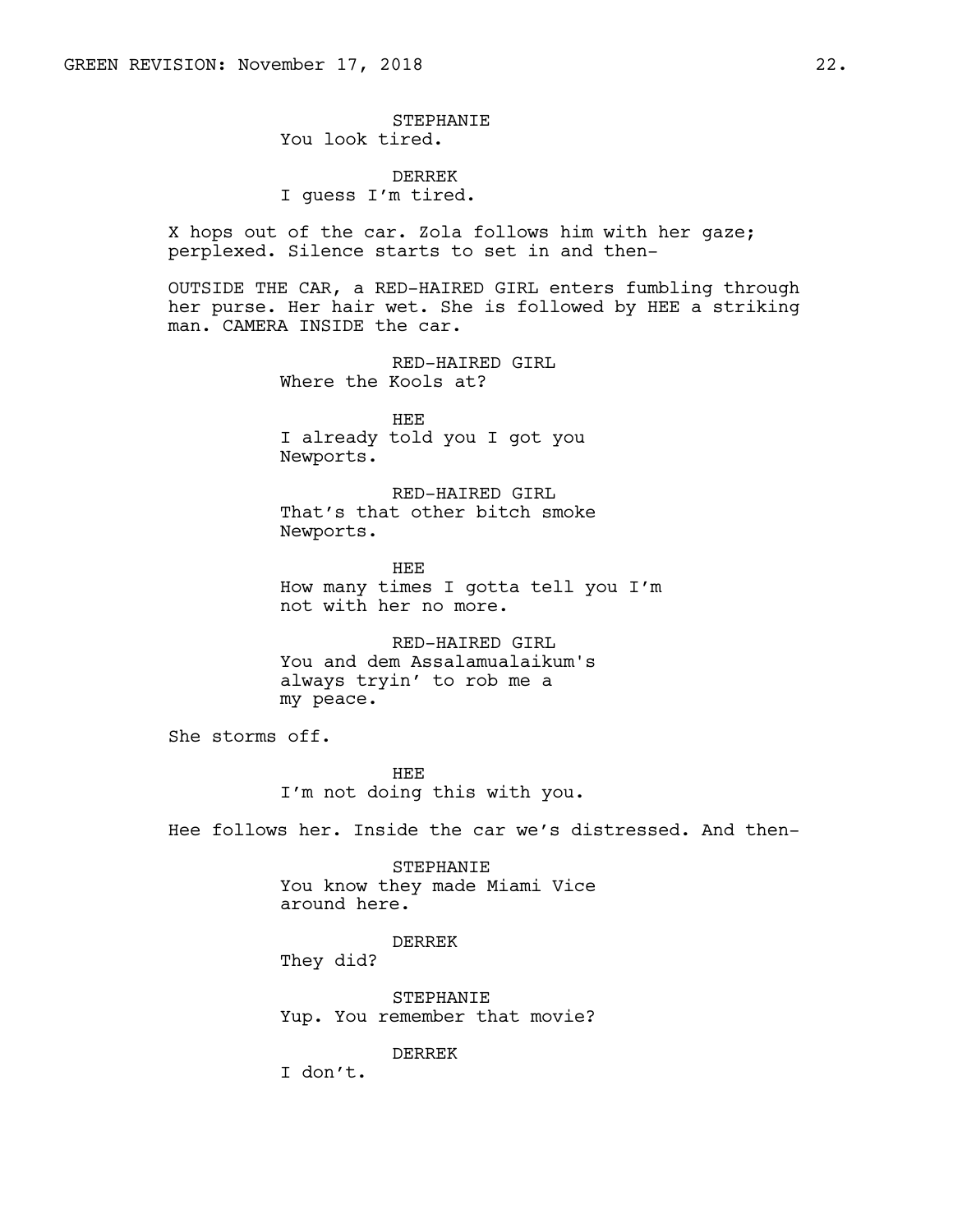STEPHANIE
You look tired.

DERREK
I guess I'm tired.

X hops out of the car. Zola follows him with her gaze; perplexed. Silence starts to set in and then-

OUTSIDE THE CAR, a RED-HAIRED GIRL enters fumbling through her purse. Her hair wet. She is followed by HEE a striking man. CAMERA INSIDE the car.

RED-HAIRED GIRL
Where the Kools at?

HEE
I already told you I got you Newports.

RED-HAIRED GIRL
That's that other bitch smoke Newports.

HEE
How many times I gotta tell you I'm not with her no more.

RED-HAIRED GIRL
You and dem Assalamualaikum's always tryin' to rob me a my peace.

She storms off.

HEE
I'm not doing this with you.

Hee follows her. Inside the car we's distressed. And then-

STEPHANIE
You know they made Miami Vice around here.

DERREK
They did?

STEPHANIE
Yup. You remember that movie?

DERREK
I don't.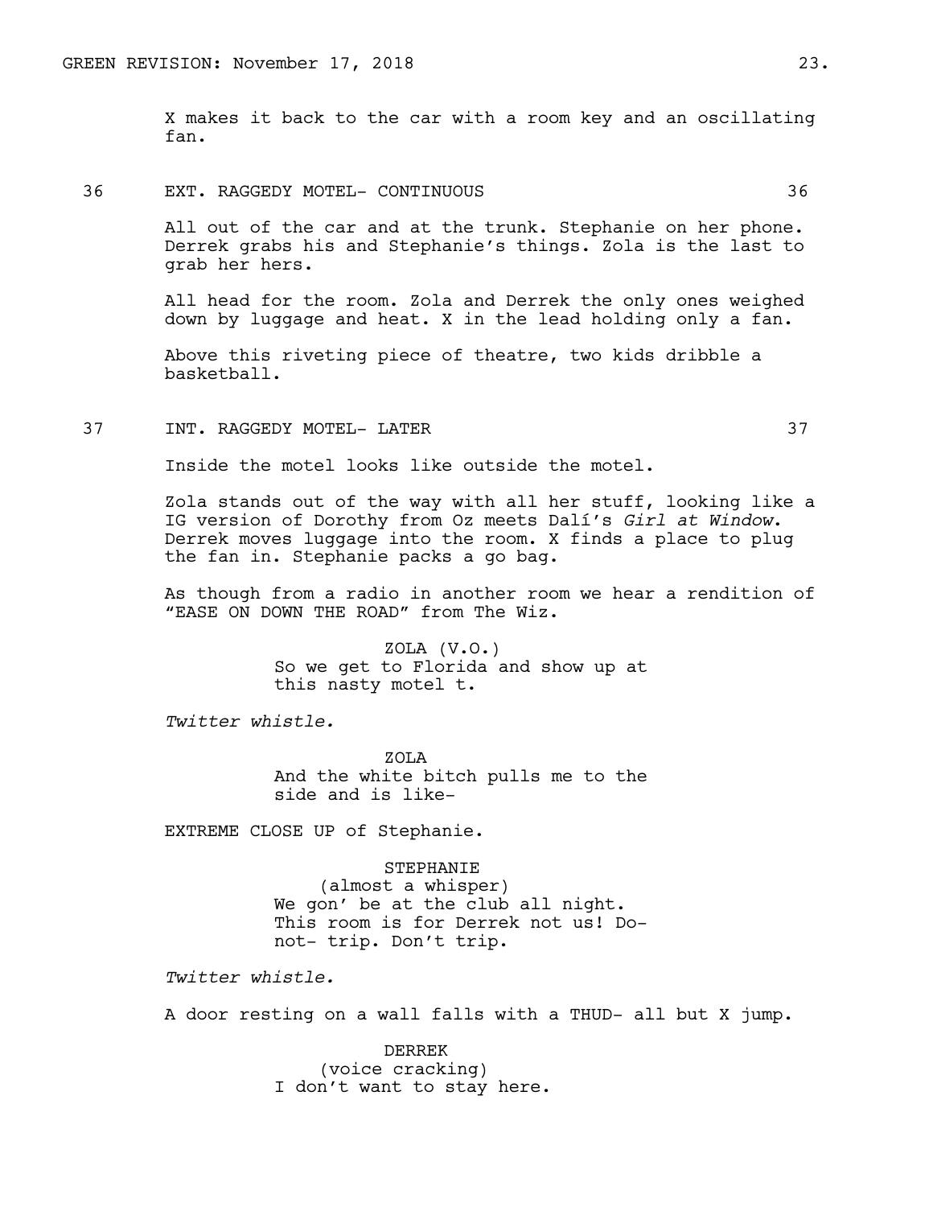X makes it back to the car with a room key and an oscillating fan.

36 EXT. RAGGEDY MOTEL- CONTINUOUS 36

All out of the car and at the trunk. Stephanie on her phone. Derrek grabs his and Stephanie's things. Zola is the last to grab her hers.

All head for the room. Zola and Derrek the only ones weighed down by luggage and heat. X in the lead holding only a fan.

Above this riveting piece of theatre, two kids dribble a basketball.

37 INT. RAGGEDY MOTEL- LATER 37

Inside the motel looks like outside the motel.

Zola stands out of the way with all her stuff, looking like a IG version of Dorothy from Oz meets Dalí's *Girl at Window*. Derrek moves luggage into the room. X finds a place to plug the fan in. Stephanie packs a go bag.

As though from a radio in another room we hear a rendition of "EASE ON DOWN THE ROAD" from The Wiz.

ZOLA (V.O.)
So we get to Florida and show up at this nasty motel t.

*Twitter whistle.*

ZOLA
And the white bitch pulls me to the side and is like-

EXTREME CLOSE UP of Stephanie.

STEPHANIE
(almost a whisper)
We gon' be at the club all night. This room is for Derrek not us! Do- not- trip. Don't trip.

*Twitter whistle.*

A door resting on a wall falls with a THUD- all but X jump.

DERREK
(voice cracking)
I don't want to stay here.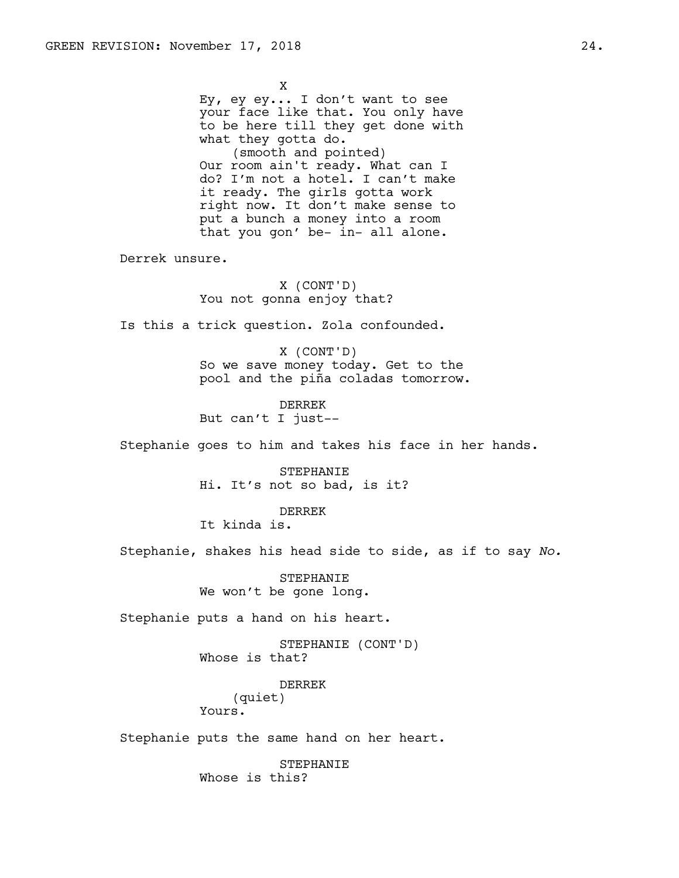X
Ey, ey ey... I don't want to see your face like that. You only have to be here till they get done with what they gotta do.
(smooth and pointed)
Our room ain't ready. What can I do? I'm not a hotel. I can't make it ready. The girls gotta work right now. It don't make sense to put a bunch a money into a room that you gon' be- in- all alone.

Derrek unsure.

X (CONT'D)
You not gonna enjoy that?

Is this a trick question. Zola confounded.

X (CONT'D)
So we save money today. Get to the pool and the piña coladas tomorrow.

DERREK
But can't I just--

Stephanie goes to him and takes his face in her hands.

STEPHANIE
Hi. It's not so bad, is it?

DERREK
It kinda is.

Stephanie, shakes his head side to side, as if to say *No.*

STEPHANIE
We won't be gone long.

Stephanie puts a hand on his heart.

STEPHANIE (CONT'D)
Whose is that?

DERREK
(quiet)
Yours.

Stephanie puts the same hand on her heart.

STEPHANIE
Whose is this?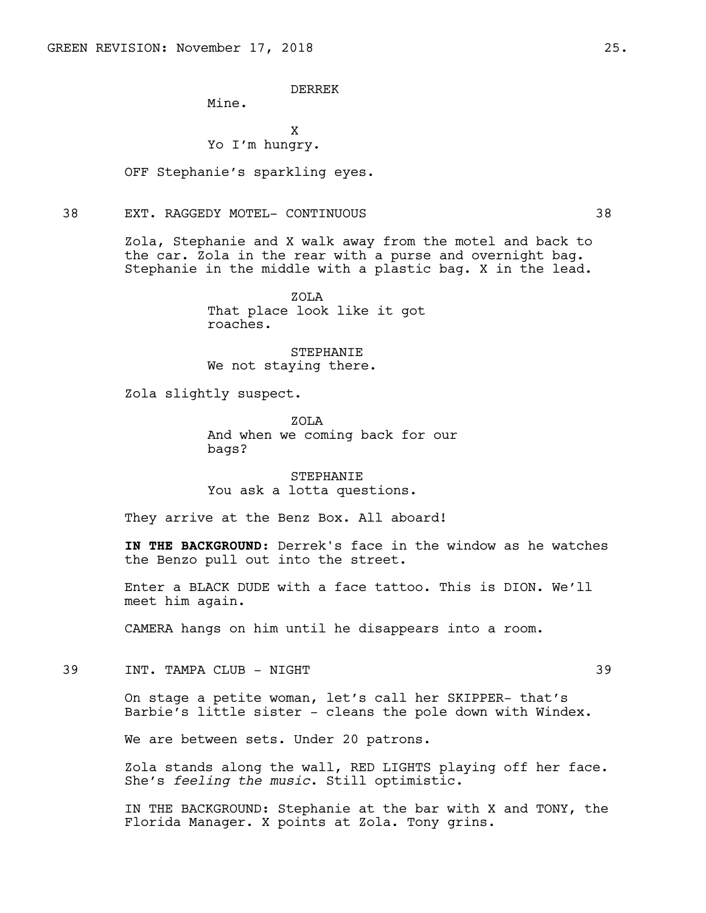DERREK
Mine.

X
Yo I'm hungry.

OFF Stephanie's sparkling eyes.

38 EXT. RAGGEDY MOTEL- CONTINUOUS 38

Zola, Stephanie and X walk away from the motel and back to the car. Zola in the rear with a purse and overnight bag. Stephanie in the middle with a plastic bag. X in the lead.

ZOLA
That place look like it got roaches.

STEPHANIE
We not staying there.

Zola slightly suspect.

ZOLA
And when we coming back for our bags?

STEPHANIE
You ask a lotta questions.

They arrive at the Benz Box. All aboard!

**IN THE BACKGROUND:** Derrek's face in the window as he watches the Benzo pull out into the street.

Enter a BLACK DUDE with a face tattoo. This is DION. We'll meet him again.

CAMERA hangs on him until he disappears into a room.

39 INT. TAMPA CLUB - NIGHT 39

On stage a petite woman, let's call her SKIPPER- that's Barbie's little sister - cleans the pole down with Windex.

We are between sets. Under 20 patrons.

Zola stands along the wall, RED LIGHTS playing off her face. She's *feeling the music*. Still optimistic.

IN THE BACKGROUND: Stephanie at the bar with X and TONY, the Florida Manager. X points at Zola. Tony grins.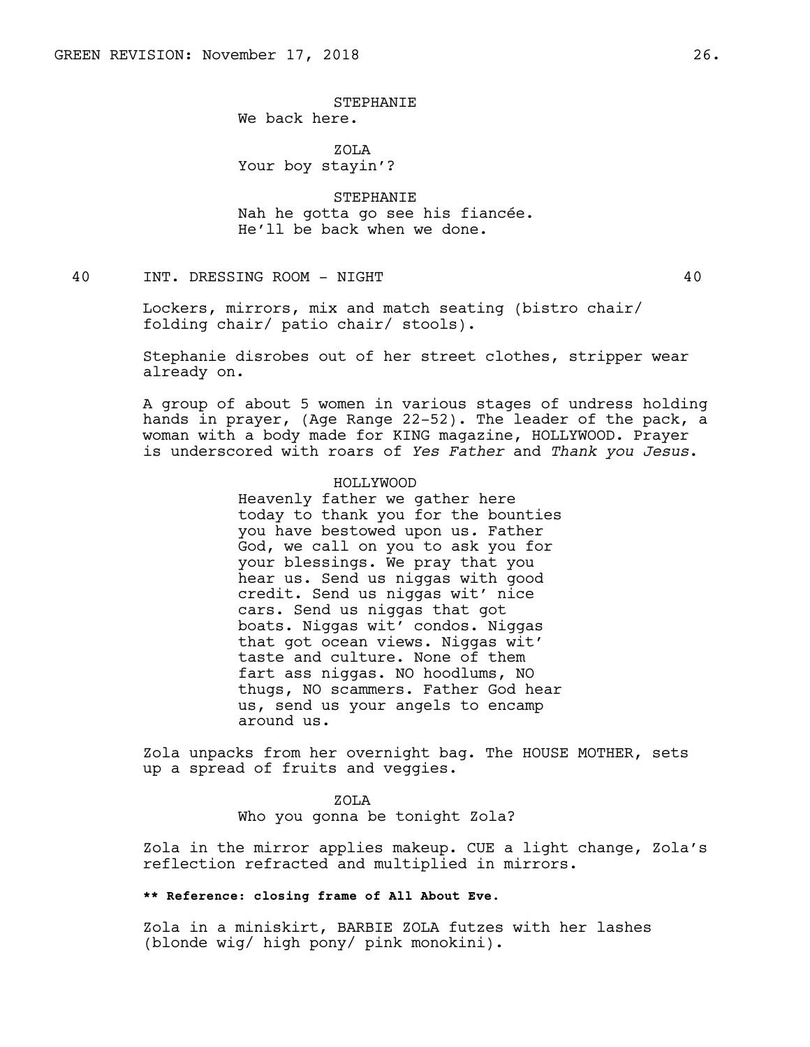STEPHANIE
We back here.

ZOLA
Your boy stayin'?

STEPHANIE
Nah he gotta go see his fiancée. He'll be back when we done.

40 INT. DRESSING ROOM - NIGHT 40

Lockers, mirrors, mix and match seating (bistro chair/ folding chair/ patio chair/ stools).

Stephanie disrobes out of her street clothes, stripper wear already on.

A group of about 5 women in various stages of undress holding hands in prayer, (Age Range 22-52). The leader of the pack, a woman with a body made for KING magazine, HOLLYWOOD. Prayer is underscored with roars of *Yes Father* and *Thank you Jesus*.

HOLLYWOOD
Heavenly father we gather here today to thank you for the bounties you have bestowed upon us. Father God, we call on you to ask you for your blessings. We pray that you hear us. Send us niggas with good credit. Send us niggas wit' nice cars. Send us niggas that got boats. Niggas wit' condos. Niggas that got ocean views. Niggas wit' taste and culture. None of them fart ass niggas. NO hoodlums, NO thugs, NO scammers. Father God hear us, send us your angels to encamp around us.

Zola unpacks from her overnight bag. The HOUSE MOTHER, sets up a spread of fruits and veggies.

ZOLA
Who you gonna be tonight Zola?

Zola in the mirror applies makeup. CUE a light change, Zola's reflection refracted and multiplied in mirrors.

**** Reference: closing frame of All About Eve.**

Zola in a miniskirt, BARBIE ZOLA futzes with her lashes (blonde wig/ high pony/ pink monokini).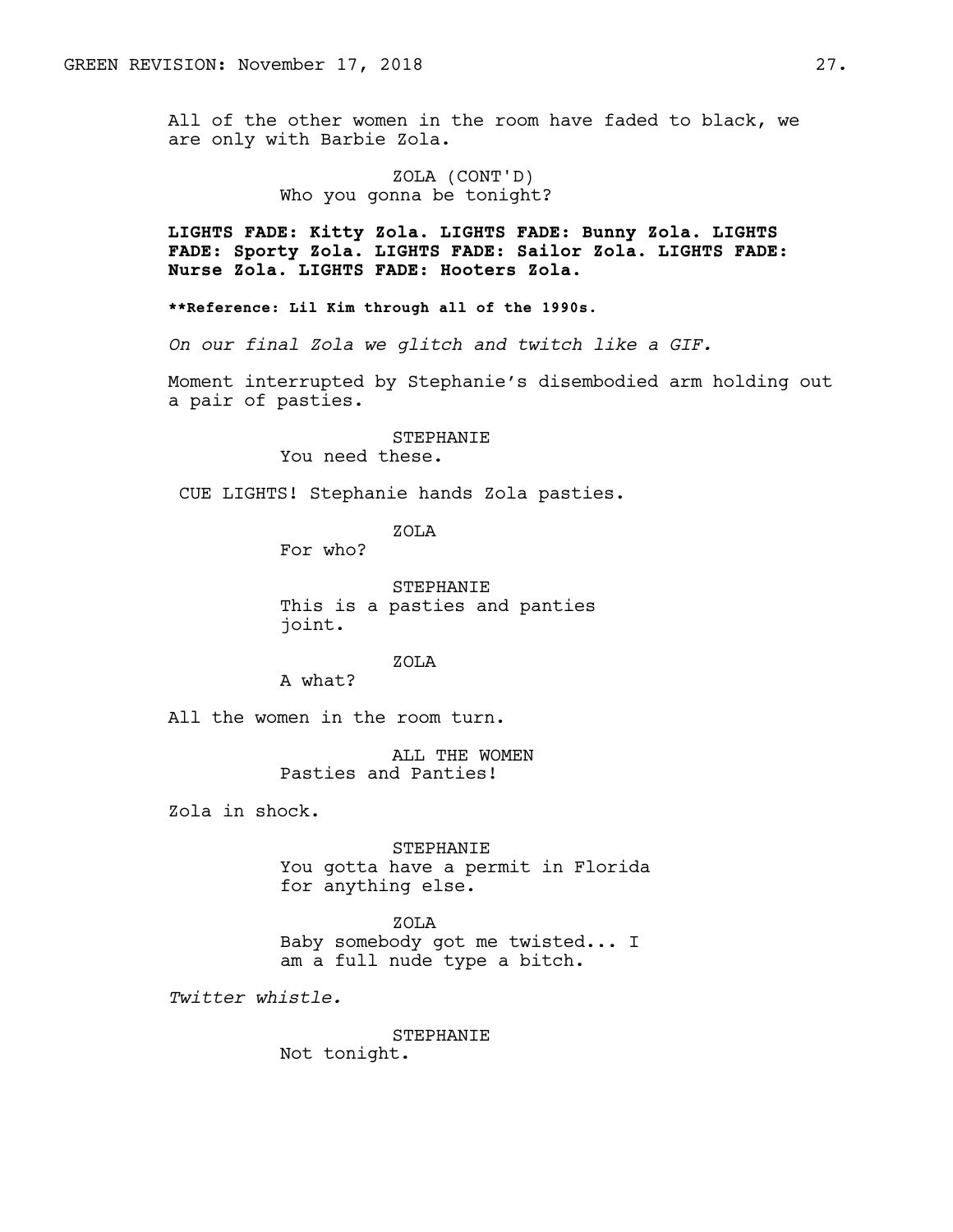All of the other women in the room have faded to black, we are only with Barbie Zola.

ZOLA (CONT'D)
Who you gonna be tonight?

**LIGHTS FADE: Kitty Zola. LIGHTS FADE: Bunny Zola. LIGHTS FADE: Sporty Zola. LIGHTS FADE: Sailor Zola. LIGHTS FADE: Nurse Zola. LIGHTS FADE: Hooters Zola.**

**\*\*Reference: Lil Kim through all of the 1990s.**

*On our final Zola we glitch and twitch like a GIF.*

Moment interrupted by Stephanie's disembodied arm holding out a pair of pasties.

STEPHANIE
You need these.

CUE LIGHTS! Stephanie hands Zola pasties.

ZOLA
For who?

STEPHANIE
This is a pasties and panties joint.

ZOLA
A what?

All the women in the room turn.

ALL THE WOMEN
Pasties and Panties!

Zola in shock.

STEPHANIE
You gotta have a permit in Florida for anything else.

ZOLA
Baby somebody got me twisted... I am a full nude type a bitch.

*Twitter whistle.*

STEPHANIE
Not tonight.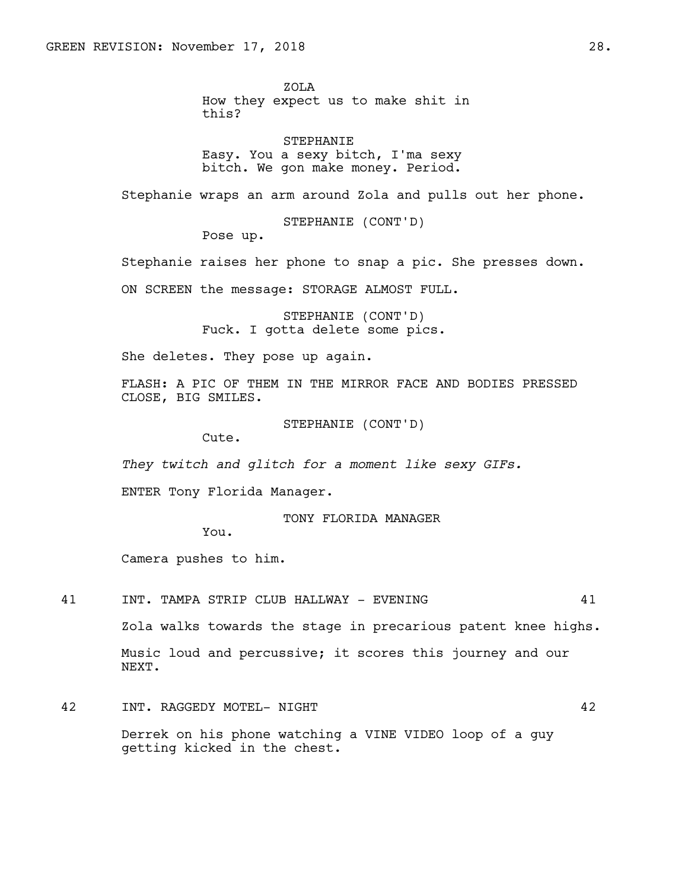ZOLA
How they expect us to make shit in this?

STEPHANIE
Easy. You a sexy bitch, I'ma sexy bitch. We gon make money. Period.

Stephanie wraps an arm around Zola and pulls out her phone.

STEPHANIE (CONT'D)
Pose up.

Stephanie raises her phone to snap a pic. She presses down.

ON SCREEN the message: STORAGE ALMOST FULL.

STEPHANIE (CONT'D)
Fuck. I gotta delete some pics.

She deletes. They pose up again.

FLASH: A PIC OF THEM IN THE MIRROR FACE AND BODIES PRESSED CLOSE, BIG SMILES.

STEPHANIE (CONT'D)
Cute.

*They twitch and glitch for a moment like sexy GIFs.*

ENTER Tony Florida Manager.

TONY FLORIDA MANAGER
You.

Camera pushes to him.

41 INT. TAMPA STRIP CLUB HALLWAY - EVENING 41

Zola walks towards the stage in precarious patent knee highs.

Music loud and percussive; it scores this journey and our NEXT.

42 INT. RAGGEDY MOTEL- NIGHT 42

Derrek on his phone watching a VINE VIDEO loop of a guy getting kicked in the chest.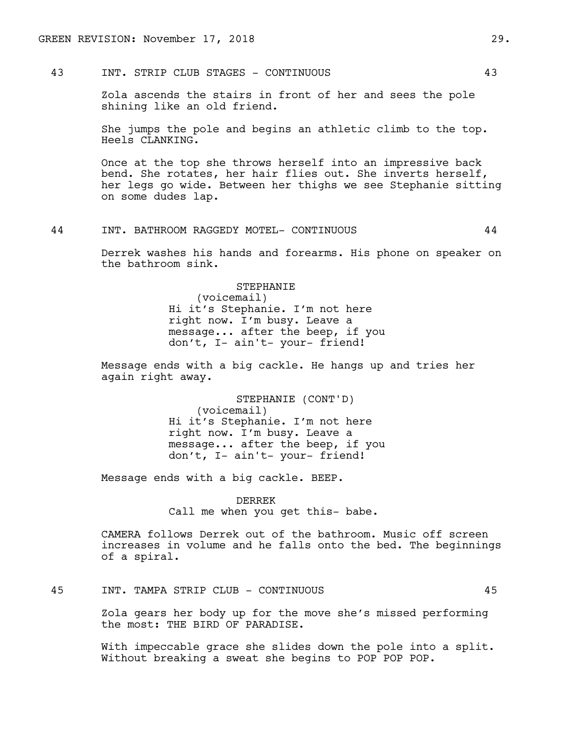43 INT. STRIP CLUB STAGES - CONTINUOUS 43

Zola ascends the stairs in front of her and sees the pole shining like an old friend.

She jumps the pole and begins an athletic climb to the top. Heels CLANKING.

Once at the top she throws herself into an impressive back bend. She rotates, her hair flies out. She inverts herself, her legs go wide. Between her thighs we see Stephanie sitting on some dudes lap.

44 INT. BATHROOM RAGGEDY MOTEL- CONTINUOUS 44

Derrek washes his hands and forearms. His phone on speaker on the bathroom sink.

STEPHANIE
(voicemail)
Hi it's Stephanie. I'm not here right now. I'm busy. Leave a message... after the beep, if you don't, I- ain't- your- friend!

Message ends with a big cackle. He hangs up and tries her again right away.

STEPHANIE (CONT'D)
(voicemail)
Hi it's Stephanie. I'm not here right now. I'm busy. Leave a message... after the beep, if you don't, I- ain't- your- friend!

Message ends with a big cackle. BEEP.

DERREK
Call me when you get this- babe.

CAMERA follows Derrek out of the bathroom. Music off screen increases in volume and he falls onto the bed. The beginnings of a spiral.

45 INT. TAMPA STRIP CLUB - CONTINUOUS 45

Zola gears her body up for the move she's missed performing the most: THE BIRD OF PARADISE.

With impeccable grace she slides down the pole into a split. Without breaking a sweat she begins to POP POP POP.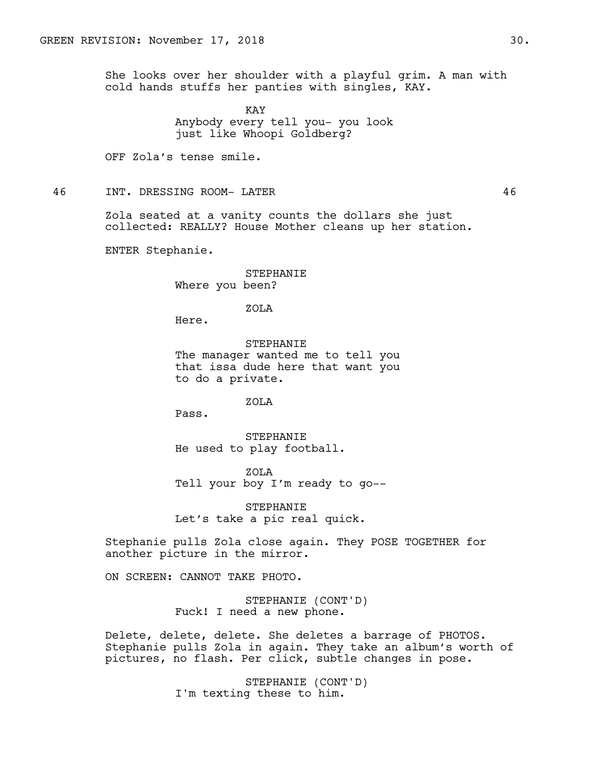She looks over her shoulder with a playful grim. A man with cold hands stuffs her panties with singles, KAY.

KAY
Anybody every tell you- you look just like Whoopi Goldberg?

OFF Zola's tense smile.

46 INT. DRESSING ROOM- LATER 46

Zola seated at a vanity counts the dollars she just collected: REALLY? House Mother cleans up her station.

ENTER Stephanie.

STEPHANIE
Where you been?

ZOLA
Here.

STEPHANIE
The manager wanted me to tell you that issa dude here that want you to do a private.

ZOLA
Pass.

STEPHANIE
He used to play football.

ZOLA
Tell your boy I'm ready to go--

STEPHANIE
Let's take a pic real quick.

Stephanie pulls Zola close again. They POSE TOGETHER for another picture in the mirror.

ON SCREEN: CANNOT TAKE PHOTO.

STEPHANIE (CONT'D)
Fuck! I need a new phone.

Delete, delete, delete. She deletes a barrage of PHOTOS. Stephanie pulls Zola in again. They take an album's worth of pictures, no flash. Per click, subtle changes in pose.

STEPHANIE (CONT'D)
I'm texting these to him.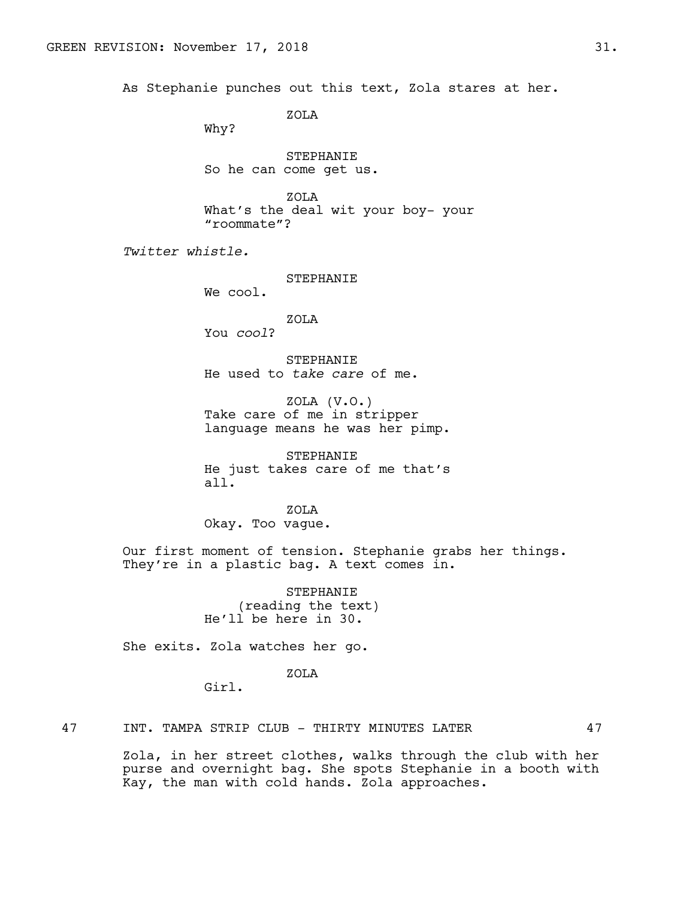As Stephanie punches out this text, Zola stares at her.

ZOLA
Why?

STEPHANIE
So he can come get us.

ZOLA
What's the deal wit your boy- your "roommate"?

*Twitter whistle.*

STEPHANIE
We cool.

ZOLA
You *cool*?

STEPHANIE
He used to *take care* of me.

ZOLA (V.O.)
Take care of me in stripper language means he was her pimp.

STEPHANIE
He just takes care of me that's all.

ZOLA
Okay. Too vague.

Our first moment of tension. Stephanie grabs her things. They're in a plastic bag. A text comes in.

STEPHANIE
(reading the text)
He'll be here in 30.

She exits. Zola watches her go.

ZOLA
Girl.

47 INT. TAMPA STRIP CLUB - THIRTY MINUTES LATER 47

Zola, in her street clothes, walks through the club with her purse and overnight bag. She spots Stephanie in a booth with Kay, the man with cold hands. Zola approaches.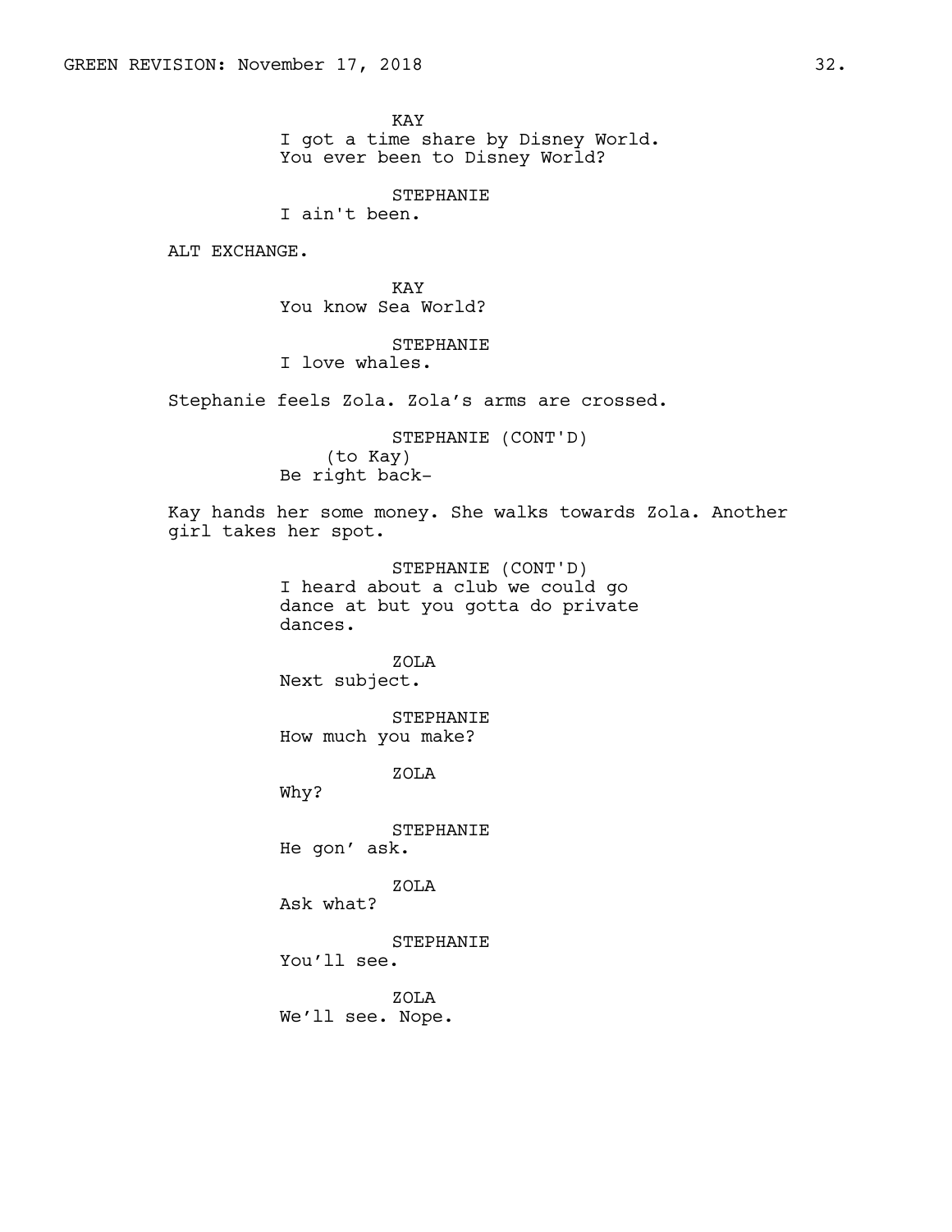KAY
I got a time share by Disney World.
You ever been to Disney World?

STEPHANIE
I ain't been.

ALT EXCHANGE.

KAY
You know Sea World?

STEPHANIE
I love whales.

Stephanie feels Zola. Zola's arms are crossed.

STEPHANIE (CONT'D)
(to Kay)
Be right back-

Kay hands her some money. She walks towards Zola. Another girl takes her spot.

STEPHANIE (CONT'D)
I heard about a club we could go dance at but you gotta do private dances.

ZOLA
Next subject.

STEPHANIE
How much you make?

ZOLA
Why?

STEPHANIE
He gon' ask.

ZOLA
Ask what?

STEPHANIE
You'll see.

ZOLA
We'll see. Nope.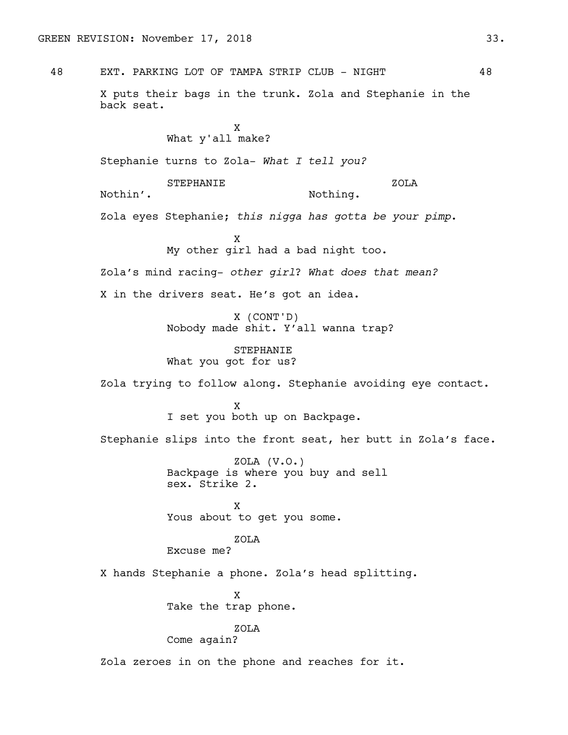48 EXT. PARKING LOT OF TAMPA STRIP CLUB - NIGHT 48

X puts their bags in the trunk. Zola and Stephanie in the back seat.

X
What y'all make?

Stephanie turns to Zola- *What I tell you?*

STEPHANIE
Nothin'.

ZOLA
Nothing.

Zola eyes Stephanie; *this nigga has gotta be your pimp.*

X
My other girl had a bad night too.

Zola's mind racing- *other girl*? *What does that mean?*

X in the drivers seat. He's got an idea.

X (CONT'D)
Nobody made shit. Y'all wanna trap?

STEPHANIE
What you got for us?

Zola trying to follow along. Stephanie avoiding eye contact.

X
I set you both up on Backpage.

Stephanie slips into the front seat, her butt in Zola's face.

ZOLA (V.O.)
Backpage is where you buy and sell sex. Strike 2.

X
Yous about to get you some.

ZOLA
Excuse me?

X hands Stephanie a phone. Zola's head splitting.

X
Take the trap phone.

ZOLA
Come again?

Zola zeroes in on the phone and reaches for it.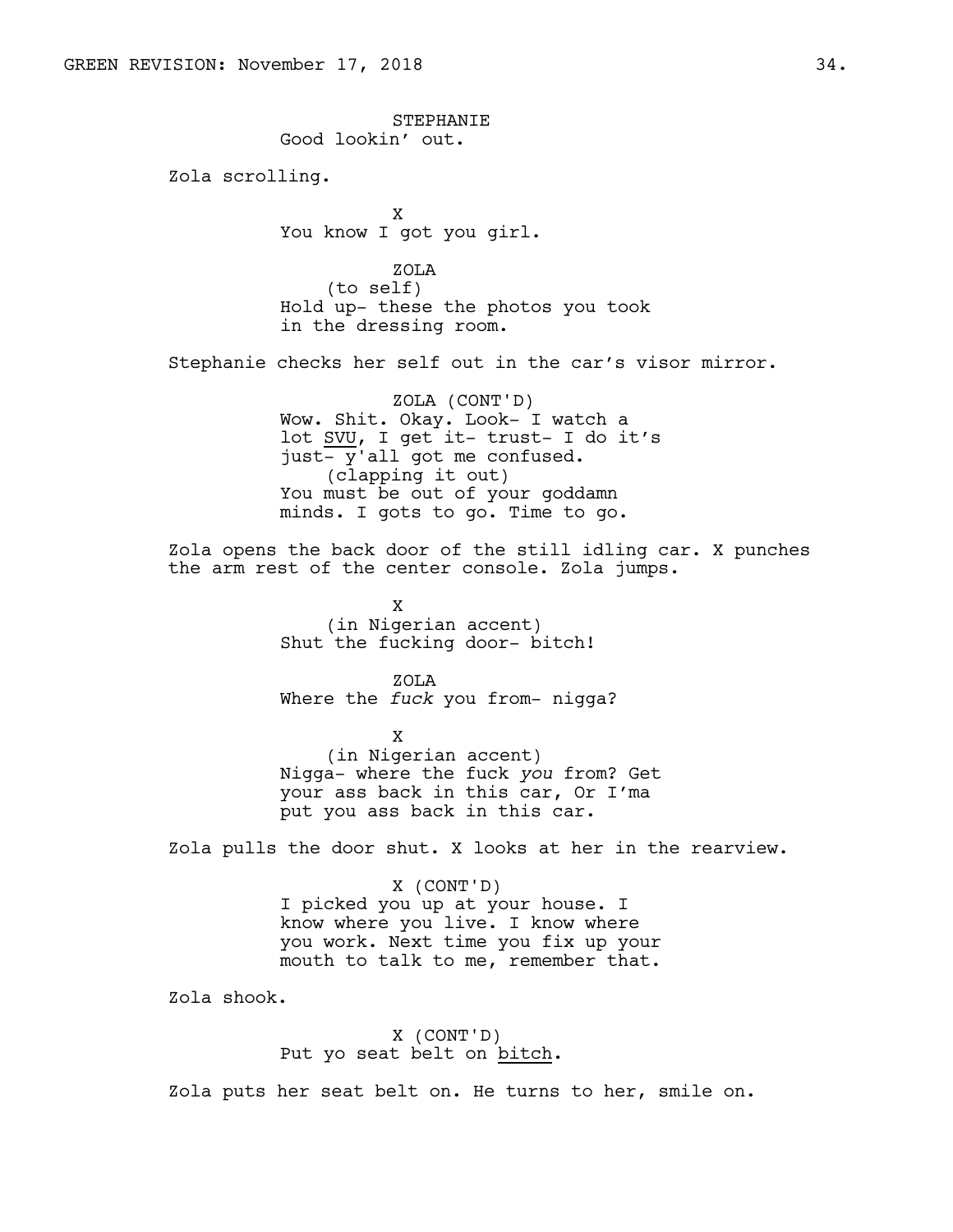STEPHANIE
Good lookin' out.

Zola scrolling.

X
You know I got you girl.

ZOLA
(to self)
Hold up- these the photos you took in the dressing room.

Stephanie checks her self out in the car's visor mirror.

ZOLA (CONT'D)
Wow. Shit. Okay. Look- I watch a lot <u>SVU</u>, I get it- trust- I do it's just- y'all got me confused.
(clapping it out)
You must be out of your goddamn minds. I gots to go. Time to go.

Zola opens the back door of the still idling car. X punches the arm rest of the center console. Zola jumps.

X
(in Nigerian accent)
Shut the fucking door- bitch!

ZOLA
Where the *fuck* you from- nigga?

X
(in Nigerian accent)
Nigga- where the fuck *you* from? Get your ass back in this car, Or I'ma put you ass back in this car.

Zola pulls the door shut. X looks at her in the rearview.

X (CONT'D)
I picked you up at your house. I know where you live. I know where you work. Next time you fix up your mouth to talk to me, remember that.

Zola shook.

X (CONT'D)
Put yo seat belt on <u>bitch</u>.

Zola puts her seat belt on. He turns to her, smile on.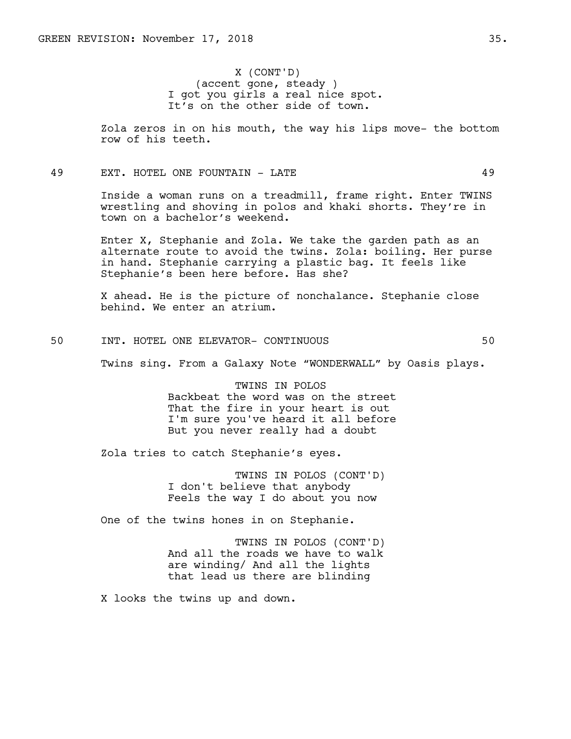X (CONT'D)
(accent gone, steady )
I got you girls a real nice spot.
It's on the other side of town.

Zola zeros in on his mouth, the way his lips move- the bottom row of his teeth.

49 EXT. HOTEL ONE FOUNTAIN - LATE 49

Inside a woman runs on a treadmill, frame right. Enter TWINS wrestling and shoving in polos and khaki shorts. They're in town on a bachelor's weekend.

Enter X, Stephanie and Zola. We take the garden path as an alternate route to avoid the twins. Zola: boiling. Her purse in hand. Stephanie carrying a plastic bag. It feels like Stephanie's been here before. Has she?

X ahead. He is the picture of nonchalance. Stephanie close behind. We enter an atrium.

50 INT. HOTEL ONE ELEVATOR- CONTINUOUS 50

Twins sing. From a Galaxy Note "WONDERWALL" by Oasis plays.

TWINS IN POLOS
Backbeat the word was on the street
That the fire in your heart is out
I'm sure you've heard it all before
But you never really had a doubt

Zola tries to catch Stephanie's eyes.

TWINS IN POLOS (CONT'D)
I don't believe that anybody
Feels the way I do about you now

One of the twins hones in on Stephanie.

TWINS IN POLOS (CONT'D)
And all the roads we have to walk
are winding/ And all the lights
that lead us there are blinding

X looks the twins up and down.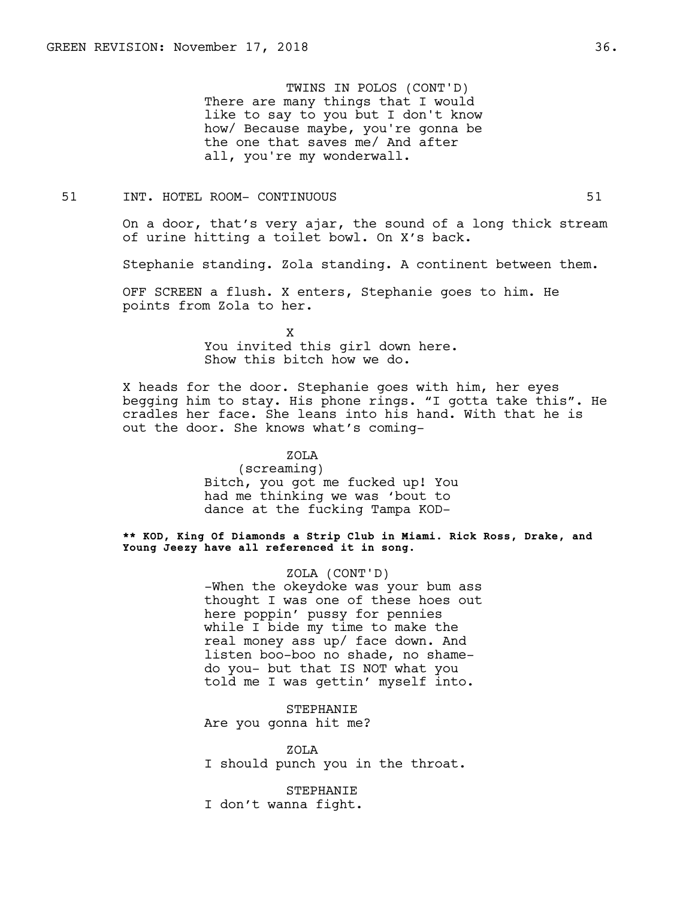TWINS IN POLOS (CONT'D)
There are many things that I would like to say to you but I don't know how/ Because maybe, you're gonna be the one that saves me/ And after all, you're my wonderwall.

51 INT. HOTEL ROOM- CONTINUOUS 51

On a door, that's very ajar, the sound of a long thick stream of urine hitting a toilet bowl. On X's back.

Stephanie standing. Zola standing. A continent between them.

OFF SCREEN a flush. X enters, Stephanie goes to him. He points from Zola to her.

X
You invited this girl down here. Show this bitch how we do.

X heads for the door. Stephanie goes with him, her eyes begging him to stay. His phone rings. "I gotta take this". He cradles her face. She leans into his hand. With that he is out the door. She knows what's coming-

ZOLA
(screaming)
Bitch, you got me fucked up! You had me thinking we was 'bout to dance at the fucking Tampa KOD-

**** KOD, King Of Diamonds a Strip Club in Miami. Rick Ross, Drake, and Young Jeezy have all referenced it in song.**

ZOLA (CONT'D)
-When the okeydoke was your bum ass thought I was one of these hoes out here poppin' pussy for pennies while I bide my time to make the real money ass up/ face down. And listen boo-boo no shade, no shame- do you- but that IS NOT what you told me I was gettin' myself into.

STEPHANIE
Are you gonna hit me?

ZOLA
I should punch you in the throat.

STEPHANIE
I don't wanna fight.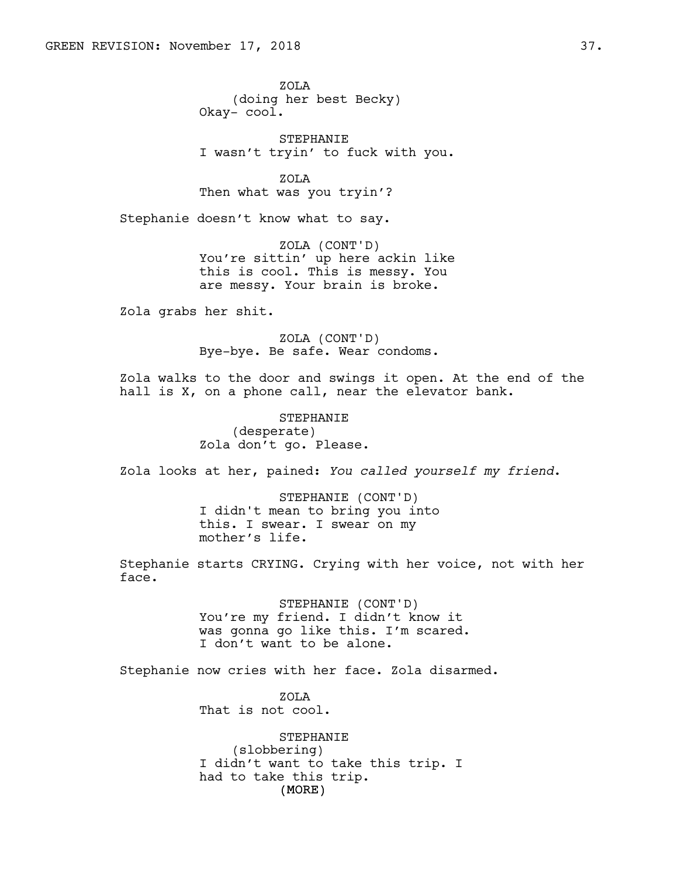ZOLA
(doing her best Becky)
Okay- cool.

STEPHANIE
I wasn't tryin' to fuck with you.

ZOLA
Then what was you tryin'?

Stephanie doesn't know what to say.

ZOLA (CONT'D)
You're sittin' up here ackin like this is cool. This is messy. You are messy. Your brain is broke.

Zola grabs her shit.

ZOLA (CONT'D)
Bye-bye. Be safe. Wear condoms.

Zola walks to the door and swings it open. At the end of the hall is X, on a phone call, near the elevator bank.

STEPHANIE
(desperate)
Zola don't go. Please.

Zola looks at her, pained: *You called yourself my friend*.

STEPHANIE (CONT'D)
I didn't mean to bring you into this. I swear. I swear on my mother's life.

Stephanie starts CRYING. Crying with her voice, not with her face.

STEPHANIE (CONT'D)
You're my friend. I didn't know it was gonna go like this. I'm scared. I don't want to be alone.

Stephanie now cries with her face. Zola disarmed.

ZOLA
That is not cool.

STEPHANIE
(slobbering)
I didn't want to take this trip. I had to take this trip.
(MORE)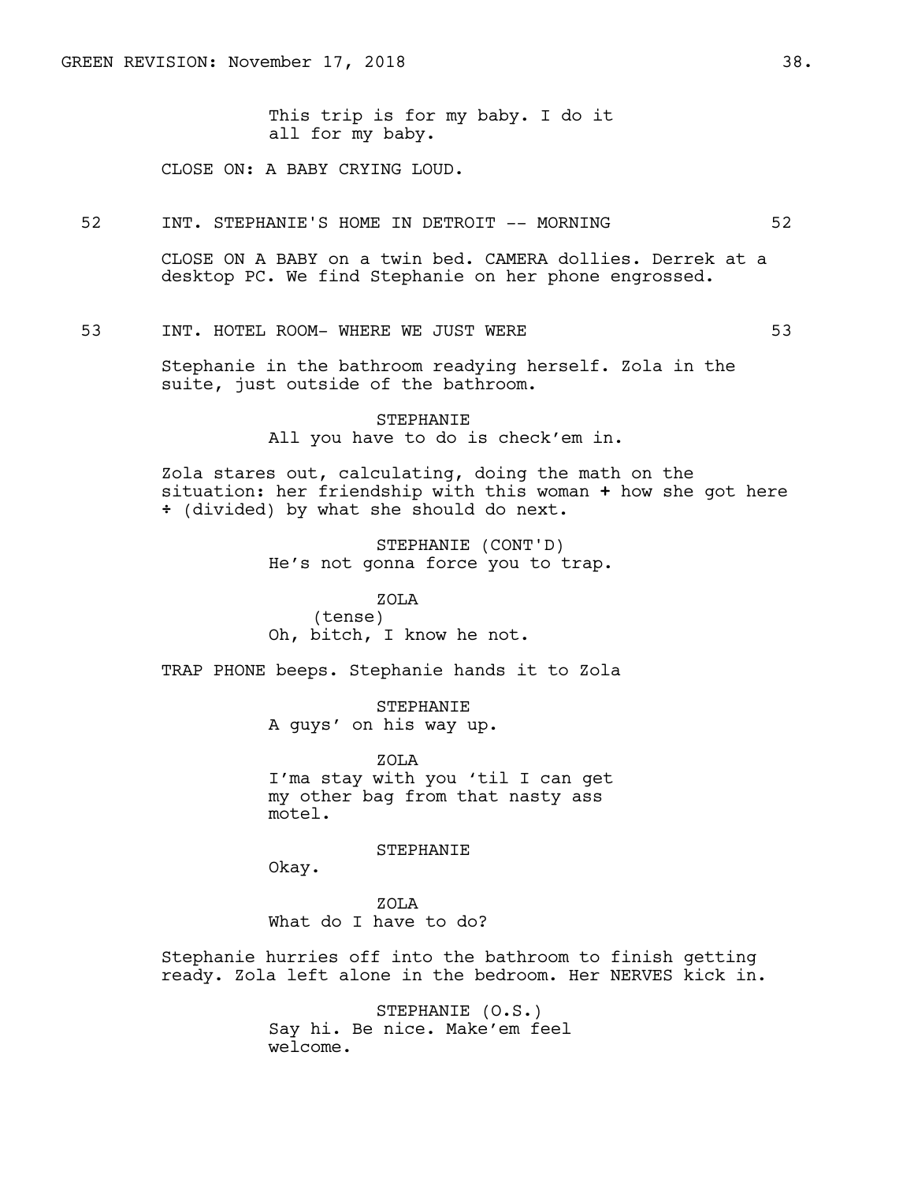This trip is for my baby. I do it all for my baby.

CLOSE ON: A BABY CRYING LOUD.

52 INT. STEPHANIE'S HOME IN DETROIT -- MORNING 52

CLOSE ON A BABY on a twin bed. CAMERA dollies. Derrek at a desktop PC. We find Stephanie on her phone engrossed.

53 INT. HOTEL ROOM- WHERE WE JUST WERE 53

Stephanie in the bathroom readying herself. Zola in the suite, just outside of the bathroom.

STEPHANIE
All you have to do is check'em in.

Zola stares out, calculating, doing the math on the situation: her friendship with this woman **+** how she got here ÷ (divided) by what she should do next.

STEPHANIE (CONT'D)
He's not gonna force you to trap.

ZOLA
(tense)
Oh, bitch, I know he not.

TRAP PHONE beeps. Stephanie hands it to Zola

STEPHANIE
A guys' on his way up.

ZOLA
I'ma stay with you 'til I can get my other bag from that nasty ass motel.

STEPHANIE
Okay.

ZOLA
What do I have to do?

Stephanie hurries off into the bathroom to finish getting ready. Zola left alone in the bedroom. Her NERVES kick in.

STEPHANIE (O.S.)
Say hi. Be nice. Make'em feel welcome.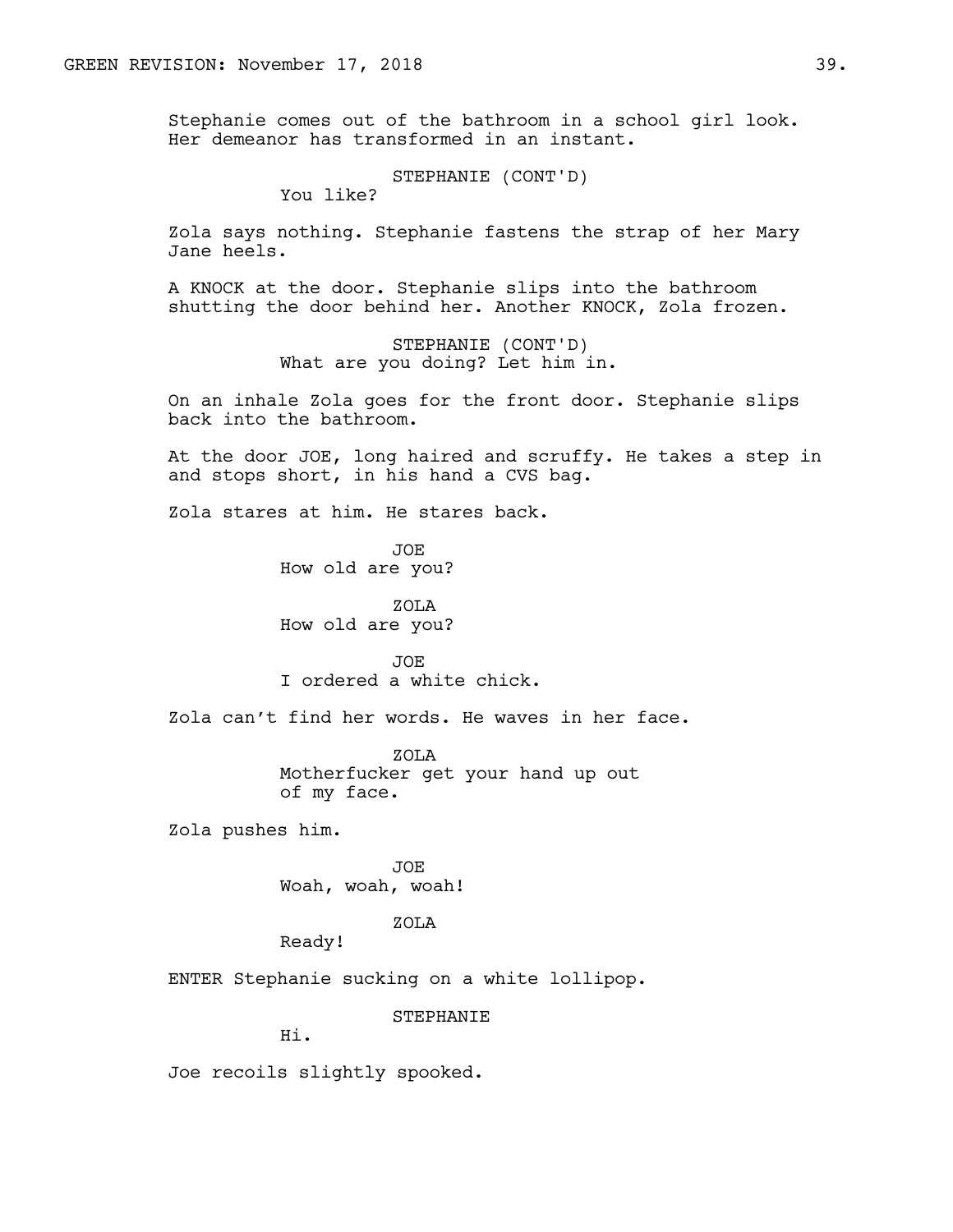Stephanie comes out of the bathroom in a school girl look. Her demeanor has transformed in an instant.

STEPHANIE (CONT'D)
You like?

Zola says nothing. Stephanie fastens the strap of her Mary Jane heels.

A KNOCK at the door. Stephanie slips into the bathroom shutting the door behind her. Another KNOCK, Zola frozen.

STEPHANIE (CONT'D)
What are you doing? Let him in.

On an inhale Zola goes for the front door. Stephanie slips back into the bathroom.

At the door JOE, long haired and scruffy. He takes a step in and stops short, in his hand a CVS bag.

Zola stares at him. He stares back.

JOE
How old are you?

ZOLA
How old are you?

JOE
I ordered a white chick.

Zola can't find her words. He waves in her face.

ZOLA
Motherfucker get your hand up out of my face.

Zola pushes him.

JOE
Woah, woah, woah!

ZOLA
Ready!

ENTER Stephanie sucking on a white lollipop.

STEPHANIE
Hi.

Joe recoils slightly spooked.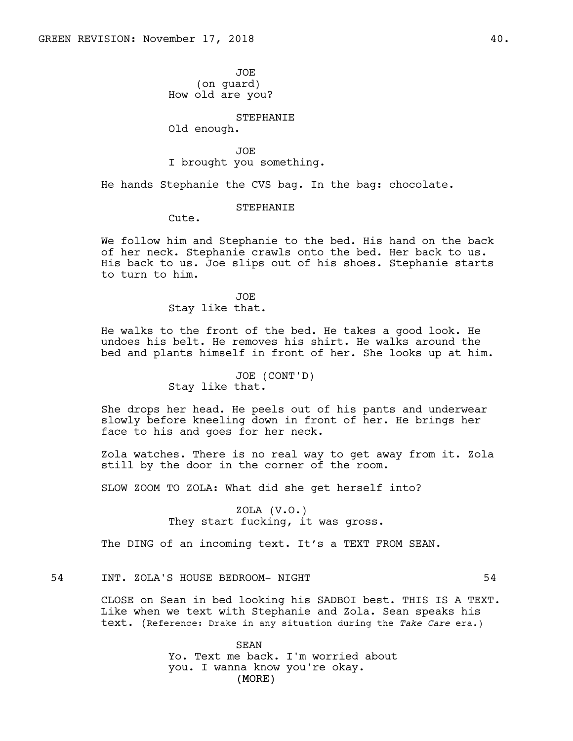JOE
(on guard)
How old are you?

STEPHANIE
Old enough.

JOE
I brought you something.

He hands Stephanie the CVS bag. In the bag: chocolate.

STEPHANIE
Cute.

We follow him and Stephanie to the bed. His hand on the back of her neck. Stephanie crawls onto the bed. Her back to us. His back to us. Joe slips out of his shoes. Stephanie starts to turn to him.

JOE
Stay like that.

He walks to the front of the bed. He takes a good look. He undoes his belt. He removes his shirt. He walks around the bed and plants himself in front of her. She looks up at him.

JOE (CONT'D)
Stay like that.

She drops her head. He peels out of his pants and underwear slowly before kneeling down in front of her. He brings her face to his and goes for her neck.

Zola watches. There is no real way to get away from it. Zola still by the door in the corner of the room.

SLOW ZOOM TO ZOLA: What did she get herself into?

ZOLA (V.O.)
They start fucking, it was gross.

The DING of an incoming text. It's a TEXT FROM SEAN.

54 INT. ZOLA'S HOUSE BEDROOM- NIGHT 54

CLOSE on Sean in bed looking his SADBOI best. THIS IS A TEXT. Like when we text with Stephanie and Zola. Sean speaks his text. (Reference: Drake in any situation during the *Take Care* era.)

SEAN
Yo. Text me back. I'm worried about you. I wanna know you're okay.
(MORE)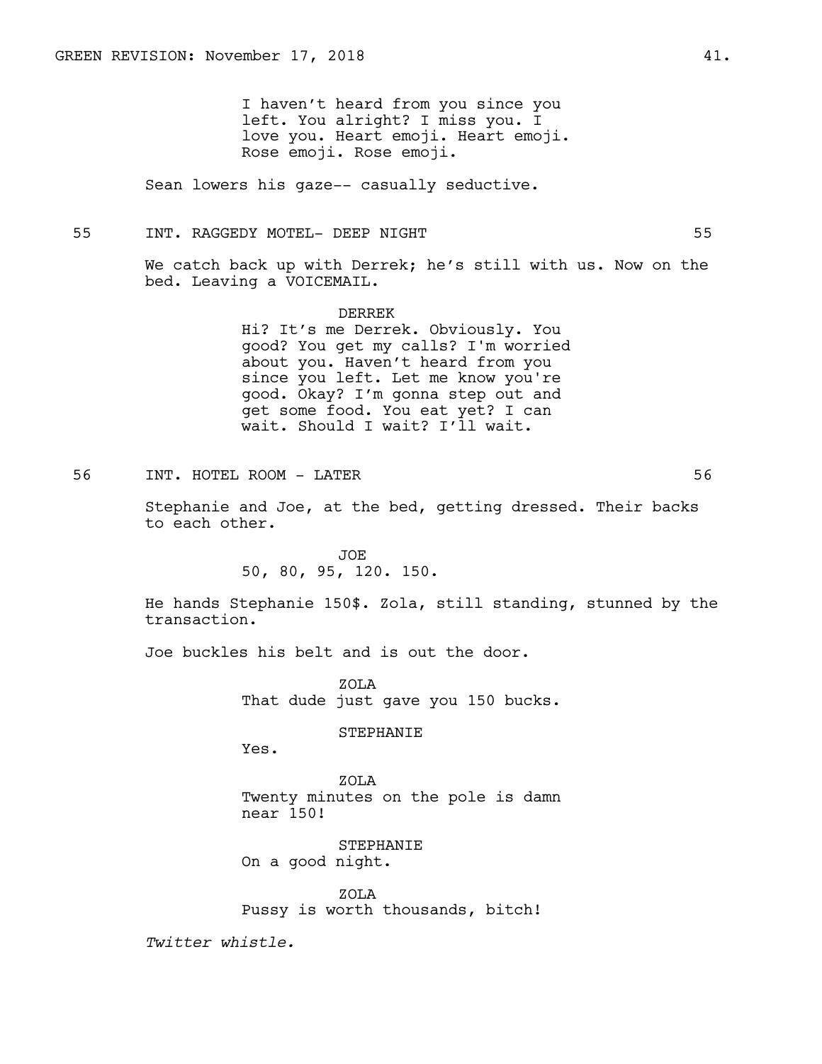I haven't heard from you since you left. You alright? I miss you. I love you. Heart emoji. Heart emoji. Rose emoji. Rose emoji.

Sean lowers his gaze-- casually seductive.

55 INT. RAGGEDY MOTEL- DEEP NIGHT 55

We catch back up with Derrek; he's still with us. Now on the bed. Leaving a VOICEMAIL.

DERREK

Hi? It's me Derrek. Obviously. You good? You get my calls? I'm worried about you. Haven't heard from you since you left. Let me know you're good. Okay? I'm gonna step out and get some food. You eat yet? I can wait. Should I wait? I'll wait.

56 INT. HOTEL ROOM - LATER 56

Stephanie and Joe, at the bed, getting dressed. Their backs to each other.

JOE

50, 80, 95, 120. 150.

He hands Stephanie 150$. Zola, still standing, stunned by the transaction.

Joe buckles his belt and is out the door.

ZOLA

That dude just gave you 150 bucks.

STEPHANIE

Yes.

ZOLA

Twenty minutes on the pole is damn near 150!

STEPHANIE

On a good night.

ZOLA

Pussy is worth thousands, bitch!

*Twitter whistle.*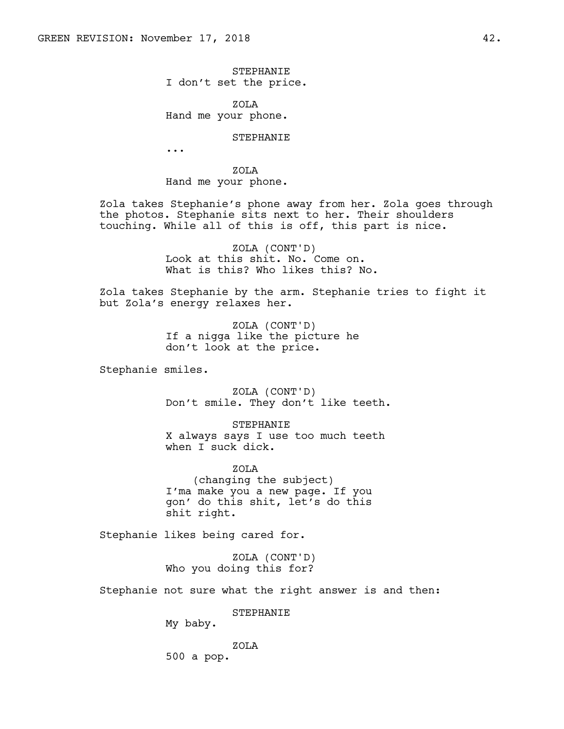STEPHANIE
I don't set the price.

ZOLA
Hand me your phone.

STEPHANIE
...

ZOLA
Hand me your phone.

Zola takes Stephanie's phone away from her. Zola goes through the photos. Stephanie sits next to her. Their shoulders touching. While all of this is off, this part is nice.

ZOLA (CONT'D)
Look at this shit. No. Come on. What is this? Who likes this? No.

Zola takes Stephanie by the arm. Stephanie tries to fight it but Zola's energy relaxes her.

ZOLA (CONT'D)
If a nigga like the picture he don't look at the price.

Stephanie smiles.

ZOLA (CONT'D)
Don't smile. They don't like teeth.

STEPHANIE
X always says I use too much teeth when I suck dick.

ZOLA
(changing the subject)
I'ma make you a new page. If you gon' do this shit, let's do this shit right.

Stephanie likes being cared for.

ZOLA (CONT'D)
Who you doing this for?

Stephanie not sure what the right answer is and then:

STEPHANIE
My baby.

ZOLA
500 a pop.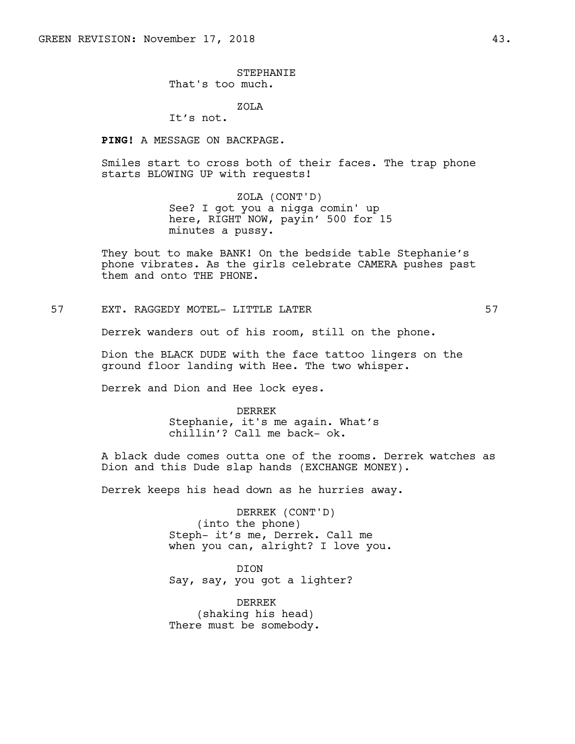STEPHANIE
That's too much.

ZOLA
It's not.

**PING!** A MESSAGE ON BACKPAGE.

Smiles start to cross both of their faces. The trap phone starts BLOWING UP with requests!

ZOLA (CONT'D)
See? I got you a nigga comin' up here, RIGHT NOW, payin' 500 for 15 minutes a pussy.

They bout to make BANK! On the bedside table Stephanie's phone vibrates. As the girls celebrate CAMERA pushes past them and onto THE PHONE.

57 EXT. RAGGEDY MOTEL- LITTLE LATER 57

Derrek wanders out of his room, still on the phone.

Dion the BLACK DUDE with the face tattoo lingers on the ground floor landing with Hee. The two whisper.

Derrek and Dion and Hee lock eyes.

DERREK
Stephanie, it's me again. What's chillin'? Call me back- ok.

A black dude comes outta one of the rooms. Derrek watches as Dion and this Dude slap hands (EXCHANGE MONEY).

Derrek keeps his head down as he hurries away.

DERREK (CONT'D)
(into the phone)
Steph- it's me, Derrek. Call me when you can, alright? I love you.

DION
Say, say, you got a lighter?

DERREK
(shaking his head)
There must be somebody.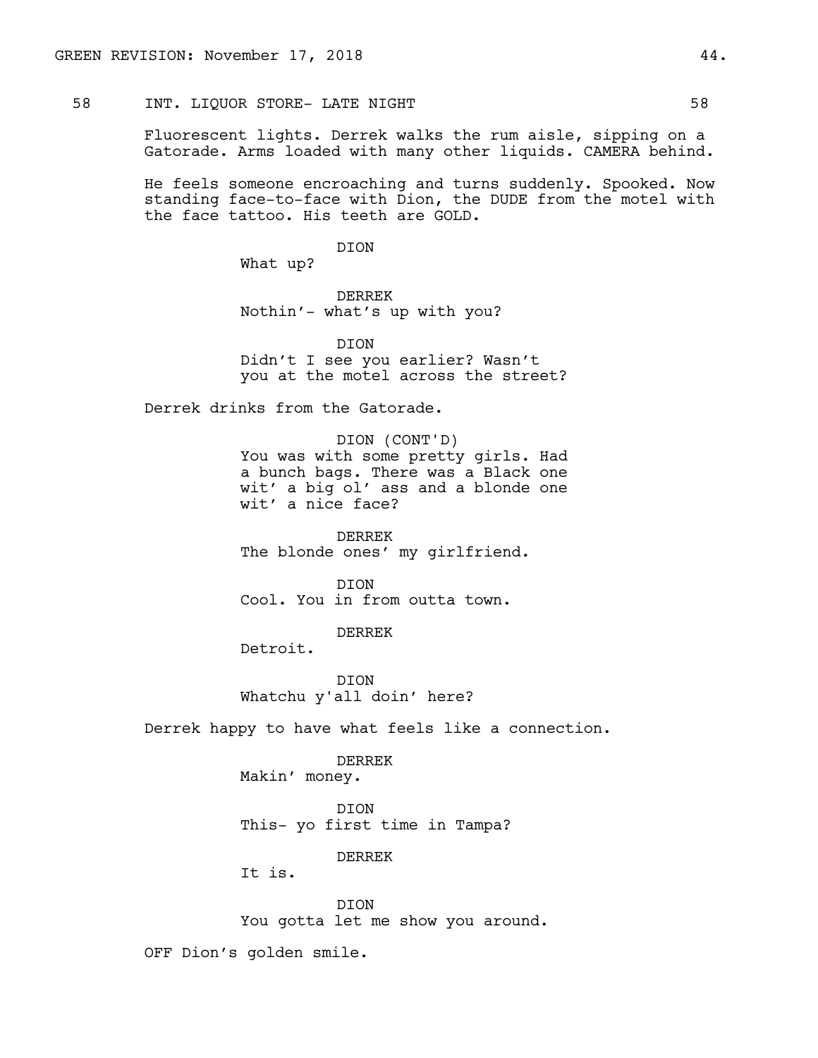58 INT. LIQUOR STORE- LATE NIGHT 58

Fluorescent lights. Derrek walks the rum aisle, sipping on a Gatorade. Arms loaded with many other liquids. CAMERA behind.

He feels someone encroaching and turns suddenly. Spooked. Now standing face-to-face with Dion, the DUDE from the motel with the face tattoo. His teeth are GOLD.

DION
What up?

DERREK
Nothin'- what's up with you?

DION
Didn't I see you earlier? Wasn't you at the motel across the street?

Derrek drinks from the Gatorade.

DION (CONT'D)
You was with some pretty girls. Had a bunch bags. There was a Black one wit' a big ol' ass and a blonde one wit' a nice face?

DERREK
The blonde ones' my girlfriend.

DION
Cool. You in from outta town.

DERREK
Detroit.

DION
Whatchu y'all doin' here?

Derrek happy to have what feels like a connection.

DERREK
Makin' money.

DION
This- yo first time in Tampa?

DERREK
It is.

DION
You gotta let me show you around.

OFF Dion's golden smile.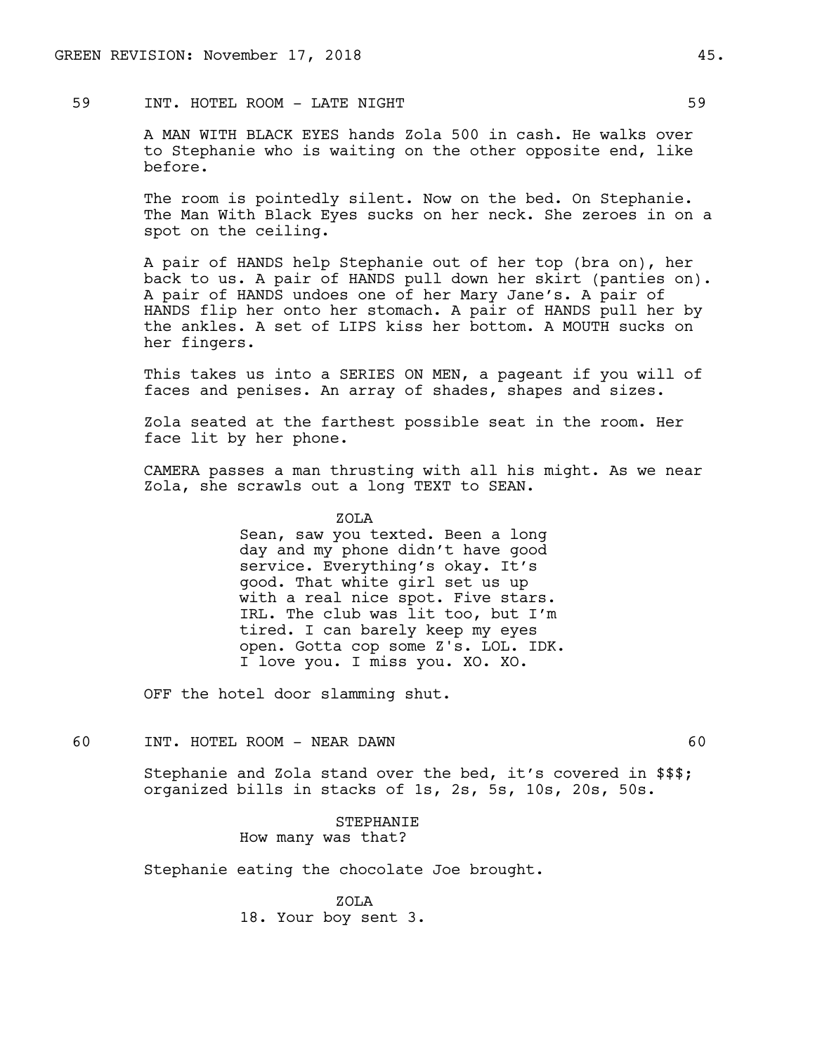59 INT. HOTEL ROOM - LATE NIGHT 59

A MAN WITH BLACK EYES hands Zola 500 in cash. He walks over to Stephanie who is waiting on the other opposite end, like before.

The room is pointedly silent. Now on the bed. On Stephanie. The Man With Black Eyes sucks on her neck. She zeroes in on a spot on the ceiling.

A pair of HANDS help Stephanie out of her top (bra on), her back to us. A pair of HANDS pull down her skirt (panties on). A pair of HANDS undoes one of her Mary Jane's. A pair of HANDS flip her onto her stomach. A pair of HANDS pull her by the ankles. A set of LIPS kiss her bottom. A MOUTH sucks on her fingers.

This takes us into a SERIES ON MEN, a pageant if you will of faces and penises. An array of shades, shapes and sizes.

Zola seated at the farthest possible seat in the room. Her face lit by her phone.

CAMERA passes a man thrusting with all his might. As we near Zola, she scrawls out a long TEXT to SEAN.

ZOLA
Sean, saw you texted. Been a long day and my phone didn't have good service. Everything's okay. It's good. That white girl set us up with a real nice spot. Five stars. IRL. The club was lit too, but I'm tired. I can barely keep my eyes open. Gotta cop some Z's. LOL. IDK. I love you. I miss you. XO. XO.

OFF the hotel door slamming shut.

60 INT. HOTEL ROOM - NEAR DAWN 60

Stephanie and Zola stand over the bed, it's covered in $$$; organized bills in stacks of 1s, 2s, 5s, 10s, 20s, 50s.

STEPHANIE
How many was that?

Stephanie eating the chocolate Joe brought.

ZOLA
18. Your boy sent 3.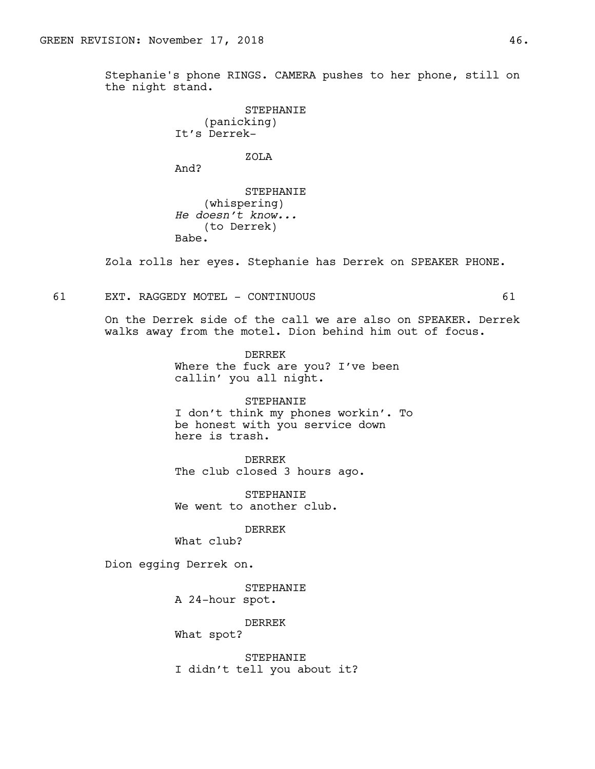Stephanie's phone RINGS. CAMERA pushes to her phone, still on the night stand.

STEPHANIE
(panicking)
It's Derrek-

ZOLA
And?

STEPHANIE
(whispering)
*He doesn't know...*
(to Derrek)
Babe.

Zola rolls her eyes. Stephanie has Derrek on SPEAKER PHONE.

61 EXT. RAGGEDY MOTEL - CONTINUOUS 61

On the Derrek side of the call we are also on SPEAKER. Derrek walks away from the motel. Dion behind him out of focus.

DERREK
Where the fuck are you? I've been callin' you all night.

STEPHANIE
I don't think my phones workin'. To be honest with you service down here is trash.

DERREK
The club closed 3 hours ago.

STEPHANIE
We went to another club.

DERREK
What club?

Dion egging Derrek on.

STEPHANIE
A 24-hour spot.

DERREK
What spot?

STEPHANIE
I didn't tell you about it?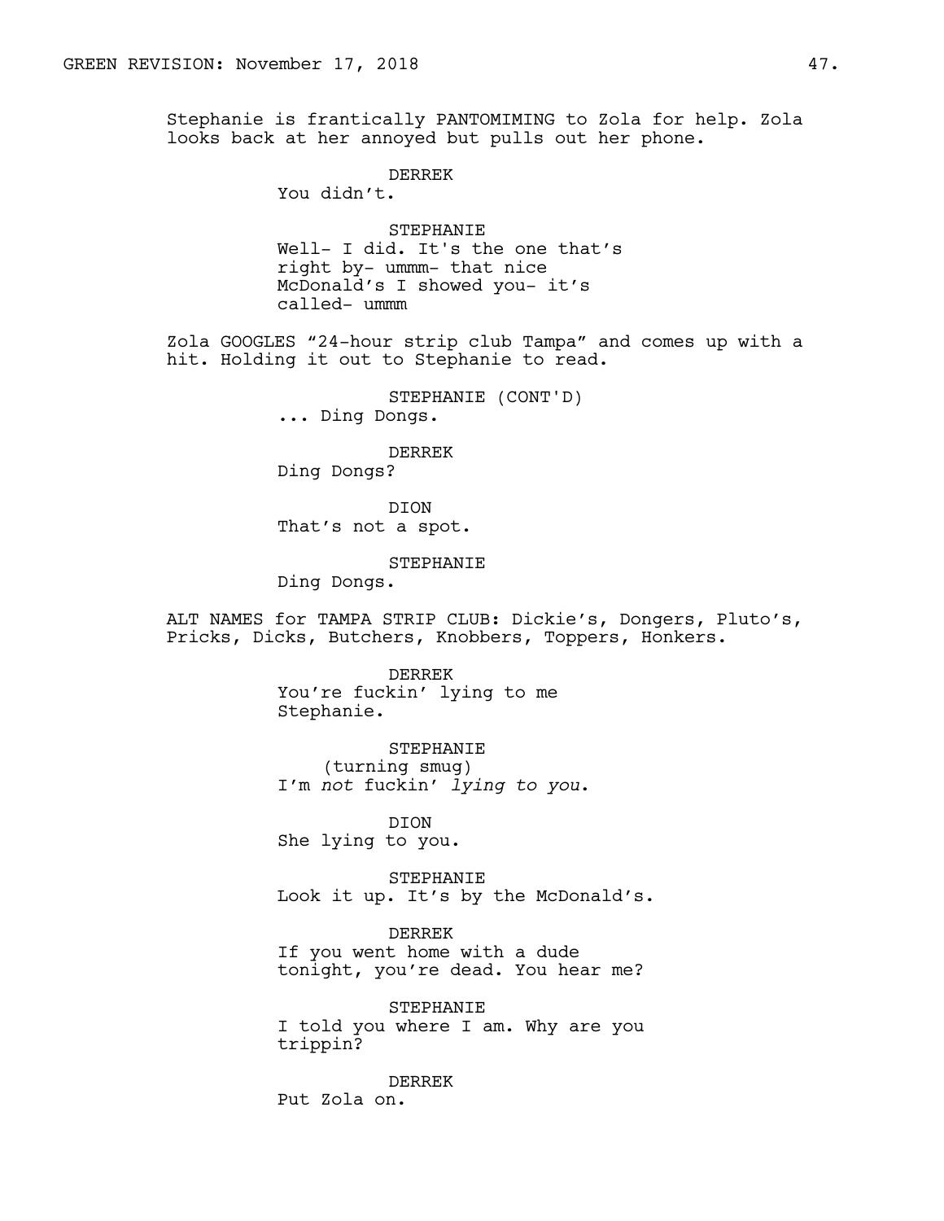Stephanie is frantically PANTOMIMING to Zola for help. Zola looks back at her annoyed but pulls out her phone.

DERREK
You didn't.

STEPHANIE
Well- I did. It's the one that's right by- ummm- that nice McDonald's I showed you- it's called- ummm

Zola GOOGLES "24-hour strip club Tampa" and comes up with a hit. Holding it out to Stephanie to read.

STEPHANIE (CONT'D)
... Ding Dongs.

DERREK
Ding Dongs?

DION
That's not a spot.

STEPHANIE
Ding Dongs.

ALT NAMES for TAMPA STRIP CLUB: Dickie's, Dongers, Pluto's, Pricks, Dicks, Butchers, Knobbers, Toppers, Honkers.

DERREK
You're fuckin' lying to me Stephanie.

STEPHANIE
(turning smug)
I'm *not* fuckin' *lying to you*.

DION
She lying to you.

STEPHANIE
Look it up. It's by the McDonald's.

DERREK
If you went home with a dude tonight, you're dead. You hear me?

STEPHANIE
I told you where I am. Why are you trippin?

DERREK
Put Zola on.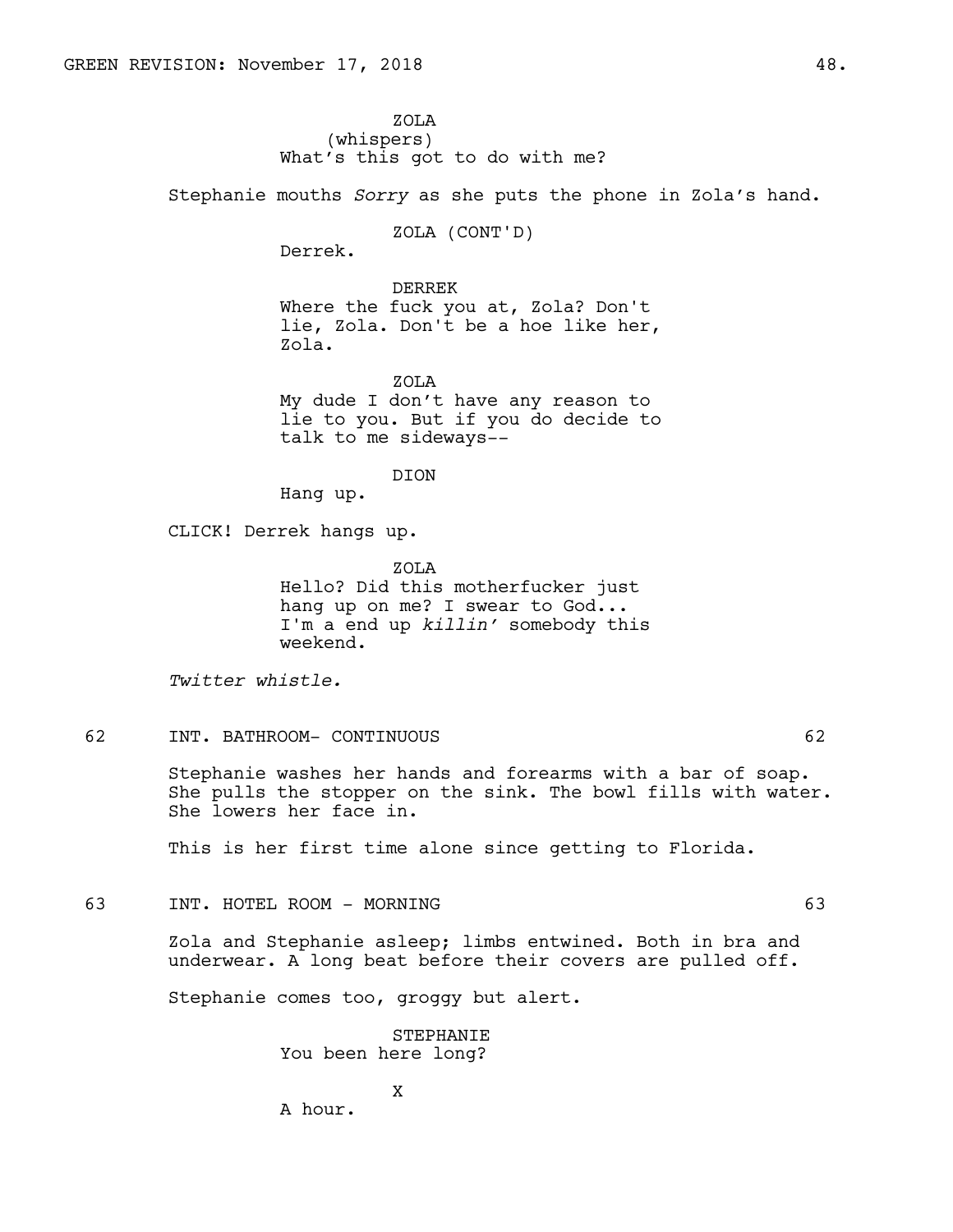ZOLA
(whispers)
What's this got to do with me?

Stephanie mouths *Sorry* as she puts the phone in Zola's hand.

ZOLA (CONT'D)
Derrek.

DERREK
Where the fuck you at, Zola? Don't lie, Zola. Don't be a hoe like her, Zola.

ZOLA
My dude I don't have any reason to lie to you. But if you do decide to talk to me sideways--

DION
Hang up.

CLICK! Derrek hangs up.

ZOLA
Hello? Did this motherfucker just hang up on me? I swear to God... I'm a end up *killin'* somebody this weekend.

*Twitter whistle.*

62 INT. BATHROOM- CONTINUOUS 62

Stephanie washes her hands and forearms with a bar of soap. She pulls the stopper on the sink. The bowl fills with water. She lowers her face in.

This is her first time alone since getting to Florida.

63 INT. HOTEL ROOM - MORNING 63

Zola and Stephanie asleep; limbs entwined. Both in bra and underwear. A long beat before their covers are pulled off.

Stephanie comes too, groggy but alert.

STEPHANIE
You been here long?

X
A hour.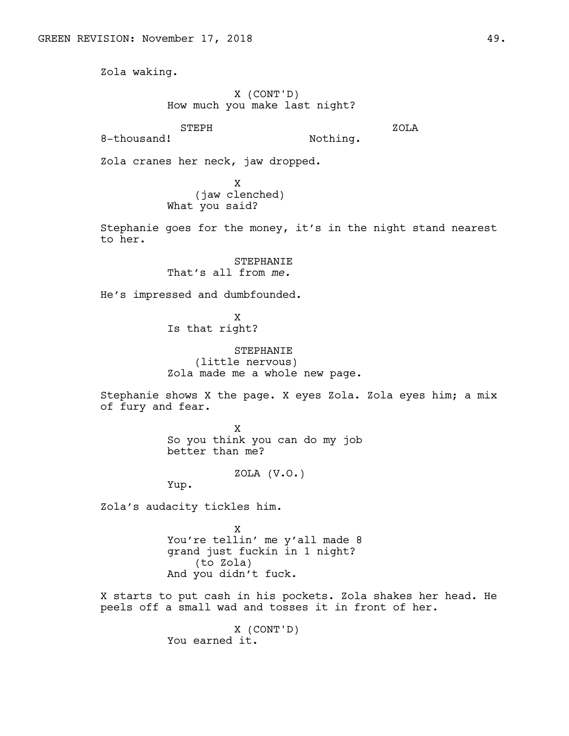Zola waking.

X (CONT'D)
How much you make last night?

STEPH
8-thousand!

ZOLA
Nothing.

Zola cranes her neck, jaw dropped.

X
(jaw clenched)
What you said?

Stephanie goes for the money, it's in the night stand nearest to her.

STEPHANIE
That's all from *me.*

He's impressed and dumbfounded.

X
Is that right?

STEPHANIE
(little nervous)
Zola made me a whole new page.

Stephanie shows X the page. X eyes Zola. Zola eyes him; a mix of fury and fear.

X
So you think you can do my job better than me?

ZOLA (V.O.)
Yup.

Zola's audacity tickles him.

X
You're tellin' me y'all made 8 grand just fuckin in 1 night?
(to Zola)
And you didn't fuck.

X starts to put cash in his pockets. Zola shakes her head. He peels off a small wad and tosses it in front of her.

X (CONT'D)
You earned it.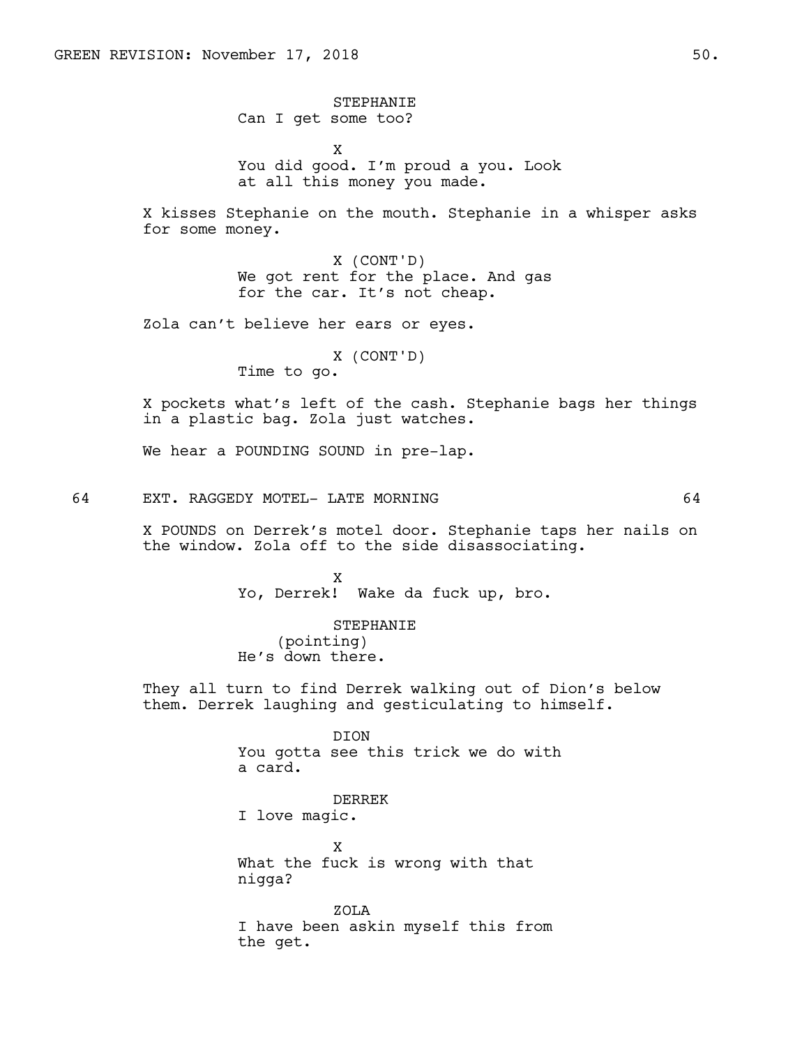STEPHANIE
Can I get some too?

X
You did good. I'm proud a you. Look at all this money you made.

X kisses Stephanie on the mouth. Stephanie in a whisper asks for some money.

X (CONT'D)
We got rent for the place. And gas for the car. It's not cheap.

Zola can't believe her ears or eyes.

X (CONT'D)
Time to go.

X pockets what's left of the cash. Stephanie bags her things in a plastic bag. Zola just watches.

We hear a POUNDING SOUND in pre-lap.

## 64 EXT. RAGGEDY MOTEL- LATE MORNING 64

X POUNDS on Derrek's motel door. Stephanie taps her nails on the window. Zola off to the side disassociating.

X
Yo, Derrek! Wake da fuck up, bro.

STEPHANIE
(pointing)
He's down there.

They all turn to find Derrek walking out of Dion's below them. Derrek laughing and gesticulating to himself.

DION
You gotta see this trick we do with a card.

DERREK
I love magic.

X
What the fuck is wrong with that nigga?

ZOLA
I have been askin myself this from the get.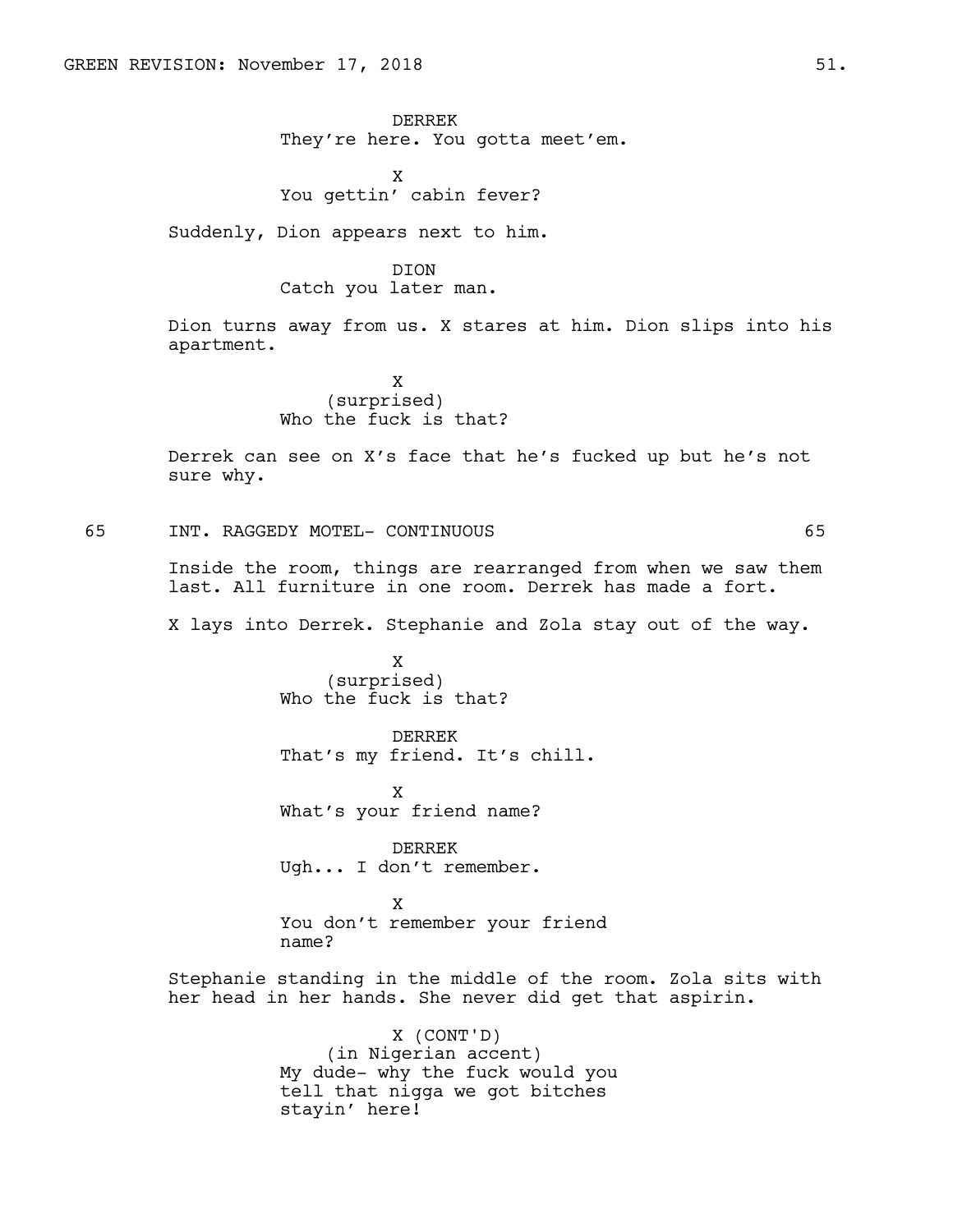DERREK
They're here. You gotta meet'em.

X
You gettin' cabin fever?

Suddenly, Dion appears next to him.

DION
Catch you later man.

Dion turns away from us. X stares at him. Dion slips into his apartment.

X
(surprised)
Who the fuck is that?

Derrek can see on X's face that he's fucked up but he's not sure why.

65 INT. RAGGEDY MOTEL- CONTINUOUS 65

Inside the room, things are rearranged from when we saw them last. All furniture in one room. Derrek has made a fort.

X lays into Derrek. Stephanie and Zola stay out of the way.

X
(surprised)
Who the fuck is that?

DERREK
That's my friend. It's chill.

X
What's your friend name?

DERREK
Ugh... I don't remember.

X
You don't remember your friend name?

Stephanie standing in the middle of the room. Zola sits with her head in her hands. She never did get that aspirin.

X (CONT'D)
(in Nigerian accent)
My dude- why the fuck would you tell that nigga we got bitches stayin' here!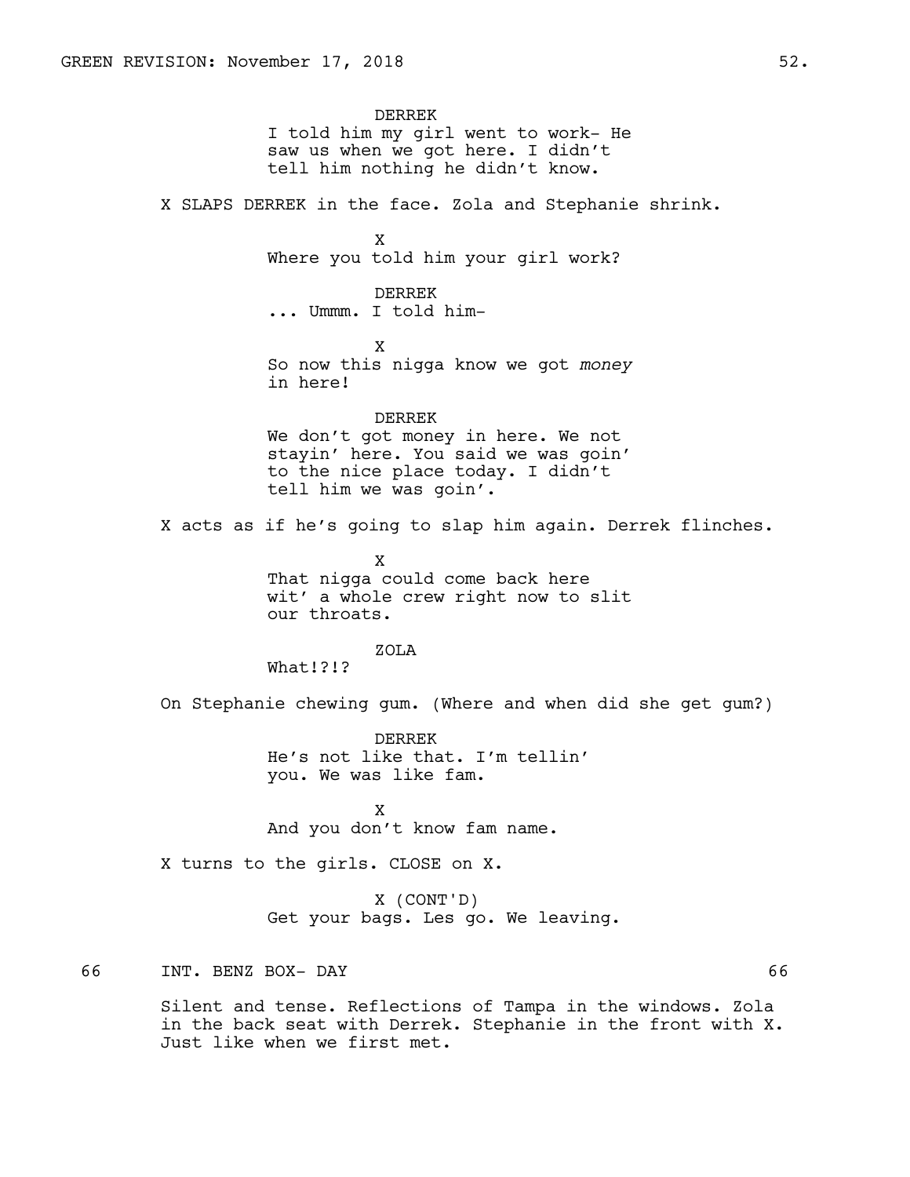DERREK
I told him my girl went to work- He saw us when we got here. I didn't tell him nothing he didn't know.

X SLAPS DERREK in the face. Zola and Stephanie shrink.

X
Where you told him your girl work?

DERREK
... Ummm. I told him-

X
So now this nigga know we got *money* in here!

DERREK
We don't got money in here. We not stayin' here. You said we was goin' to the nice place today. I didn't tell him we was goin'.

X acts as if he's going to slap him again. Derrek flinches.

X
That nigga could come back here wit' a whole crew right now to slit our throats.

ZOLA
What!?!?

On Stephanie chewing gum. (Where and when did she get gum?)

DERREK
He's not like that. I'm tellin' you. We was like fam.

X
And you don't know fam name.

X turns to the girls. CLOSE on X.

X (CONT'D)
Get your bags. Les go. We leaving.

66 INT. BENZ BOX- DAY 66

Silent and tense. Reflections of Tampa in the windows. Zola in the back seat with Derrek. Stephanie in the front with X. Just like when we first met.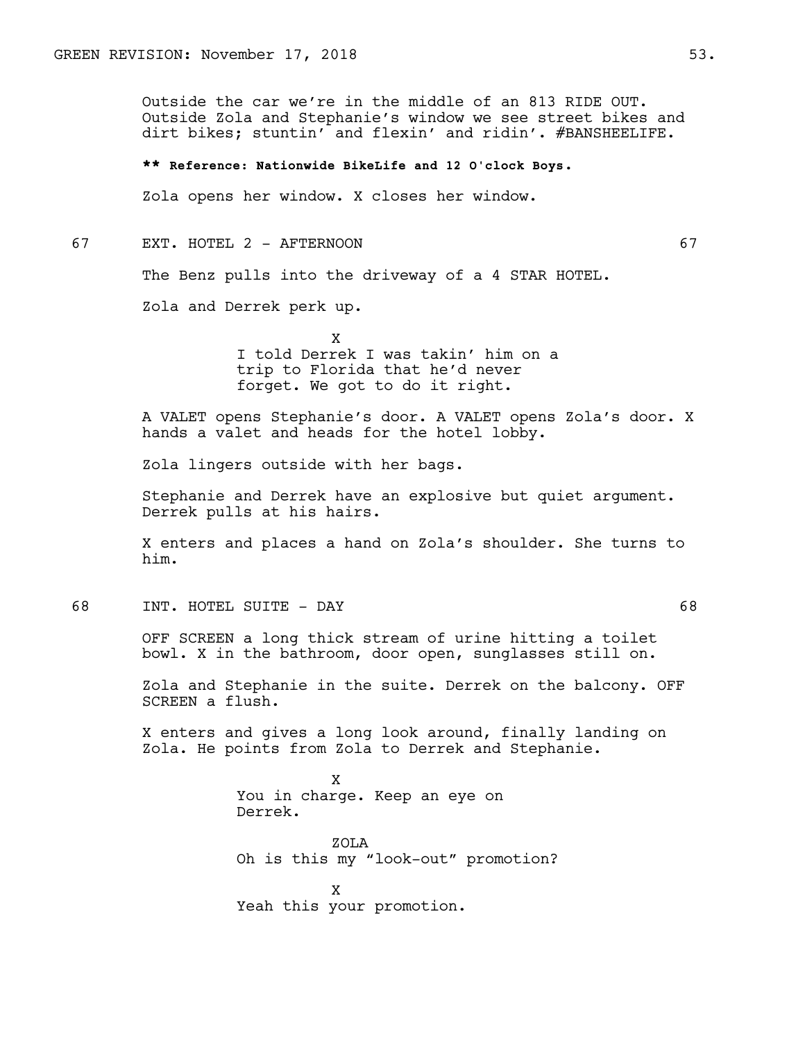Outside the car we're in the middle of an 813 RIDE OUT. Outside Zola and Stephanie's window we see street bikes and dirt bikes; stuntin' and flexin' and ridin'. #BANSHEELIFE.

**** Reference: Nationwide BikeLife and 12 O'clock Boys.**

Zola opens her window. X closes her window.

67 EXT. HOTEL 2 - AFTERNOON 67

The Benz pulls into the driveway of a 4 STAR HOTEL.

Zola and Derrek perk up.

X
I told Derrek I was takin' him on a trip to Florida that he'd never forget. We got to do it right.

A VALET opens Stephanie's door. A VALET opens Zola's door. X hands a valet and heads for the hotel lobby.

Zola lingers outside with her bags.

Stephanie and Derrek have an explosive but quiet argument. Derrek pulls at his hairs.

X enters and places a hand on Zola's shoulder. She turns to him.

68 INT. HOTEL SUITE - DAY 68

OFF SCREEN a long thick stream of urine hitting a toilet bowl. X in the bathroom, door open, sunglasses still on.

Zola and Stephanie in the suite. Derrek on the balcony. OFF SCREEN a flush.

X enters and gives a long look around, finally landing on Zola. He points from Zola to Derrek and Stephanie.

X
You in charge. Keep an eye on Derrek.

ZOLA
Oh is this my "look-out" promotion?

X
Yeah this your promotion.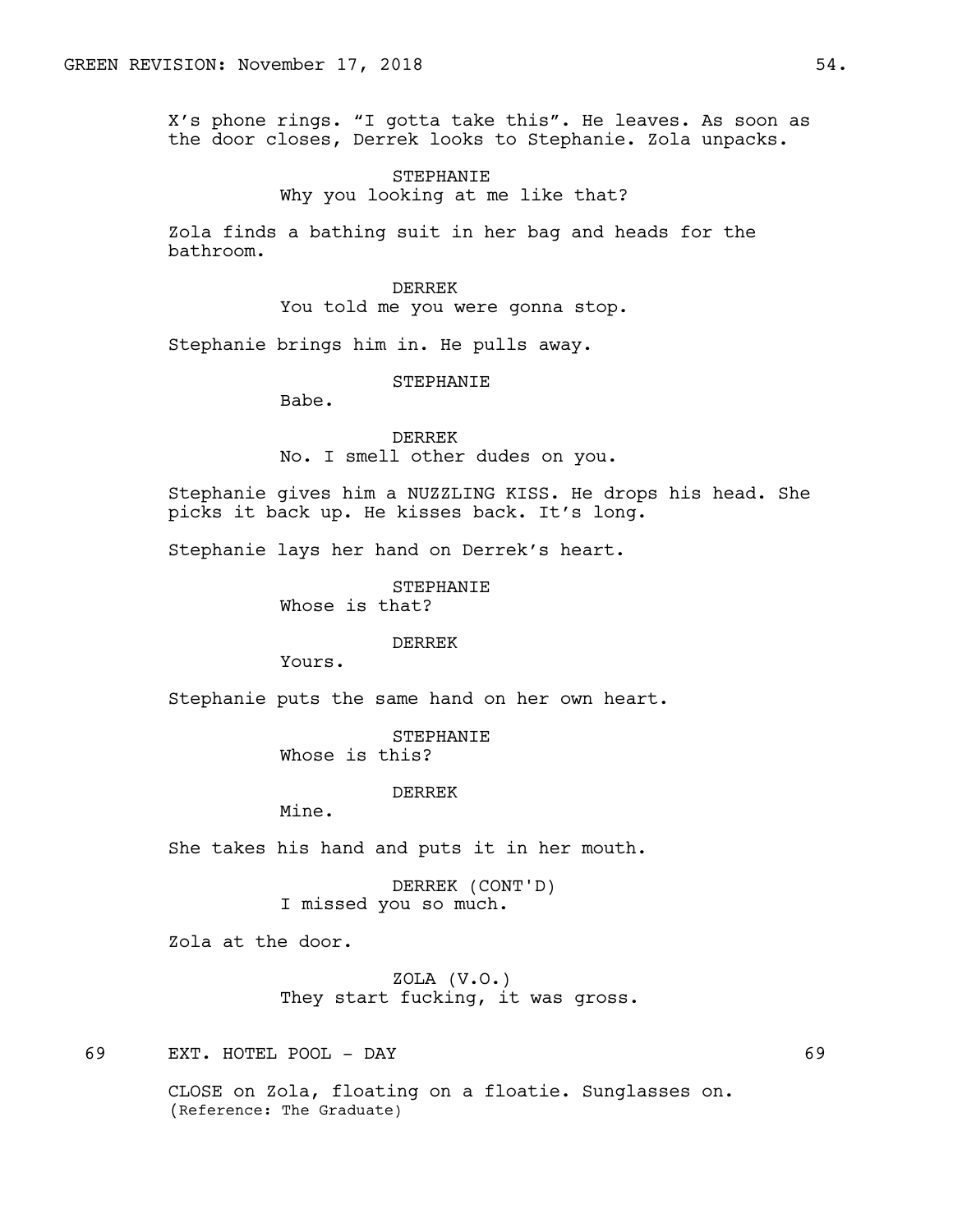X's phone rings. "I gotta take this". He leaves. As soon as the door closes, Derrek looks to Stephanie. Zola unpacks.

STEPHANIE
Why you looking at me like that?

Zola finds a bathing suit in her bag and heads for the bathroom.

DERREK
You told me you were gonna stop.

Stephanie brings him in. He pulls away.

STEPHANIE
Babe.

DERREK
No. I smell other dudes on you.

Stephanie gives him a NUZZLING KISS. He drops his head. She picks it back up. He kisses back. It's long.

Stephanie lays her hand on Derrek's heart.

STEPHANIE
Whose is that?

DERREK
Yours.

Stephanie puts the same hand on her own heart.

STEPHANIE
Whose is this?

DERREK
Mine.

She takes his hand and puts it in her mouth.

DERREK (CONT'D)
I missed you so much.

Zola at the door.

ZOLA (V.O.)
They start fucking, it was gross.

69 EXT. HOTEL POOL - DAY 69

CLOSE on Zola, floating on a floatie. Sunglasses on.
(Reference: The Graduate)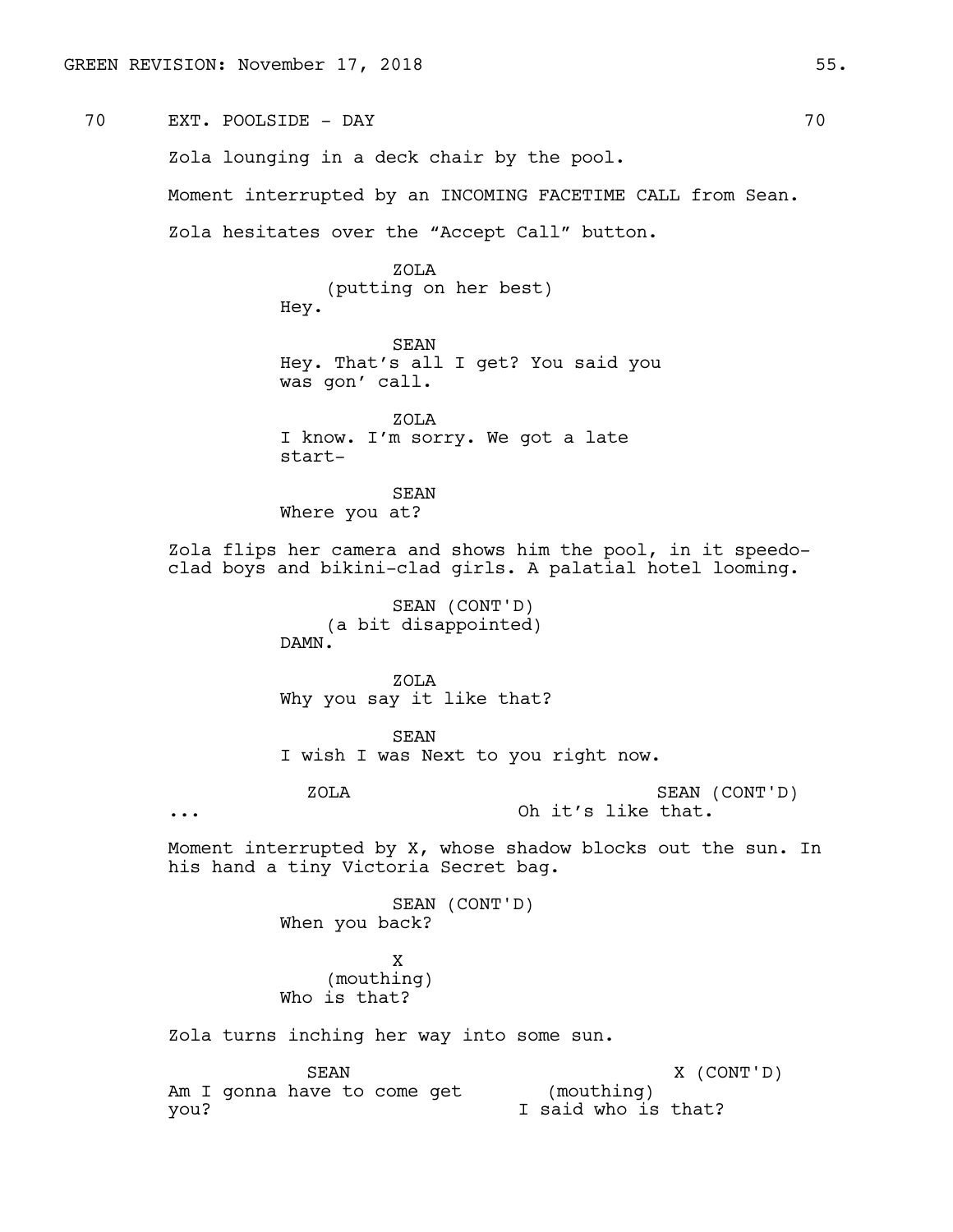70 EXT. POOLSIDE - DAY 70

Zola lounging in a deck chair by the pool.

Moment interrupted by an INCOMING FACETIME CALL from Sean.

Zola hesitates over the “Accept Call” button.

ZOLA
(putting on her best)
Hey.

SEAN
Hey. That’s all I get? You said you was gon’ call.

ZOLA
I know. I’m sorry. We got a late start-

SEAN
Where you at?

Zola flips her camera and shows him the pool, in it speedo-clad boys and bikini-clad girls. A palatial hotel looming.

SEAN (CONT'D)
(a bit disappointed)
DAMN.

ZOLA
Why you say it like that?

SEAN
I wish I was Next to you right now.

ZOLA
...

SEAN (CONT'D)
Oh it’s like that.

Moment interrupted by X, whose shadow blocks out the sun. In his hand a tiny Victoria Secret bag.

SEAN (CONT'D)
When you back?

X
(mouthing)
Who is that?

Zola turns inching her way into some sun.

SEAN
Am I gonna have to come get you?

X (CONT'D)
(mouthing)
I said who is that?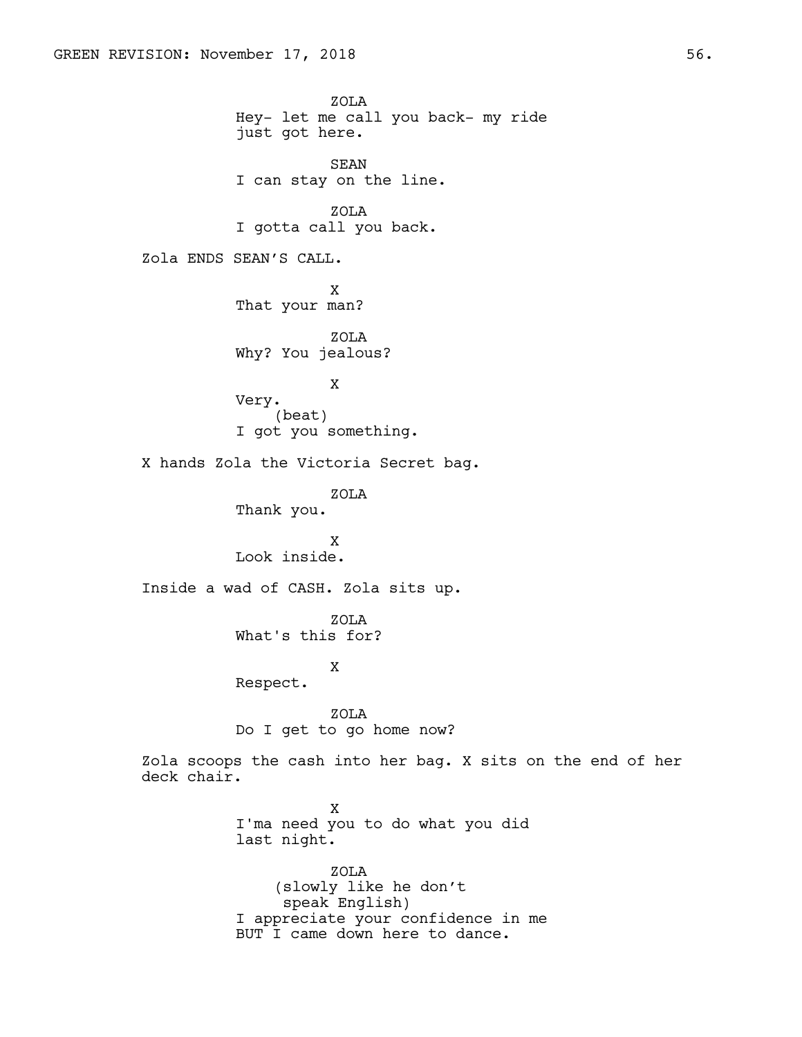ZOLA
Hey- let me call you back- my ride just got here.

SEAN
I can stay on the line.

ZOLA
I gotta call you back.

Zola ENDS SEAN'S CALL.

X
That your man?

ZOLA
Why? You jealous?

X
Very.
(beat)
I got you something.

X hands Zola the Victoria Secret bag.

ZOLA
Thank you.

X
Look inside.

Inside a wad of CASH. Zola sits up.

ZOLA
What's this for?

X
Respect.

ZOLA
Do I get to go home now?

Zola scoops the cash into her bag. X sits on the end of her deck chair.

X
I'ma need you to do what you did last night.

ZOLA
(slowly like he don't speak English)
I appreciate your confidence in me BUT I came down here to dance.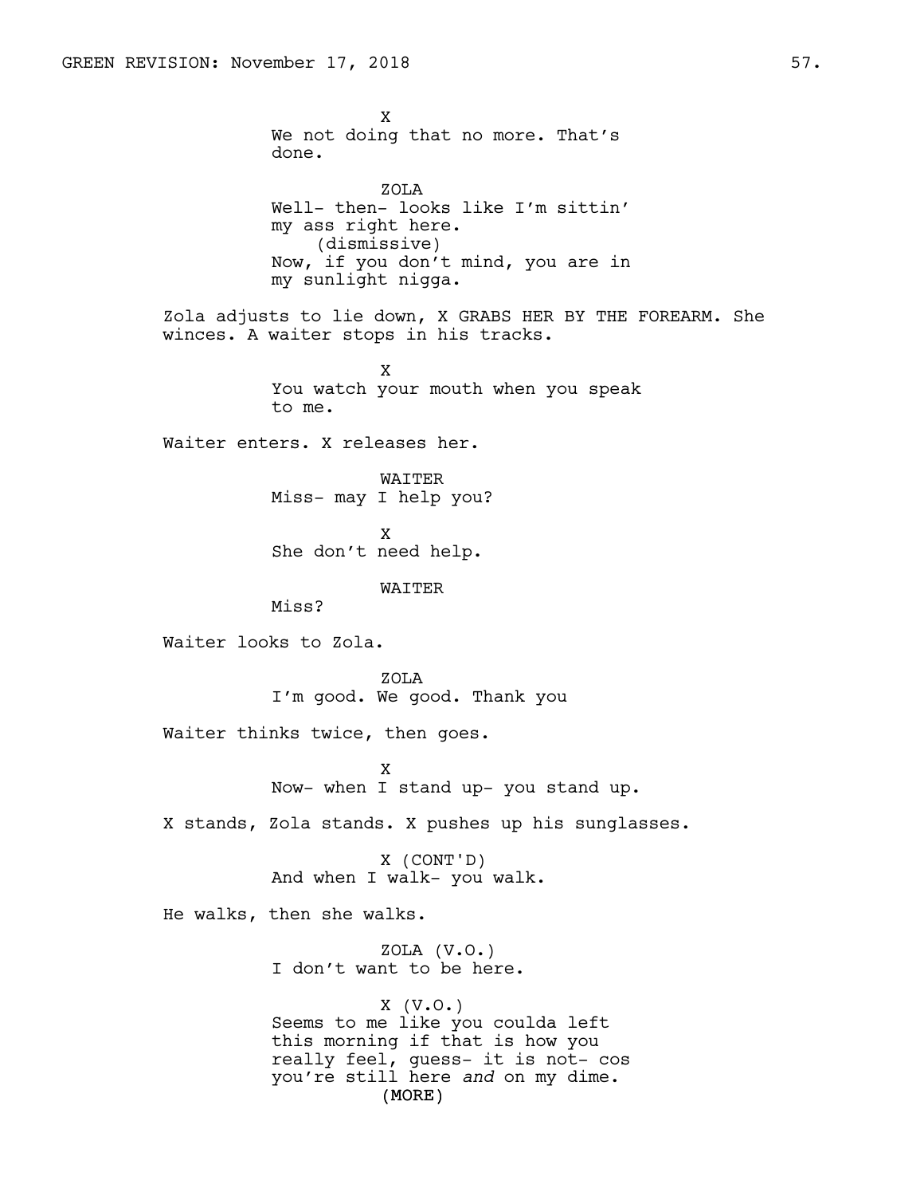X
We not doing that no more. That's done.

ZOLA
Well- then- looks like I'm sittin' my ass right here.
(dismissive)
Now, if you don't mind, you are in my sunlight nigga.

Zola adjusts to lie down, X GRABS HER BY THE FOREARM. She winces. A waiter stops in his tracks.

X
You watch your mouth when you speak to me.

Waiter enters. X releases her.

WAITER
Miss- may I help you?

X
She don't need help.

WAITER
Miss?

Waiter looks to Zola.

ZOLA
I'm good. We good. Thank you

Waiter thinks twice, then goes.

X
Now- when I stand up- you stand up.

X stands, Zola stands. X pushes up his sunglasses.

X (CONT'D)
And when I walk- you walk.

He walks, then she walks.

ZOLA (V.O.)
I don't want to be here.

X (V.O.)
Seems to me like you coulda left this morning if that is how you really feel, guess- it is not- cos you're still here *and* on my dime.
(MORE)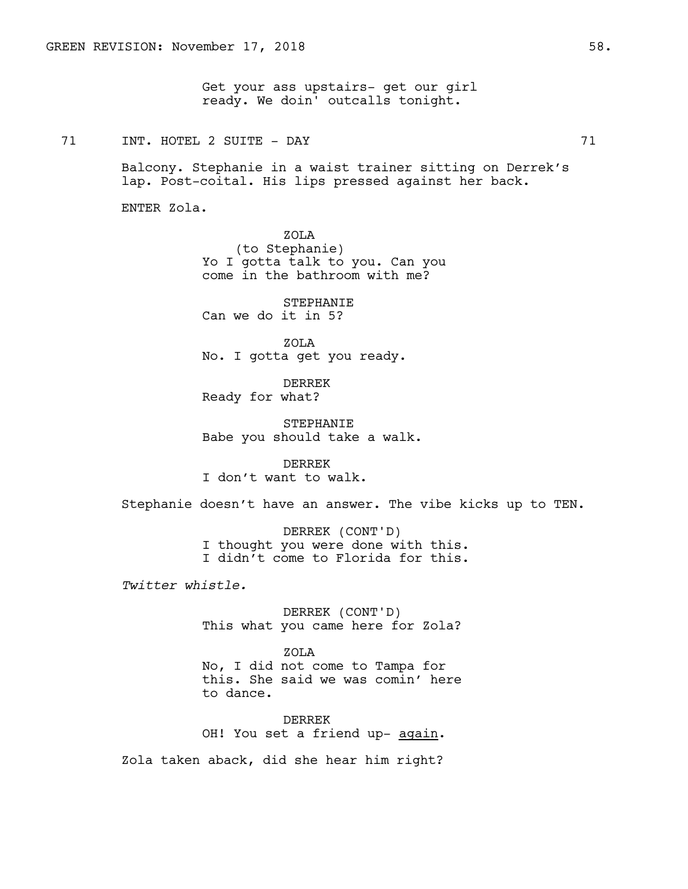Get your ass upstairs- get our girl ready. We doin' outcalls tonight.

71 INT. HOTEL 2 SUITE - DAY 71

Balcony. Stephanie in a waist trainer sitting on Derrek's lap. Post-coital. His lips pressed against her back.

ENTER Zola.

ZOLA
(to Stephanie)
Yo I gotta talk to you. Can you come in the bathroom with me?

STEPHANIE
Can we do it in 5?

ZOLA
No. I gotta get you ready.

DERREK
Ready for what?

STEPHANIE
Babe you should take a walk.

DERREK
I don't want to walk.

Stephanie doesn't have an answer. The vibe kicks up to TEN.

DERREK (CONT'D)
I thought you were done with this. I didn't come to Florida for this.

*Twitter whistle.*

DERREK (CONT'D)
This what you came here for Zola?

ZOLA
No, I did not come to Tampa for this. She said we was comin' here to dance.

DERREK
OH! You set a friend up- <u>again</u>.

Zola taken aback, did she hear him right?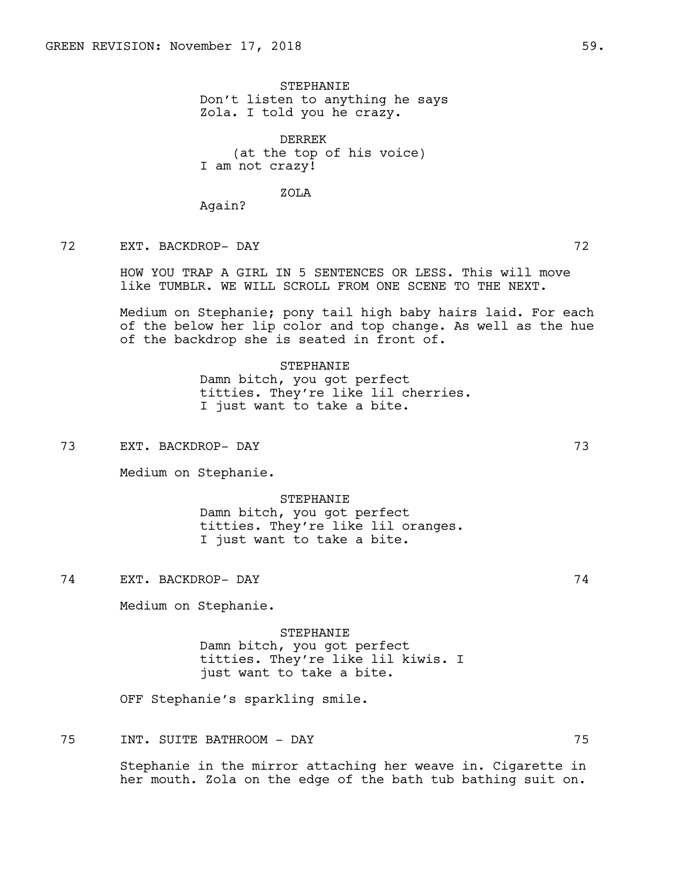STEPHANIE
Don't listen to anything he says Zola. I told you he crazy.

DERREK
(at the top of his voice)
I am not crazy!

ZOLA
Again?

72 EXT. BACKDROP- DAY 72

HOW YOU TRAP A GIRL IN 5 SENTENCES OR LESS. This will move like TUMBLR. WE WILL SCROLL FROM ONE SCENE TO THE NEXT.

Medium on Stephanie; pony tail high baby hairs laid. For each of the below her lip color and top change. As well as the hue of the backdrop she is seated in front of.

STEPHANIE
Damn bitch, you got perfect titties. They're like lil cherries. I just want to take a bite.

73 EXT. BACKDROP- DAY 73

Medium on Stephanie.

STEPHANIE
Damn bitch, you got perfect titties. They're like lil oranges. I just want to take a bite.

74 EXT. BACKDROP- DAY 74

Medium on Stephanie.

STEPHANIE
Damn bitch, you got perfect titties. They're like lil kiwis. I just want to take a bite.

OFF Stephanie's sparkling smile.

75 INT. SUITE BATHROOM - DAY 75

Stephanie in the mirror attaching her weave in. Cigarette in her mouth. Zola on the edge of the bath tub bathing suit on.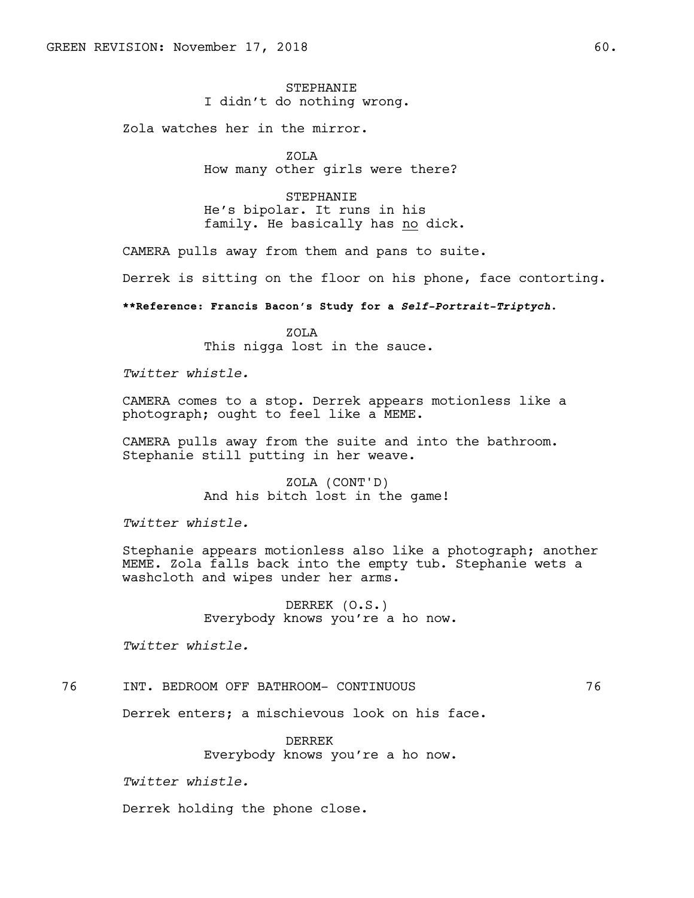STEPHANIE
I didn't do nothing wrong.

Zola watches her in the mirror.

ZOLA
How many other girls were there?

STEPHANIE
He's bipolar. It runs in his family. He basically has no dick.

CAMERA pulls away from them and pans to suite.

Derrek is sitting on the floor on his phone, face contorting.

**\*\*Reference: Francis Bacon's Study for a *Self-Portrait-Triptych*.**

ZOLA
This nigga lost in the sauce.

*Twitter whistle.*

CAMERA comes to a stop. Derrek appears motionless like a photograph; ought to feel like a MEME.

CAMERA pulls away from the suite and into the bathroom. Stephanie still putting in her weave.

ZOLA (CONT'D)
And his bitch lost in the game!

*Twitter whistle.*

Stephanie appears motionless also like a photograph; another MEME. Zola falls back into the empty tub. Stephanie wets a washcloth and wipes under her arms.

DERREK (O.S.)
Everybody knows you're a ho now.

*Twitter whistle.*

76 INT. BEDROOM OFF BATHROOM- CONTINUOUS 76

Derrek enters; a mischievous look on his face.

DERREK
Everybody knows you're a ho now.

*Twitter whistle.*

Derrek holding the phone close.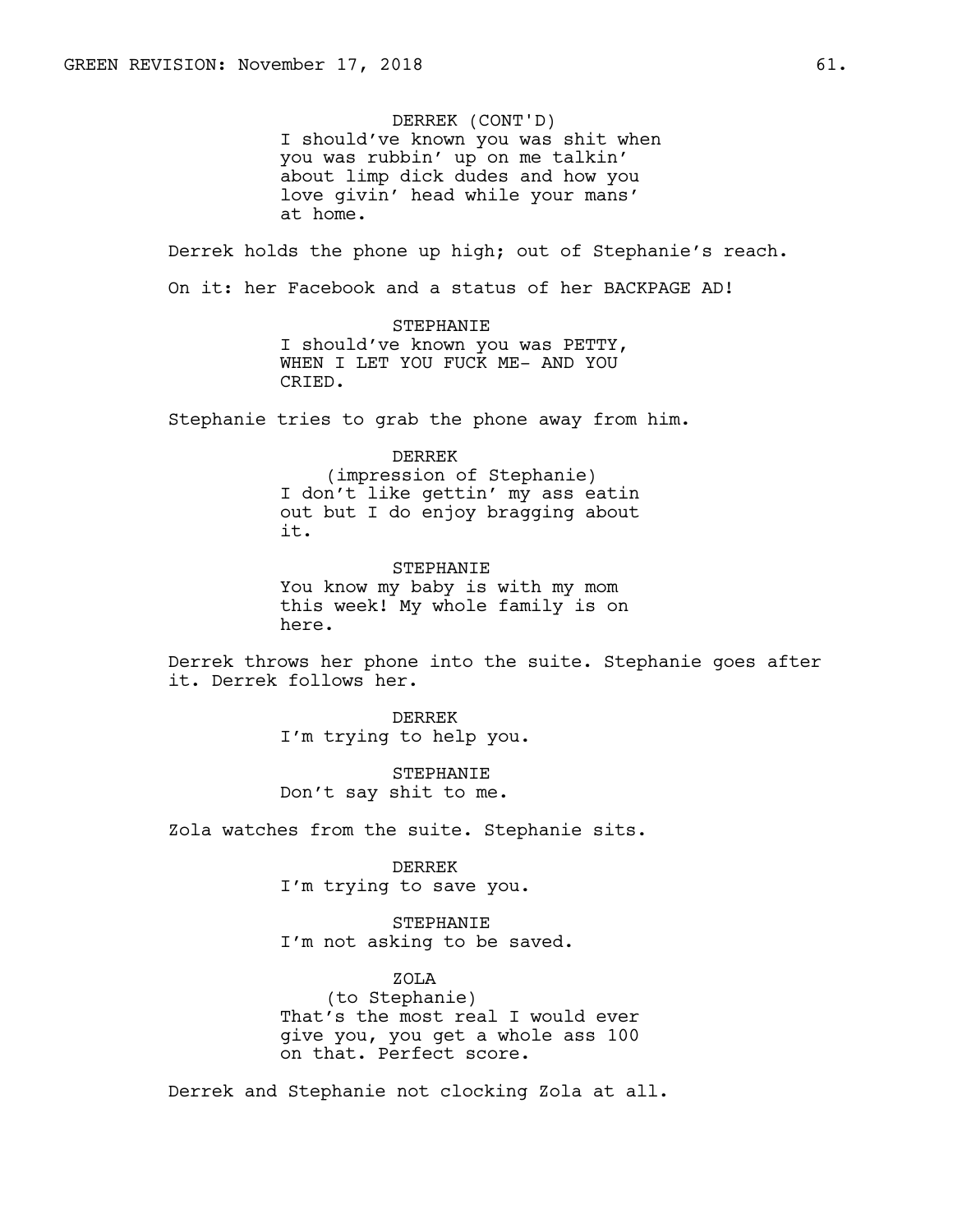DERREK (CONT'D)
I should've known you was shit when you was rubbin' up on me talkin' about limp dick dudes and how you love givin' head while your mans' at home.

Derrek holds the phone up high; out of Stephanie's reach.

On it: her Facebook and a status of her BACKPAGE AD!

STEPHANIE
I should've known you was PETTY, WHEN I LET YOU FUCK ME- AND YOU CRIED.

Stephanie tries to grab the phone away from him.

DERREK
(impression of Stephanie)
I don't like gettin' my ass eatin out but I do enjoy bragging about it.

STEPHANIE
You know my baby is with my mom this week! My whole family is on here.

Derrek throws her phone into the suite. Stephanie goes after it. Derrek follows her.

DERREK
I'm trying to help you.

STEPHANIE
Don't say shit to me.

Zola watches from the suite. Stephanie sits.

DERREK
I'm trying to save you.

STEPHANIE
I'm not asking to be saved.

ZOLA
(to Stephanie)
That's the most real I would ever give you, you get a whole ass 100 on that. Perfect score.

Derrek and Stephanie not clocking Zola at all.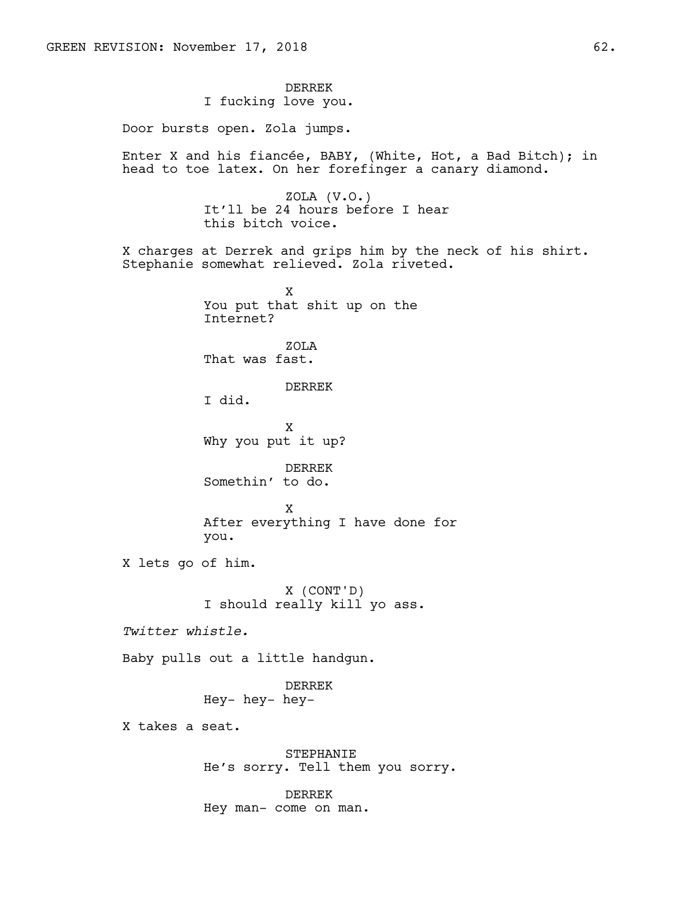DERREK
I fucking love you.

Door bursts open. Zola jumps.

Enter X and his fiancée, BABY, (White, Hot, a Bad Bitch); in head to toe latex. On her forefinger a canary diamond.

ZOLA (V.O.)
It'll be 24 hours before I hear this bitch voice.

X charges at Derrek and grips him by the neck of his shirt. Stephanie somewhat relieved. Zola riveted.

X
You put that shit up on the Internet?

ZOLA
That was fast.

DERREK
I did.

X
Why you put it up?

DERREK
Somethin' to do.

X
After everything I have done for you.

X lets go of him.

X (CONT'D)
I should really kill yo ass.

*Twitter whistle.*

Baby pulls out a little handgun.

DERREK
Hey- hey- hey-

X takes a seat.

STEPHANIE
He's sorry. Tell them you sorry.

DERREK
Hey man- come on man.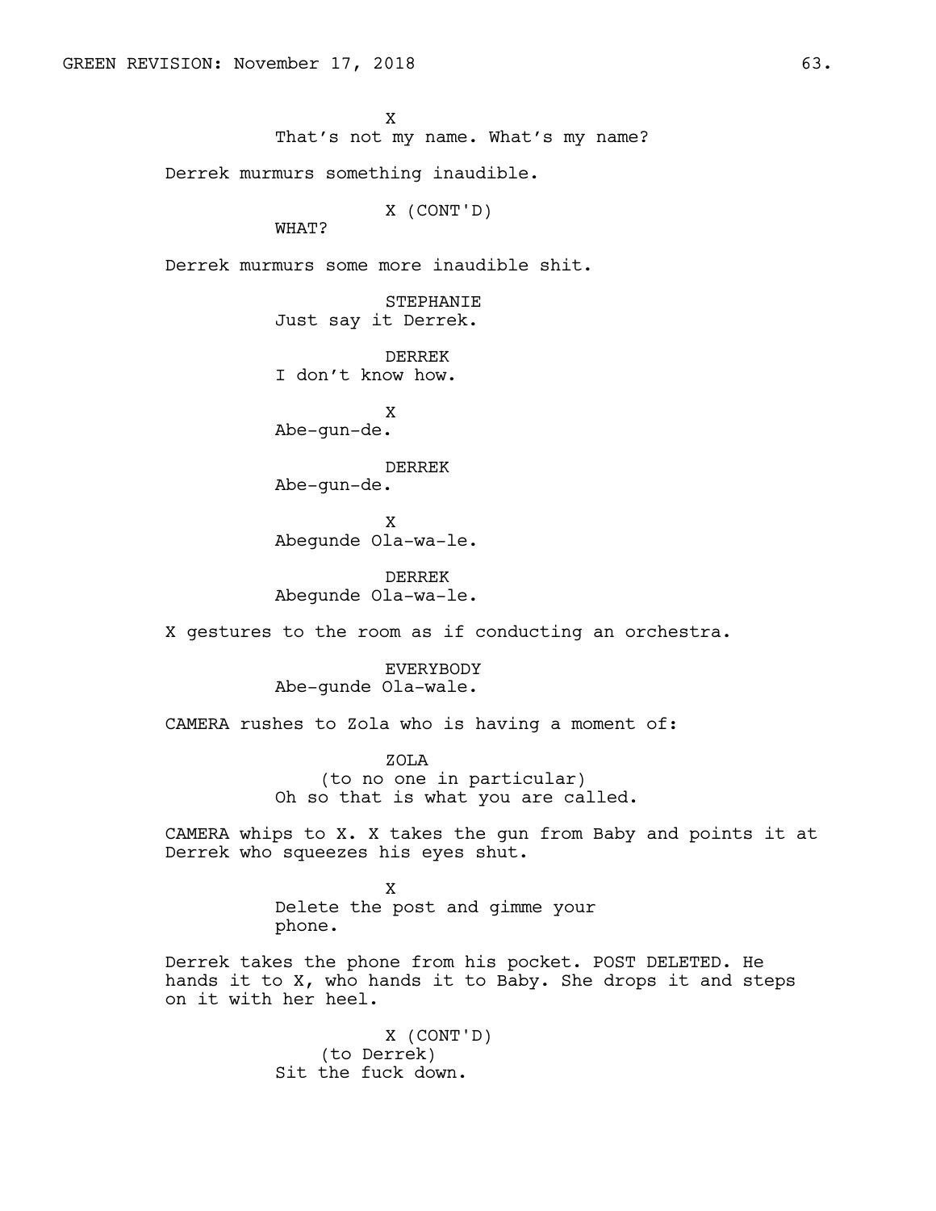X
That's not my name. What's my name?

Derrek murmurs something inaudible.

X (CONT'D)
WHAT?

Derrek murmurs some more inaudible shit.

STEPHANIE
Just say it Derrek.

DERREK
I don't know how.

X
Abe-gun-de.

DERREK
Abe-gun-de.

X
Abegunde Ola-wa-le.

DERREK
Abegunde Ola-wa-le.

X gestures to the room as if conducting an orchestra.

EVERYBODY
Abe-gunde Ola-wale.

CAMERA rushes to Zola who is having a moment of:

ZOLA
(to no one in particular)
Oh so that is what you are called.

CAMERA whips to X. X takes the gun from Baby and points it at Derrek who squeezes his eyes shut.

X
Delete the post and gimme your phone.

Derrek takes the phone from his pocket. POST DELETED. He hands it to X, who hands it to Baby. She drops it and steps on it with her heel.

X (CONT'D)
(to Derrek)
Sit the fuck down.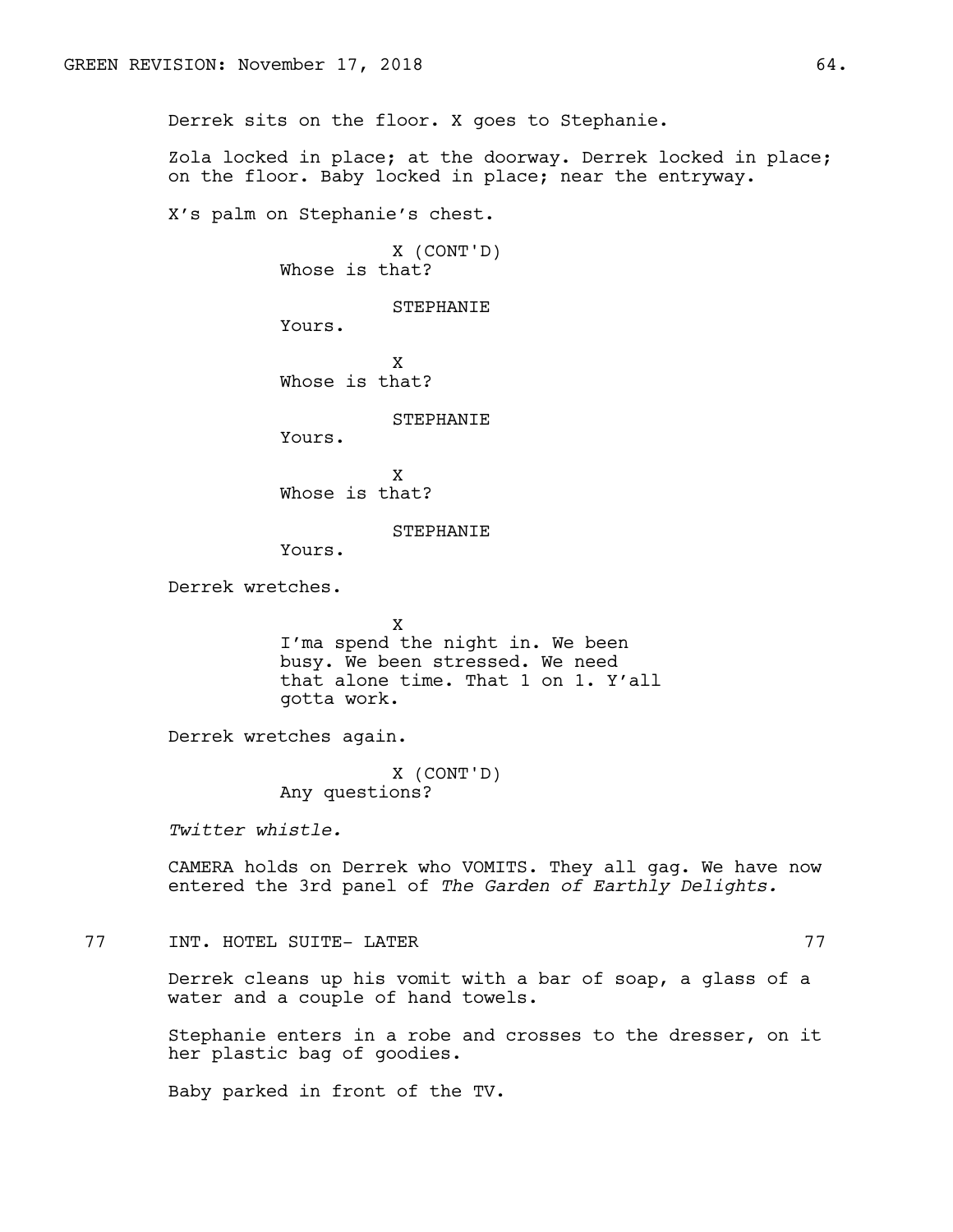Derrek sits on the floor. X goes to Stephanie.

Zola locked in place; at the doorway. Derrek locked in place; on the floor. Baby locked in place; near the entryway.

X's palm on Stephanie's chest.

X (CONT'D)
Whose is that?

STEPHANIE
Yours.

X
Whose is that?

STEPHANIE
Yours.

X
Whose is that?

STEPHANIE
Yours.

Derrek wretches.

X
I'ma spend the night in. We been busy. We been stressed. We need that alone time. That 1 on 1. Y'all gotta work.

Derrek wretches again.

X (CONT'D)
Any questions?

*Twitter whistle.*

CAMERA holds on Derrek who VOMITS. They all gag. We have now entered the 3rd panel of *The Garden of Earthly Delights.*

77 INT. HOTEL SUITE- LATER 77

Derrek cleans up his vomit with a bar of soap, a glass of a water and a couple of hand towels.

Stephanie enters in a robe and crosses to the dresser, on it her plastic bag of goodies.

Baby parked in front of the TV.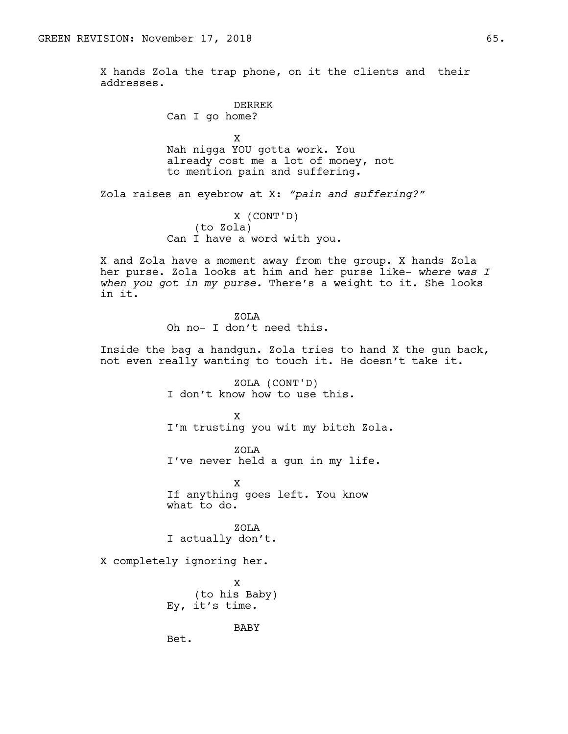X hands Zola the trap phone, on it the clients and their addresses.

DERREK
Can I go home?

X
Nah nigga YOU gotta work. You already cost me a lot of money, not to mention pain and suffering.

Zola raises an eyebrow at X: *"pain and suffering?"*

X (CONT'D)
(to Zola)
Can I have a word with you.

X and Zola have a moment away from the group. X hands Zola her purse. Zola looks at him and her purse like- *where was I when you got in my purse.* There's a weight to it. She looks in it.

ZOLA
Oh no- I don't need this.

Inside the bag a handgun. Zola tries to hand X the gun back, not even really wanting to touch it. He doesn't take it.

ZOLA (CONT'D)
I don't know how to use this.

X
I'm trusting you wit my bitch Zola.

ZOLA
I've never held a gun in my life.

X
If anything goes left. You know what to do.

ZOLA
I actually don't.

X completely ignoring her.

X
(to his Baby)
Ey, it's time.

BABY
Bet.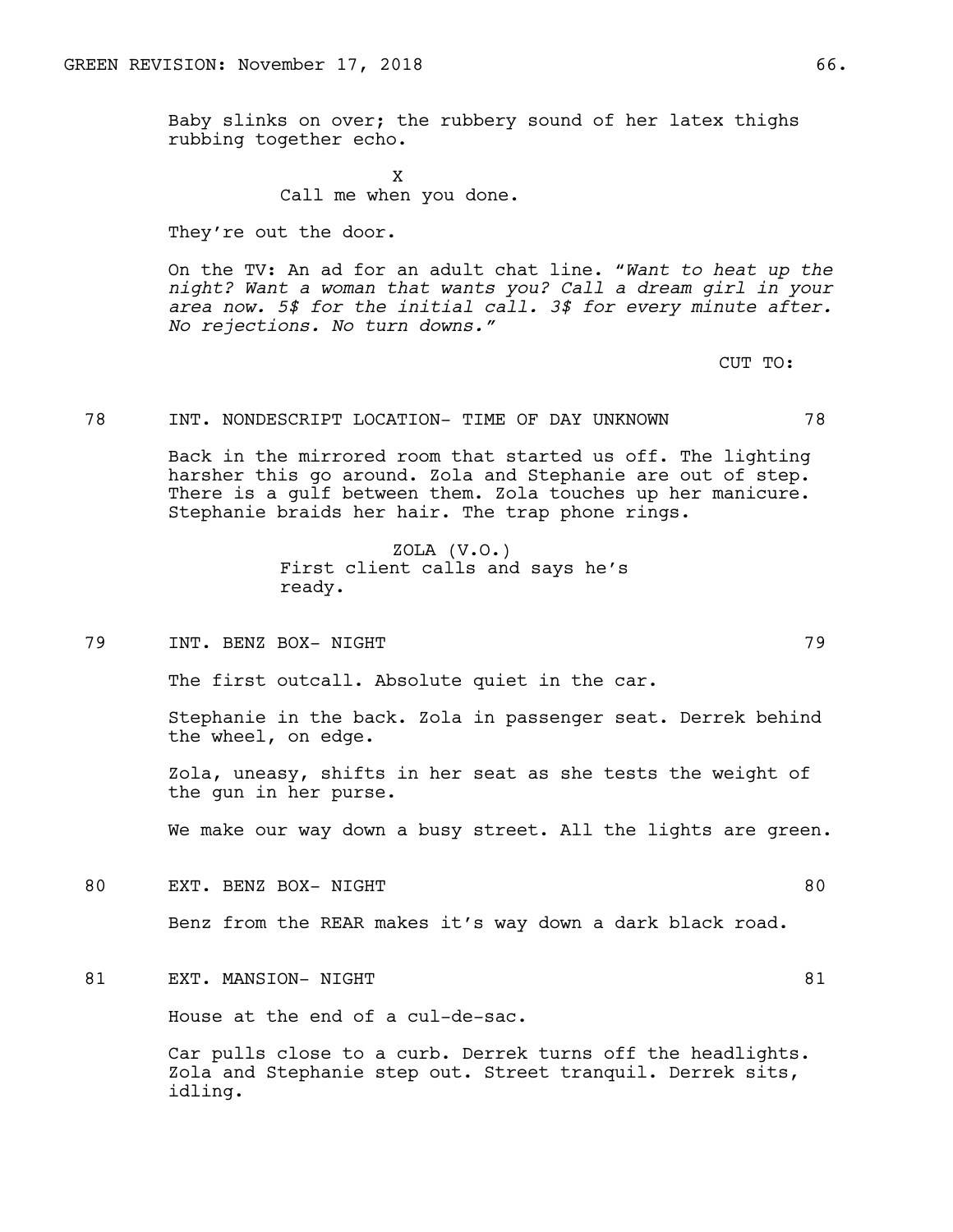Baby slinks on over; the rubbery sound of her latex thighs rubbing together echo.

X
Call me when you done.

They're out the door.

On the TV: An ad for an adult chat line. "*Want to heat up the night? Want a woman that wants you? Call a dream girl in your area now. 5$ for the initial call. 3$ for every minute after. No rejections. No turn downs.*"

CUT TO:

78 INT. NONDESCRIPT LOCATION- TIME OF DAY UNKNOWN 78

Back in the mirrored room that started us off. The lighting harsher this go around. Zola and Stephanie are out of step. There is a gulf between them. Zola touches up her manicure. Stephanie braids her hair. The trap phone rings.

ZOLA (V.O.)
First client calls and says he's ready.

79 INT. BENZ BOX- NIGHT 79

The first outcall. Absolute quiet in the car.

Stephanie in the back. Zola in passenger seat. Derrek behind the wheel, on edge.

Zola, uneasy, shifts in her seat as she tests the weight of the gun in her purse.

We make our way down a busy street. All the lights are green.

80 EXT. BENZ BOX- NIGHT 80

Benz from the REAR makes it's way down a dark black road.

81 EXT. MANSION- NIGHT 81

House at the end of a cul-de-sac.

Car pulls close to a curb. Derrek turns off the headlights. Zola and Stephanie step out. Street tranquil. Derrek sits, idling.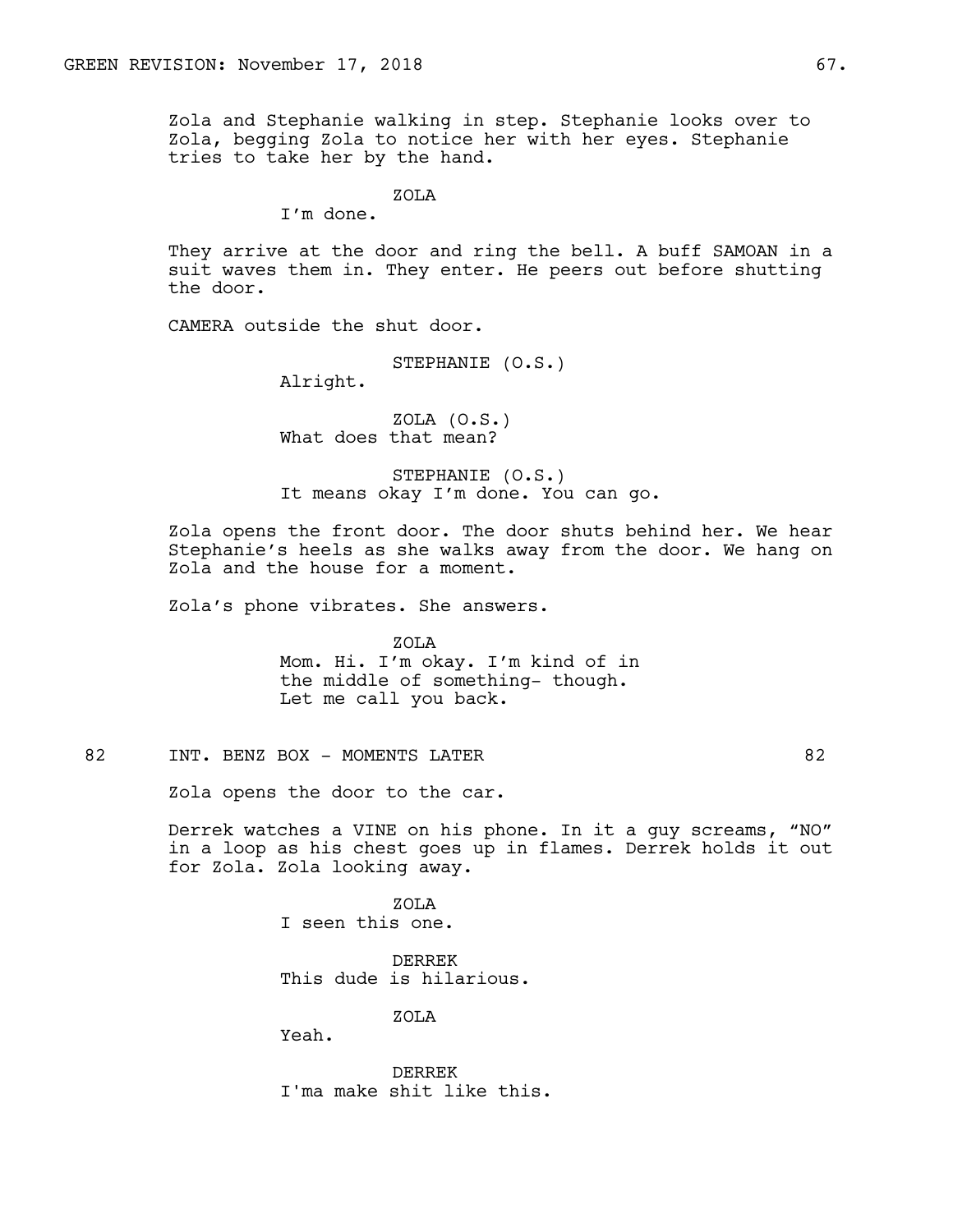Zola and Stephanie walking in step. Stephanie looks over to Zola, begging Zola to notice her with her eyes. Stephanie tries to take her by the hand.

ZOLA
I'm done.

They arrive at the door and ring the bell. A buff SAMOAN in a suit waves them in. They enter. He peers out before shutting the door.

CAMERA outside the shut door.

STEPHANIE (O.S.)
Alright.

ZOLA (O.S.)
What does that mean?

STEPHANIE (O.S.)
It means okay I'm done. You can go.

Zola opens the front door. The door shuts behind her. We hear Stephanie's heels as she walks away from the door. We hang on Zola and the house for a moment.

Zola's phone vibrates. She answers.

ZOLA
Mom. Hi. I'm okay. I'm kind of in the middle of something- though. Let me call you back.

82 INT. BENZ BOX - MOMENTS LATER 82

Zola opens the door to the car.

Derrek watches a VINE on his phone. In it a guy screams, "NO" in a loop as his chest goes up in flames. Derrek holds it out for Zola. Zola looking away.

ZOLA
I seen this one.

DERREK
This dude is hilarious.

ZOLA
Yeah.

DERREK
I'ma make shit like this.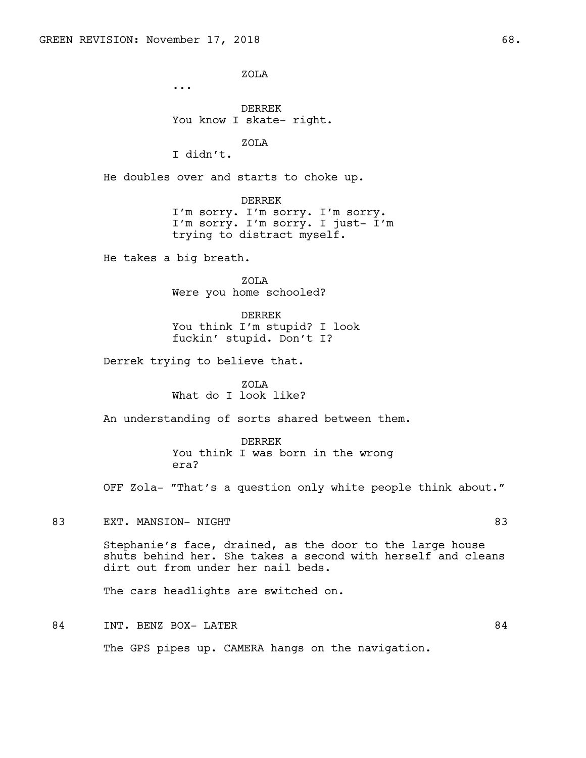ZOLA

...

DERREK

You know I skate- right.

ZOLA

I didn't.

He doubles over and starts to choke up.

DERREK

I'm sorry. I'm sorry. I'm sorry. I'm sorry. I'm sorry. I just- I'm trying to distract myself.

He takes a big breath.

ZOLA

Were you home schooled?

DERREK

You think I'm stupid? I look fuckin' stupid. Don't I?

Derrek trying to believe that.

ZOLA

What do I look like?

An understanding of sorts shared between them.

DERREK

You think I was born in the wrong era?

OFF Zola- "That's a question only white people think about."

83 EXT. MANSION- NIGHT 83

Stephanie's face, drained, as the door to the large house shuts behind her. She takes a second with herself and cleans dirt out from under her nail beds.

The cars headlights are switched on.

84 INT. BENZ BOX- LATER 84

The GPS pipes up. CAMERA hangs on the navigation.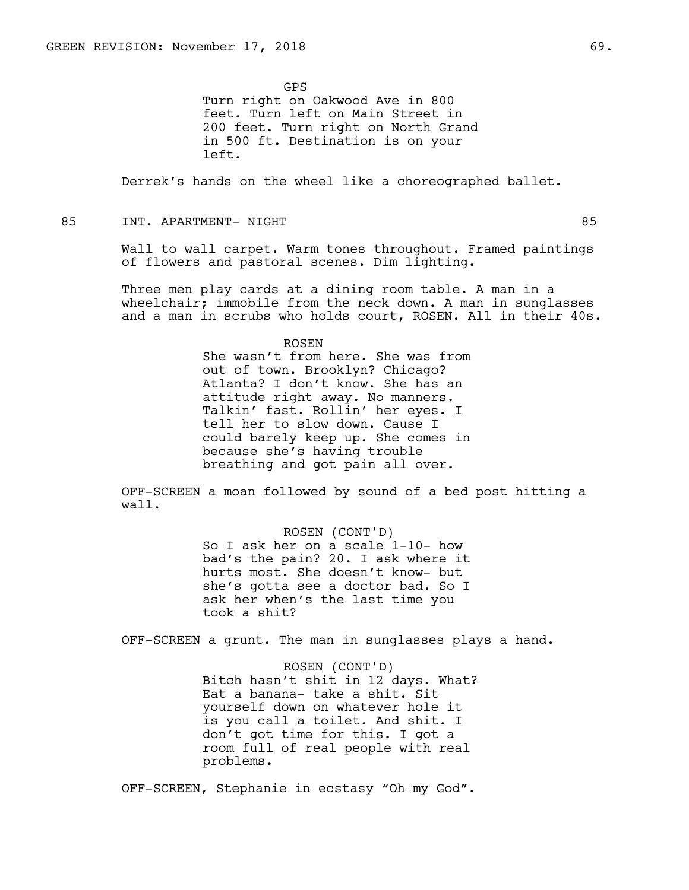GPS

Turn right on Oakwood Ave in 800 feet. Turn left on Main Street in 200 feet. Turn right on North Grand in 500 ft. Destination is on your left.

Derrek's hands on the wheel like a choreographed ballet.

## 85 INT. APARTMENT- NIGHT 85

Wall to wall carpet. Warm tones throughout. Framed paintings of flowers and pastoral scenes. Dim lighting.

Three men play cards at a dining room table. A man in a wheelchair; immobile from the neck down. A man in sunglasses and a man in scrubs who holds court, ROSEN. All in their 40s.

ROSEN

She wasn't from here. She was from out of town. Brooklyn? Chicago? Atlanta? I don't know. She has an attitude right away. No manners. Talkin' fast. Rollin' her eyes. I tell her to slow down. Cause I could barely keep up. She comes in because she's having trouble breathing and got pain all over.

OFF-SCREEN a moan followed by sound of a bed post hitting a wall.

ROSEN (CONT'D)

So I ask her on a scale 1-10- how bad's the pain? 20. I ask where it hurts most. She doesn't know- but she's gotta see a doctor bad. So I ask her when's the last time you took a shit?

OFF-SCREEN a grunt. The man in sunglasses plays a hand.

ROSEN (CONT'D)

Bitch hasn't shit in 12 days. What? Eat a banana- take a shit. Sit yourself down on whatever hole it is you call a toilet. And shit. I don't got time for this. I got a room full of real people with real problems.

OFF-SCREEN, Stephanie in ecstasy "Oh my God".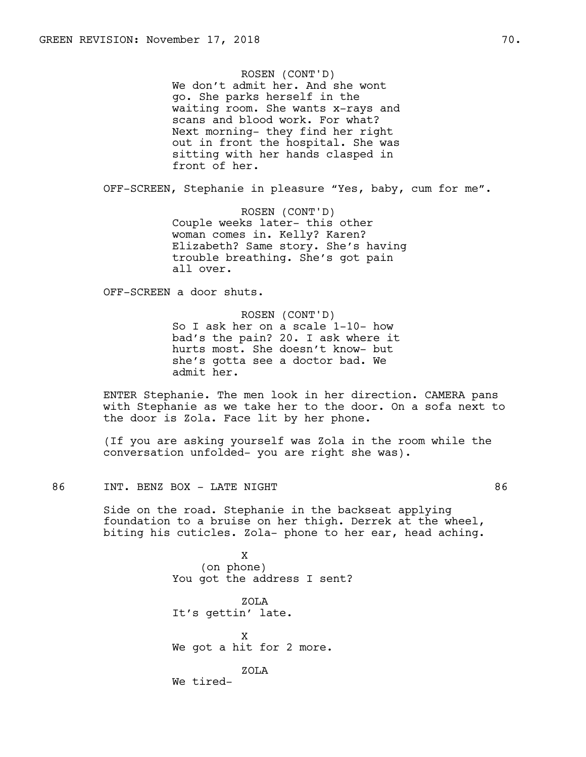ROSEN (CONT'D)
We don't admit her. And she wont go. She parks herself in the waiting room. She wants x-rays and scans and blood work. For what? Next morning- they find her right out in front the hospital. She was sitting with her hands clasped in front of her.

OFF-SCREEN, Stephanie in pleasure "Yes, baby, cum for me".

ROSEN (CONT'D)
Couple weeks later- this other woman comes in. Kelly? Karen? Elizabeth? Same story. She's having trouble breathing. She's got pain all over.

OFF-SCREEN a door shuts.

ROSEN (CONT'D)
So I ask her on a scale 1-10- how bad's the pain? 20. I ask where it hurts most. She doesn't know- but she's gotta see a doctor bad. We admit her.

ENTER Stephanie. The men look in her direction. CAMERA pans with Stephanie as we take her to the door. On a sofa next to the door is Zola. Face lit by her phone.

(If you are asking yourself was Zola in the room while the conversation unfolded- you are right she was).

86 INT. BENZ BOX - LATE NIGHT 86

Side on the road. Stephanie in the backseat applying foundation to a bruise on her thigh. Derrek at the wheel, biting his cuticles. Zola- phone to her ear, head aching.

X
(on phone)
You got the address I sent?

ZOLA
It's gettin' late.

X
We got a hit for 2 more.

ZOLA
We tired-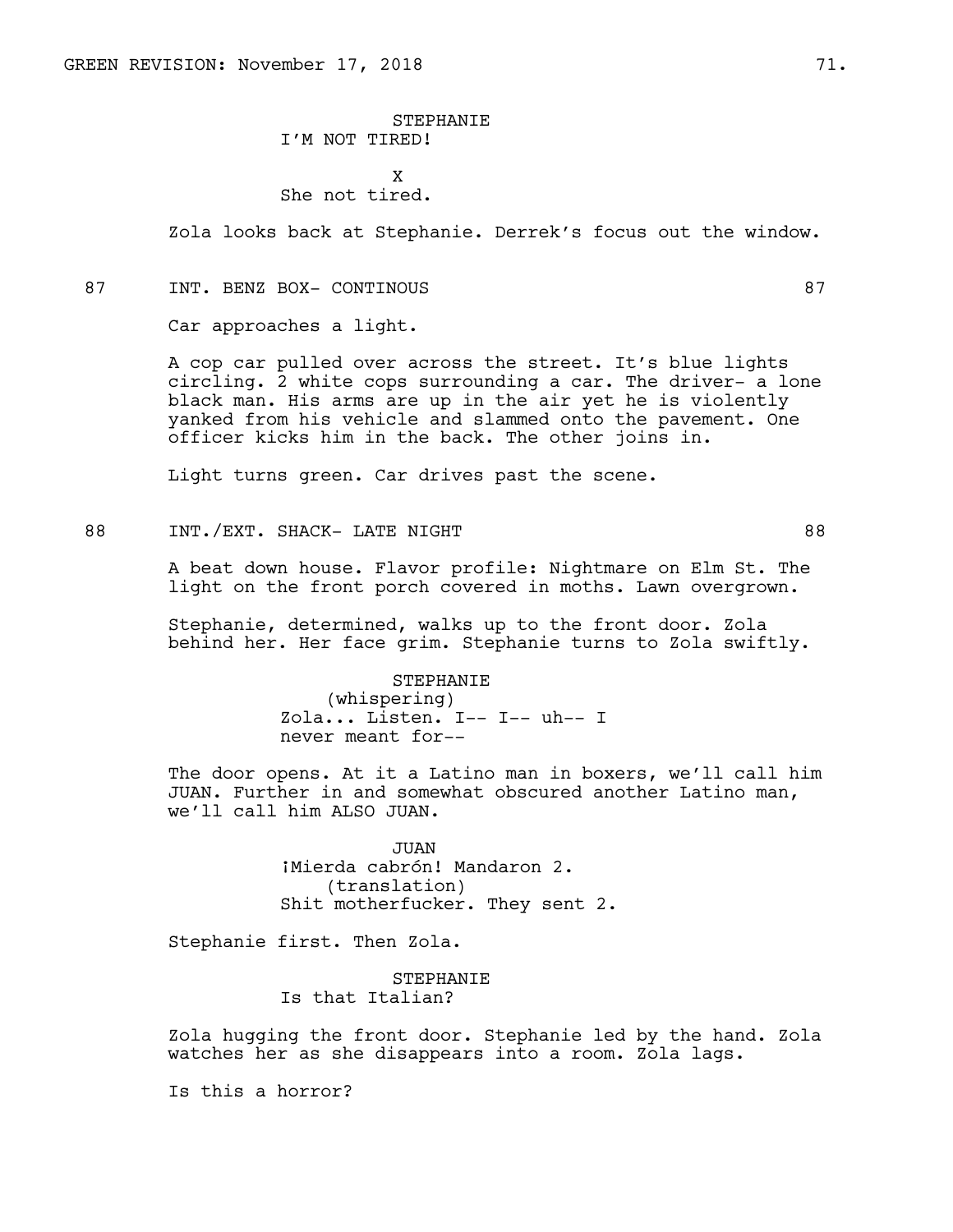STEPHANIE
I'M NOT TIRED!

X
She not tired.

Zola looks back at Stephanie. Derrek's focus out the window.

87 INT. BENZ BOX- CONTINOUS 87

Car approaches a light.

A cop car pulled over across the street. It's blue lights circling. 2 white cops surrounding a car. The driver- a lone black man. His arms are up in the air yet he is violently yanked from his vehicle and slammed onto the pavement. One officer kicks him in the back. The other joins in.

Light turns green. Car drives past the scene.

88 INT./EXT. SHACK- LATE NIGHT 88

A beat down house. Flavor profile: Nightmare on Elm St. The light on the front porch covered in moths. Lawn overgrown.

Stephanie, determined, walks up to the front door. Zola behind her. Her face grim. Stephanie turns to Zola swiftly.

STEPHANIE
(whispering)
Zola... Listen. I-- I-- uh-- I never meant for--

The door opens. At it a Latino man in boxers, we'll call him JUAN. Further in and somewhat obscured another Latino man, we'll call him ALSO JUAN.

JUAN
¡Mierda cabrón! Mandaron 2.
(translation)
Shit motherfucker. They sent 2.

Stephanie first. Then Zola.

STEPHANIE
Is that Italian?

Zola hugging the front door. Stephanie led by the hand. Zola watches her as she disappears into a room. Zola lags.

Is this a horror?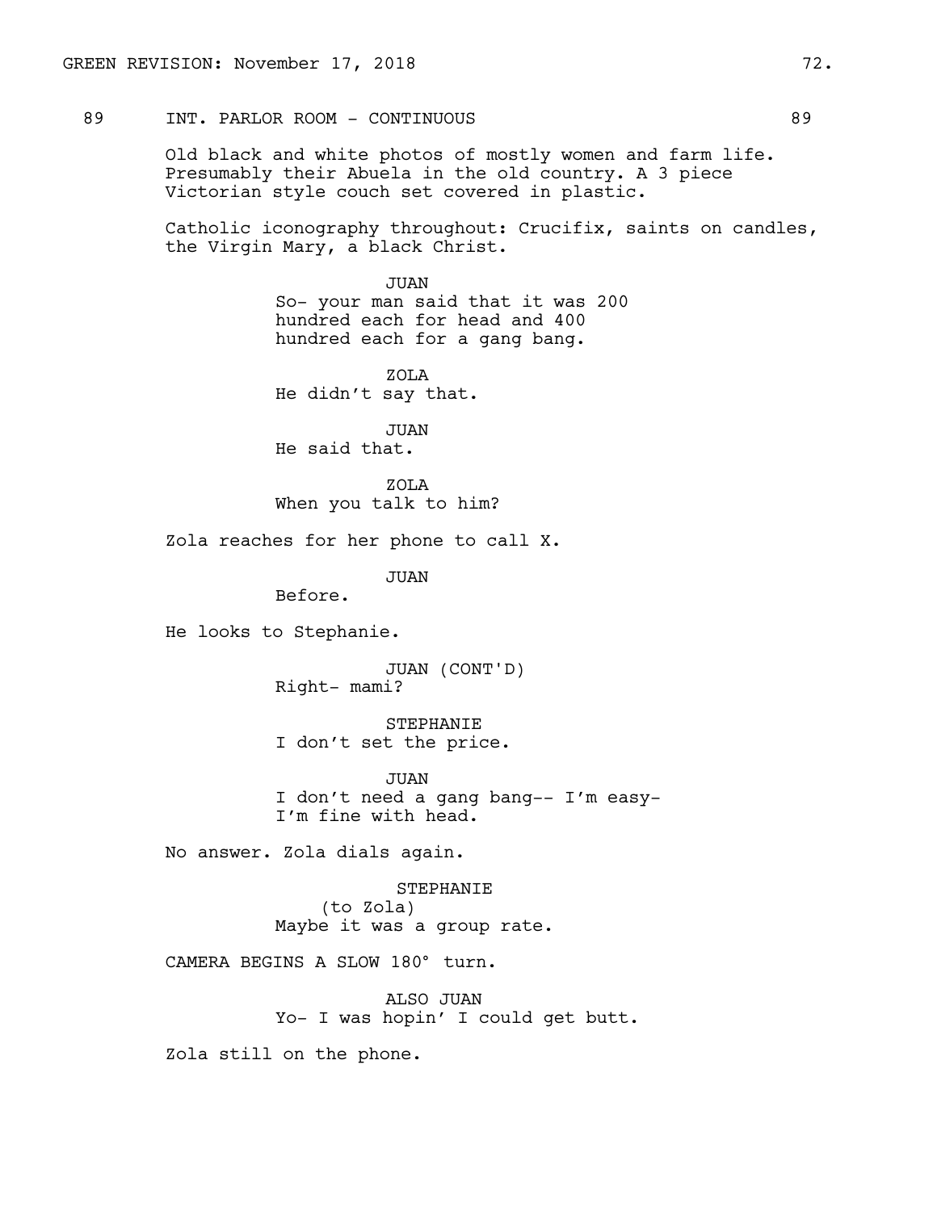89 INT. PARLOR ROOM - CONTINUOUS 89

Old black and white photos of mostly women and farm life. Presumably their Abuela in the old country. A 3 piece Victorian style couch set covered in plastic.

Catholic iconography throughout: Crucifix, saints on candles, the Virgin Mary, a black Christ.

JUAN
So- your man said that it was 200 hundred each for head and 400 hundred each for a gang bang.

ZOLA
He didn't say that.

JUAN
He said that.

ZOLA
When you talk to him?

Zola reaches for her phone to call X.

JUAN
Before.

He looks to Stephanie.

JUAN (CONT'D)
Right- mami?

STEPHANIE
I don't set the price.

JUAN
I don't need a gang bang-- I'm easy- I'm fine with head.

No answer. Zola dials again.

STEPHANIE
(to Zola)
Maybe it was a group rate.

CAMERA BEGINS A SLOW 180° turn.

ALSO JUAN
Yo- I was hopin' I could get butt.

Zola still on the phone.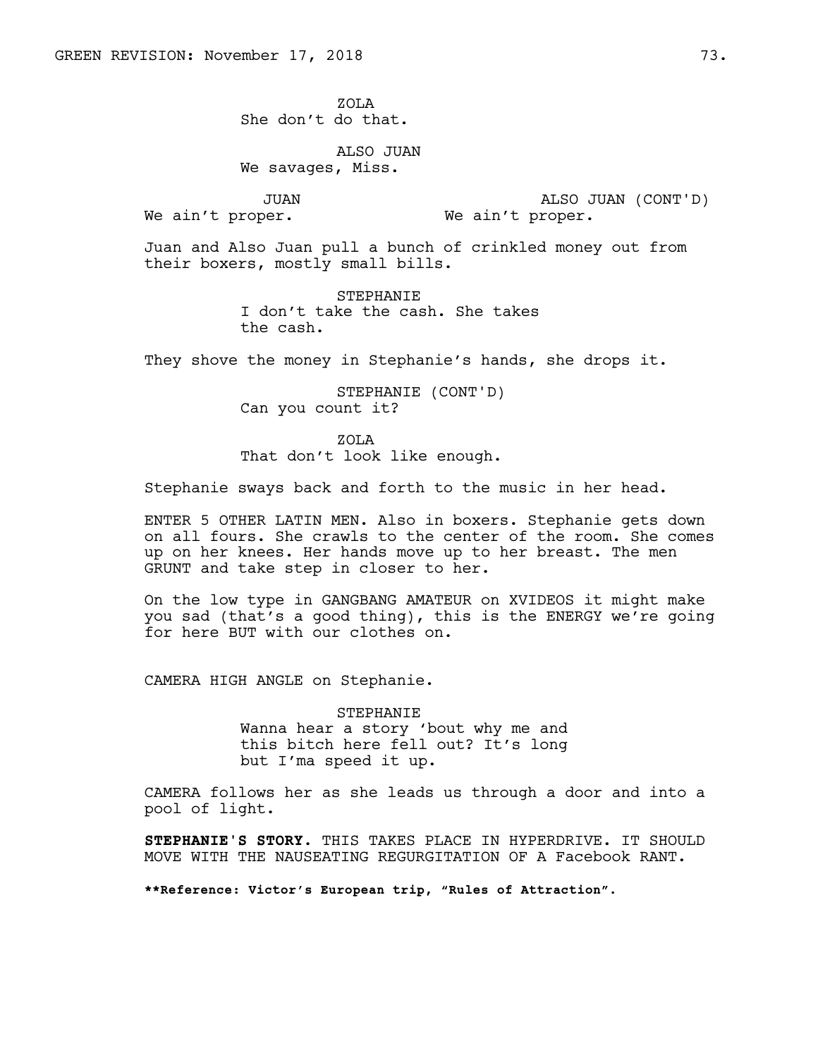ZOLA
She don't do that.

ALSO JUAN
We savages, Miss.

JUAN
We ain't proper.

ALSO JUAN (CONT'D)
We ain't proper.

Juan and Also Juan pull a bunch of crinkled money out from their boxers, mostly small bills.

STEPHANIE
I don't take the cash. She takes the cash.

They shove the money in Stephanie's hands, she drops it.

STEPHANIE (CONT'D)
Can you count it?

ZOLA
That don't look like enough.

Stephanie sways back and forth to the music in her head.

ENTER 5 OTHER LATIN MEN. Also in boxers. Stephanie gets down on all fours. She crawls to the center of the room. She comes up on her knees. Her hands move up to her breast. The men GRUNT and take step in closer to her.

On the low type in GANGBANG AMATEUR on XVIDEOS it might make you sad (that's a good thing), this is the ENERGY we're going for here BUT with our clothes on.

CAMERA HIGH ANGLE on Stephanie.

STEPHANIE
Wanna hear a story 'bout why me and this bitch here fell out? It's long but I'ma speed it up.

CAMERA follows her as she leads us through a door and into a pool of light.

**STEPHANIE'S STORY.** THIS TAKES PLACE IN HYPERDRIVE. IT SHOULD MOVE WITH THE NAUSEATING REGURGITATION OF A Facebook RANT.

**\*\*Reference: Victor's European trip, "Rules of Attraction".**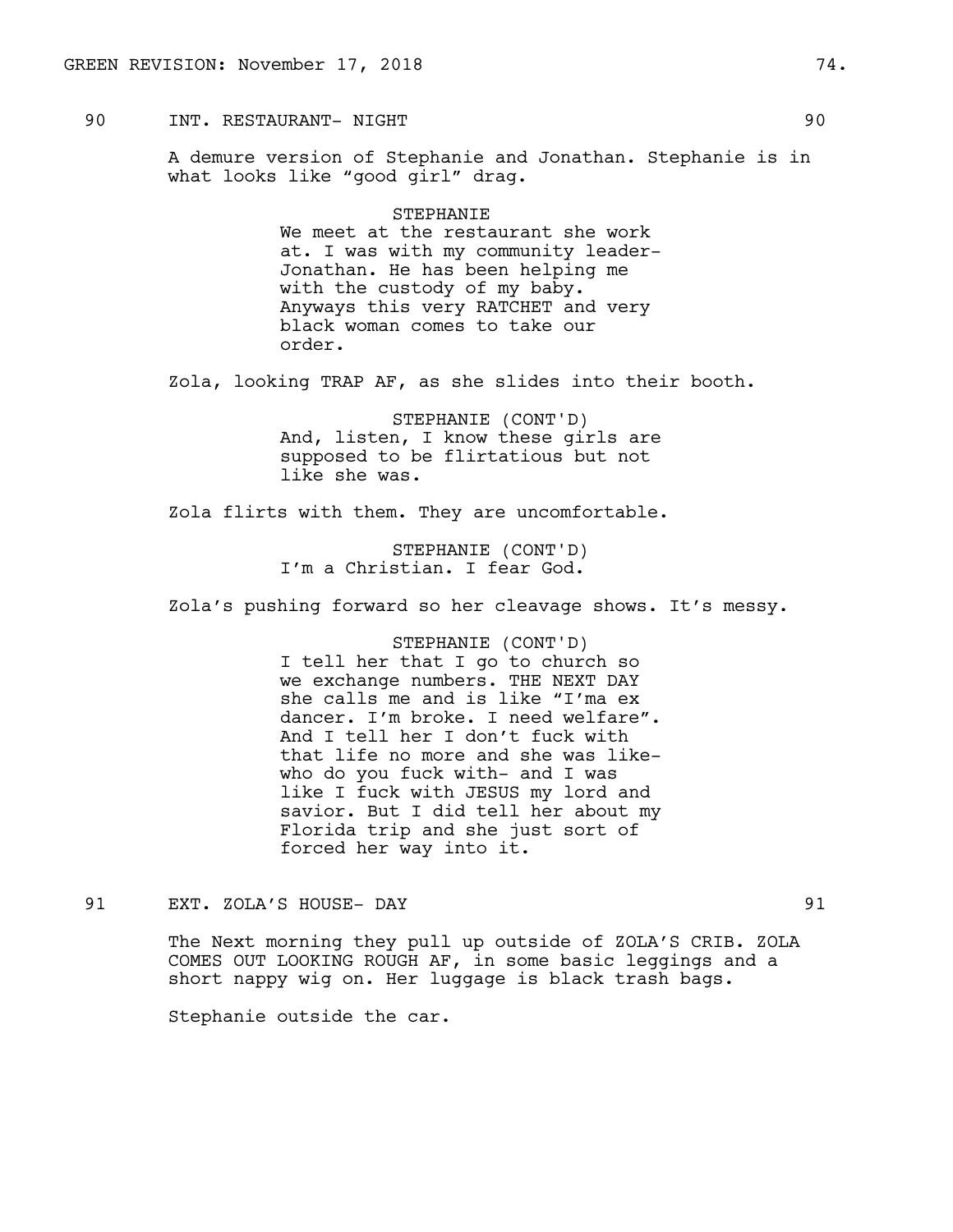90 INT. RESTAURANT- NIGHT 90

A demure version of Stephanie and Jonathan. Stephanie is in what looks like “good girl” drag.

STEPHANIE
We meet at the restaurant she work at. I was with my community leader- Jonathan. He has been helping me with the custody of my baby. Anyways this very RATCHET and very black woman comes to take our order.

Zola, looking TRAP AF, as she slides into their booth.

STEPHANIE (CONT'D)
And, listen, I know these girls are supposed to be flirtatious but not like she was.

Zola flirts with them. They are uncomfortable.

STEPHANIE (CONT'D)
I’m a Christian. I fear God.

Zola’s pushing forward so her cleavage shows. It’s messy.

STEPHANIE (CONT'D)
I tell her that I go to church so we exchange numbers. THE NEXT DAY she calls me and is like “I’ma ex dancer. I’m broke. I need welfare”. And I tell her I don’t fuck with that life no more and she was like- who do you fuck with- and I was like I fuck with JESUS my lord and savior. But I did tell her about my Florida trip and she just sort of forced her way into it.

91 EXT. ZOLA’S HOUSE- DAY 91

The Next morning they pull up outside of ZOLA’S CRIB. ZOLA COMES OUT LOOKING ROUGH AF, in some basic leggings and a short nappy wig on. Her luggage is black trash bags.

Stephanie outside the car.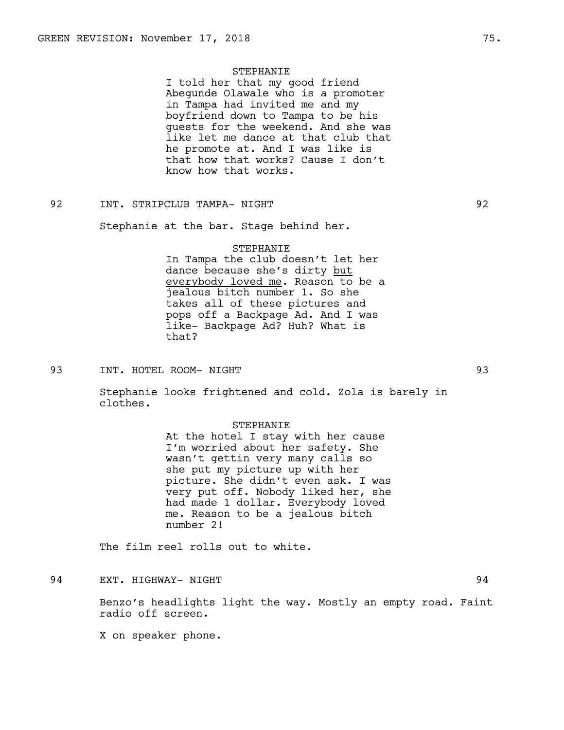STEPHANIE

I told her that my good friend Abegunde Olawale who is a promoter in Tampa had invited me and my boyfriend down to Tampa to be his guests for the weekend. And she was like let me dance at that club that he promote at. And I was like is that how that works? Cause I don't know how that works.

92 INT. STRIPCLUB TAMPA- NIGHT 92

Stephanie at the bar. Stage behind her.

STEPHANIE

In Tampa the club doesn't let her dance because she's dirty <u>but everybody loved me</u>. Reason to be a jealous bitch number 1. So she takes all of these pictures and pops off a Backpage Ad. And I was like- Backpage Ad? Huh? What is that?

93 INT. HOTEL ROOM- NIGHT 93

Stephanie looks frightened and cold. Zola is barely in clothes.

STEPHANIE

At the hotel I stay with her cause I'm worried about her safety. She wasn't gettin very many calls so she put my picture up with her picture. She didn't even ask. I was very put off. Nobody liked her, she had made 1 dollar. Everybody loved me. Reason to be a jealous bitch number 2!

The film reel rolls out to white.

94 EXT. HIGHWAY- NIGHT 94

Benzo's headlights light the way. Mostly an empty road. Faint radio off screen.

X on speaker phone.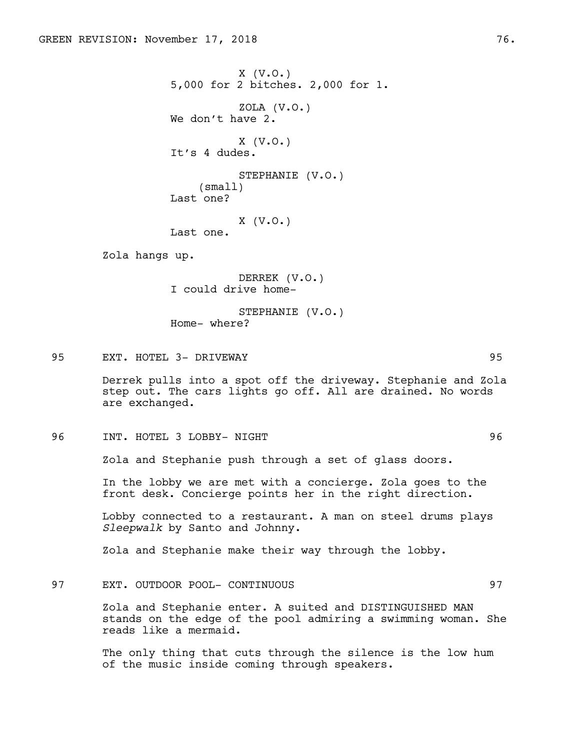X (V.O.)
5,000 for 2 bitches. 2,000 for 1.

ZOLA (V.O.)
We don't have 2.

X (V.O.)
It's 4 dudes.

STEPHANIE (V.O.)
(small)
Last one?

X (V.O.)
Last one.

Zola hangs up.

DERREK (V.O.)
I could drive home-

STEPHANIE (V.O.)
Home- where?

95 EXT. HOTEL 3- DRIVEWAY 95

Derrek pulls into a spot off the driveway. Stephanie and Zola step out. The cars lights go off. All are drained. No words are exchanged.

96 INT. HOTEL 3 LOBBY- NIGHT 96

Zola and Stephanie push through a set of glass doors.

In the lobby we are met with a concierge. Zola goes to the front desk. Concierge points her in the right direction.

Lobby connected to a restaurant. A man on steel drums plays *Sleepwalk* by Santo and Johnny.

Zola and Stephanie make their way through the lobby.

97 EXT. OUTDOOR POOL- CONTINUOUS 97

Zola and Stephanie enter. A suited and DISTINGUISHED MAN stands on the edge of the pool admiring a swimming woman. She reads like a mermaid.

The only thing that cuts through the silence is the low hum of the music inside coming through speakers.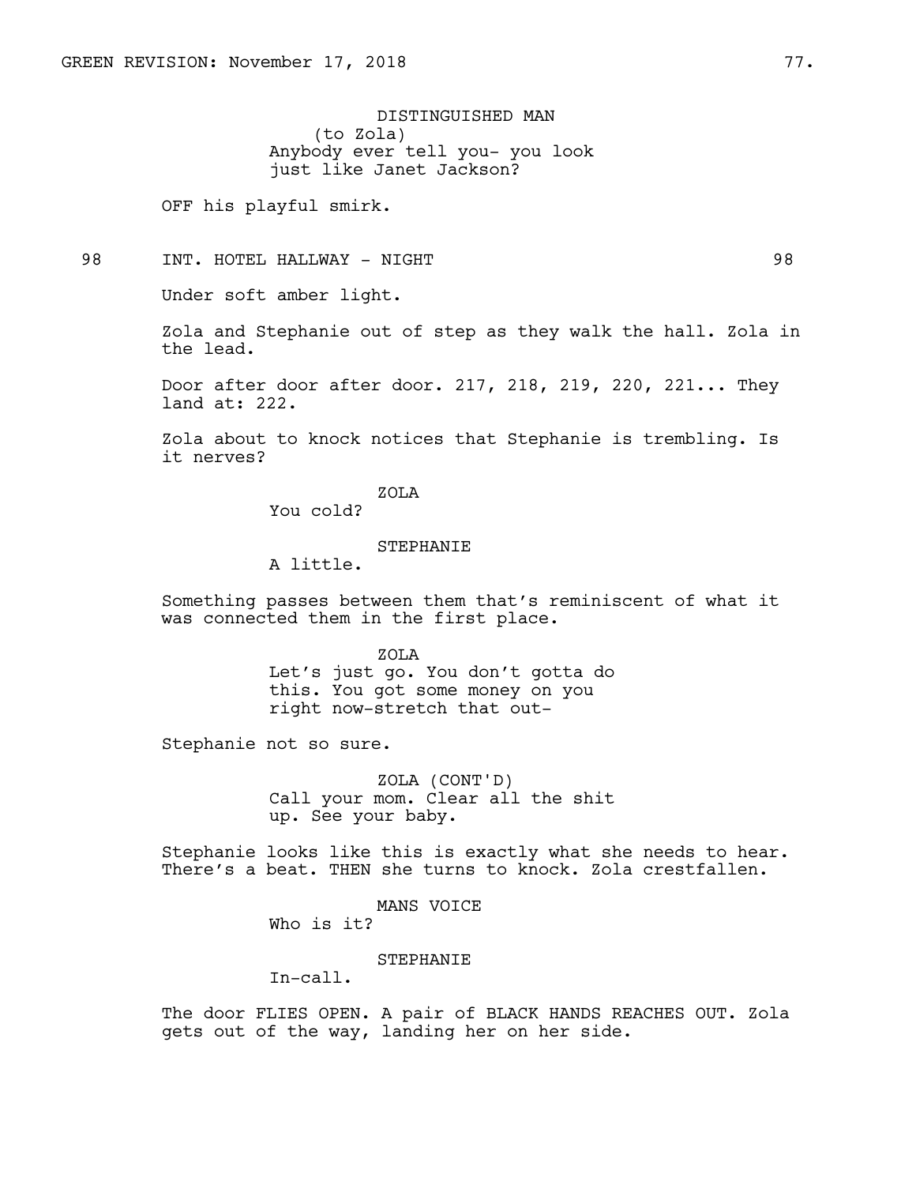DISTINGUISHED MAN
(to Zola)
Anybody ever tell you- you look just like Janet Jackson?

OFF his playful smirk.

98 INT. HOTEL HALLWAY - NIGHT 98

Under soft amber light.

Zola and Stephanie out of step as they walk the hall. Zola in the lead.

Door after door after door. 217, 218, 219, 220, 221... They land at: 222.

Zola about to knock notices that Stephanie is trembling. Is it nerves?

ZOLA
You cold?

STEPHANIE
A little.

Something passes between them that's reminiscent of what it was connected them in the first place.

ZOLA
Let's just go. You don't gotta do this. You got some money on you right now-stretch that out-

Stephanie not so sure.

ZOLA (CONT'D)
Call your mom. Clear all the shit up. See your baby.

Stephanie looks like this is exactly what she needs to hear. There's a beat. THEN she turns to knock. Zola crestfallen.

MANS VOICE
Who is it?

STEPHANIE
In-call.

The door FLIES OPEN. A pair of BLACK HANDS REACHES OUT. Zola gets out of the way, landing her on her side.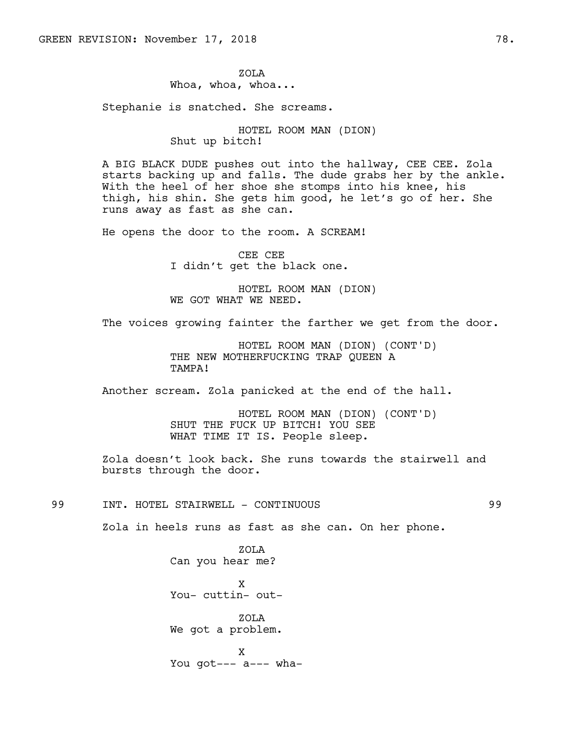ZOLA
Whoa, whoa, whoa...

Stephanie is snatched. She screams.

HOTEL ROOM MAN (DION)
Shut up bitch!

A BIG BLACK DUDE pushes out into the hallway, CEE CEE. Zola starts backing up and falls. The dude grabs her by the ankle. With the heel of her shoe she stomps into his knee, his thigh, his shin. She gets him good, he let's go of her. She runs away as fast as she can.

He opens the door to the room. A SCREAM!

CEE CEE
I didn't get the black one.

HOTEL ROOM MAN (DION)
WE GOT WHAT WE NEED.

The voices growing fainter the farther we get from the door.

HOTEL ROOM MAN (DION) (CONT'D)
THE NEW MOTHERFUCKING TRAP QUEEN A TAMPA!

Another scream. Zola panicked at the end of the hall.

HOTEL ROOM MAN (DION) (CONT'D)
SHUT THE FUCK UP BITCH! YOU SEE WHAT TIME IT IS. People sleep.

Zola doesn't look back. She runs towards the stairwell and bursts through the door.

99 INT. HOTEL STAIRWELL - CONTINUOUS 99

Zola in heels runs as fast as she can. On her phone.

ZOLA
Can you hear me?

X
You- cuttin- out-

ZOLA
We got a problem.

X
You got--- a--- wha-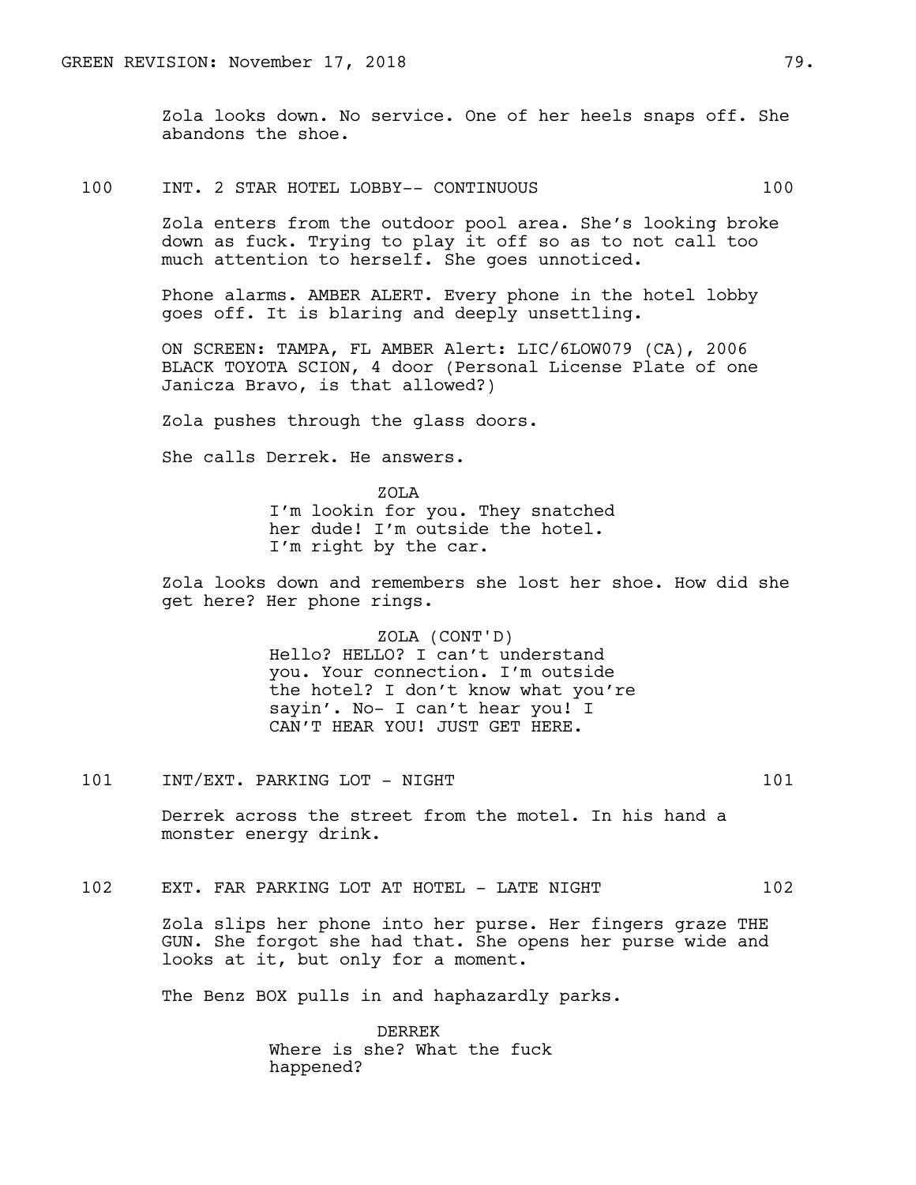Zola looks down. No service. One of her heels snaps off. She abandons the shoe.

100 INT. 2 STAR HOTEL LOBBY-- CONTINUOUS 100

Zola enters from the outdoor pool area. She's looking broke down as fuck. Trying to play it off so as to not call too much attention to herself. She goes unnoticed.

Phone alarms. AMBER ALERT. Every phone in the hotel lobby goes off. It is blaring and deeply unsettling.

ON SCREEN: TAMPA, FL AMBER Alert: LIC/6LOW079 (CA), 2006 BLACK TOYOTA SCION, 4 door (Personal License Plate of one Janicza Bravo, is that allowed?)

Zola pushes through the glass doors.

She calls Derrek. He answers.

ZOLA

I'm lookin for you. They snatched her dude! I'm outside the hotel. I'm right by the car.

Zola looks down and remembers she lost her shoe. How did she get here? Her phone rings.

ZOLA (CONT'D)

Hello? HELLO? I can't understand you. Your connection. I'm outside the hotel? I don't know what you're sayin'. No- I can't hear you! I CAN'T HEAR YOU! JUST GET HERE.

101 INT/EXT. PARKING LOT - NIGHT 101

Derrek across the street from the motel. In his hand a monster energy drink.

102 EXT. FAR PARKING LOT AT HOTEL - LATE NIGHT 102

Zola slips her phone into her purse. Her fingers graze THE GUN. She forgot she had that. She opens her purse wide and looks at it, but only for a moment.

The Benz BOX pulls in and haphazardly parks.

DERREK

Where is she? What the fuck happened?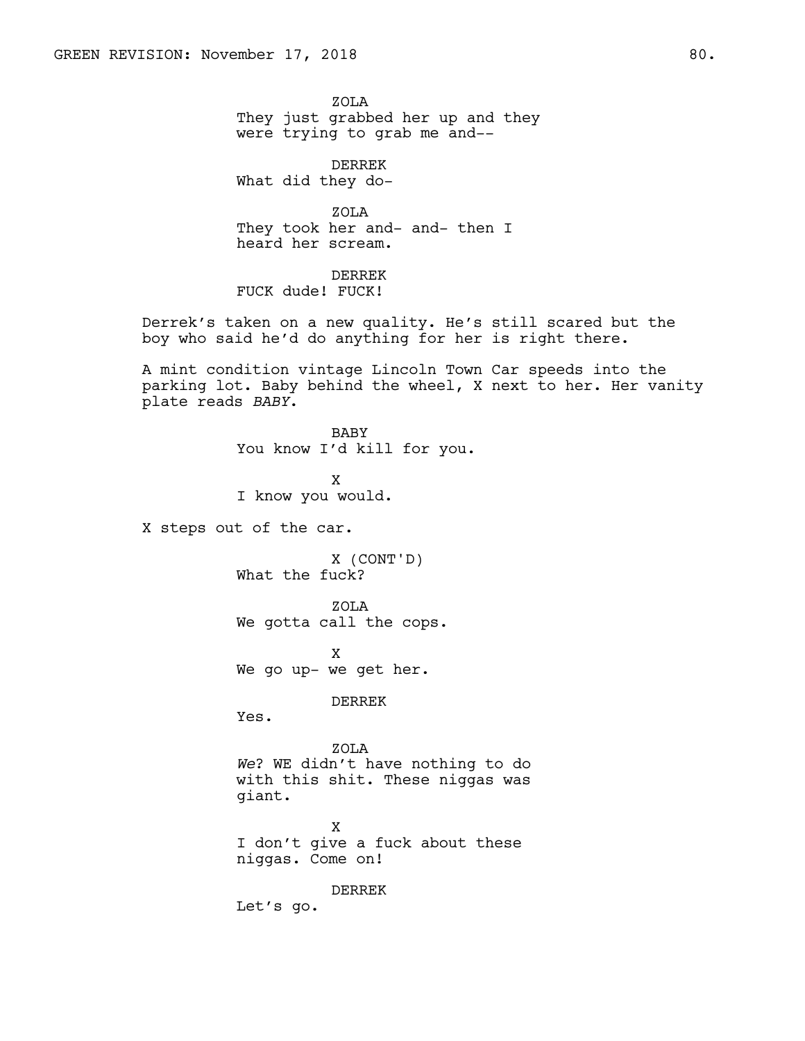ZOLA
They just grabbed her up and they were trying to grab me and--

DERREK
What did they do-

ZOLA
They took her and- and- then I heard her scream.

DERREK
FUCK dude! FUCK!

Derrek's taken on a new quality. He's still scared but the boy who said he'd do anything for her is right there.

A mint condition vintage Lincoln Town Car speeds into the parking lot. Baby behind the wheel, X next to her. Her vanity plate reads *BABY*.

BABY
You know I'd kill for you.

X
I know you would.

X steps out of the car.

X (CONT'D)
What the fuck?

ZOLA
We gotta call the cops.

X
We go up- we get her.

DERREK
Yes.

ZOLA
*We*? WE didn't have nothing to do with this shit. These niggas was giant.

X
I don't give a fuck about these niggas. Come on!

DERREK
Let's go.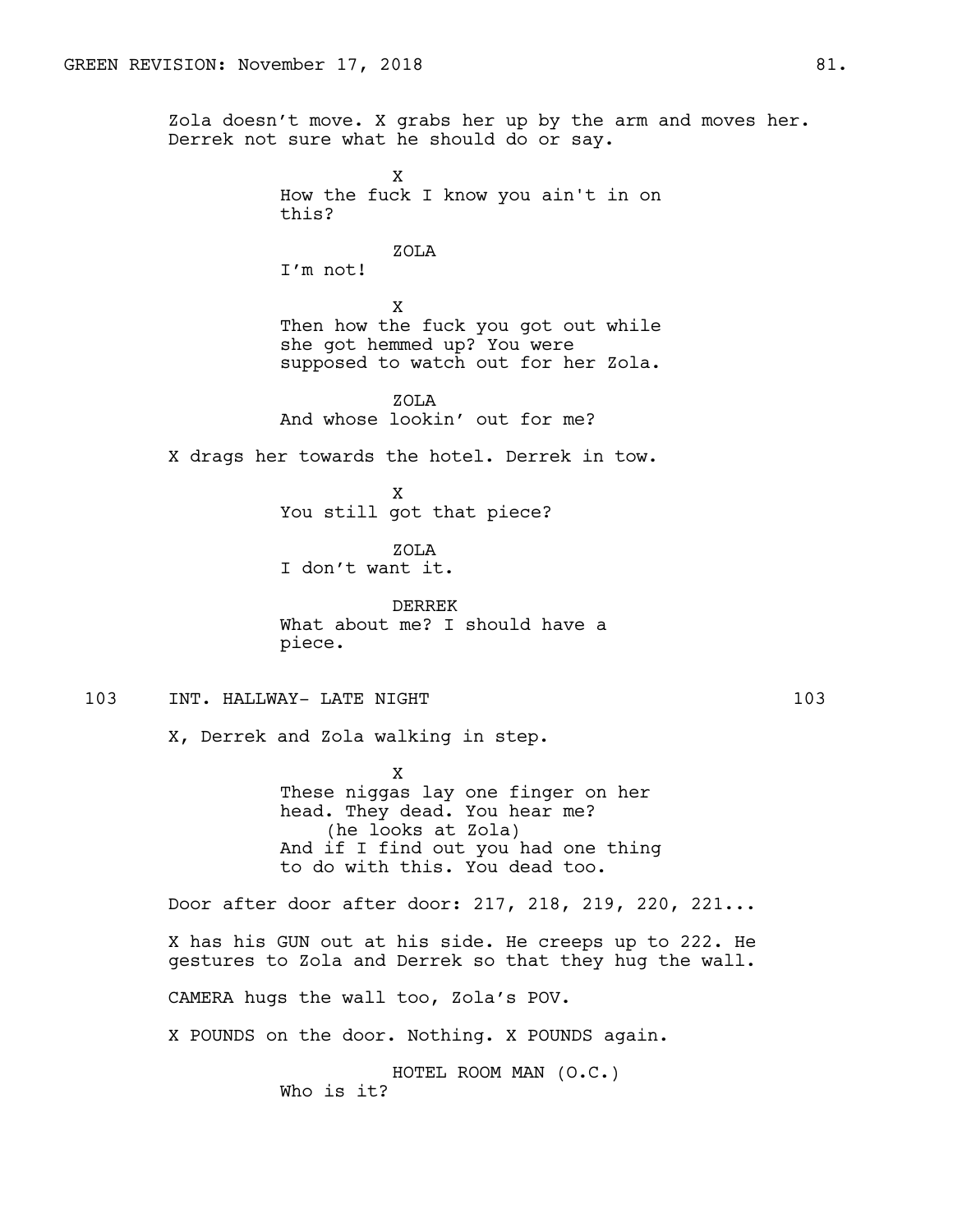Zola doesn't move. X grabs her up by the arm and moves her. Derrek not sure what he should do or say.

X
How the fuck I know you ain't in on this?

ZOLA
I'm not!

X
Then how the fuck you got out while she got hemmed up? You were supposed to watch out for her Zola.

ZOLA
And whose lookin' out for me?

X drags her towards the hotel. Derrek in tow.

X
You still got that piece?

ZOLA
I don't want it.

DERREK
What about me? I should have a piece.

103 INT. HALLWAY- LATE NIGHT 103

X, Derrek and Zola walking in step.

X
These niggas lay one finger on her head. They dead. You hear me?
(he looks at Zola)
And if I find out you had one thing to do with this. You dead too.

Door after door after door: 217, 218, 219, 220, 221...

X has his GUN out at his side. He creeps up to 222. He gestures to Zola and Derrek so that they hug the wall.

CAMERA hugs the wall too, Zola's POV.

X POUNDS on the door. Nothing. X POUNDS again.

HOTEL ROOM MAN (O.C.)
Who is it?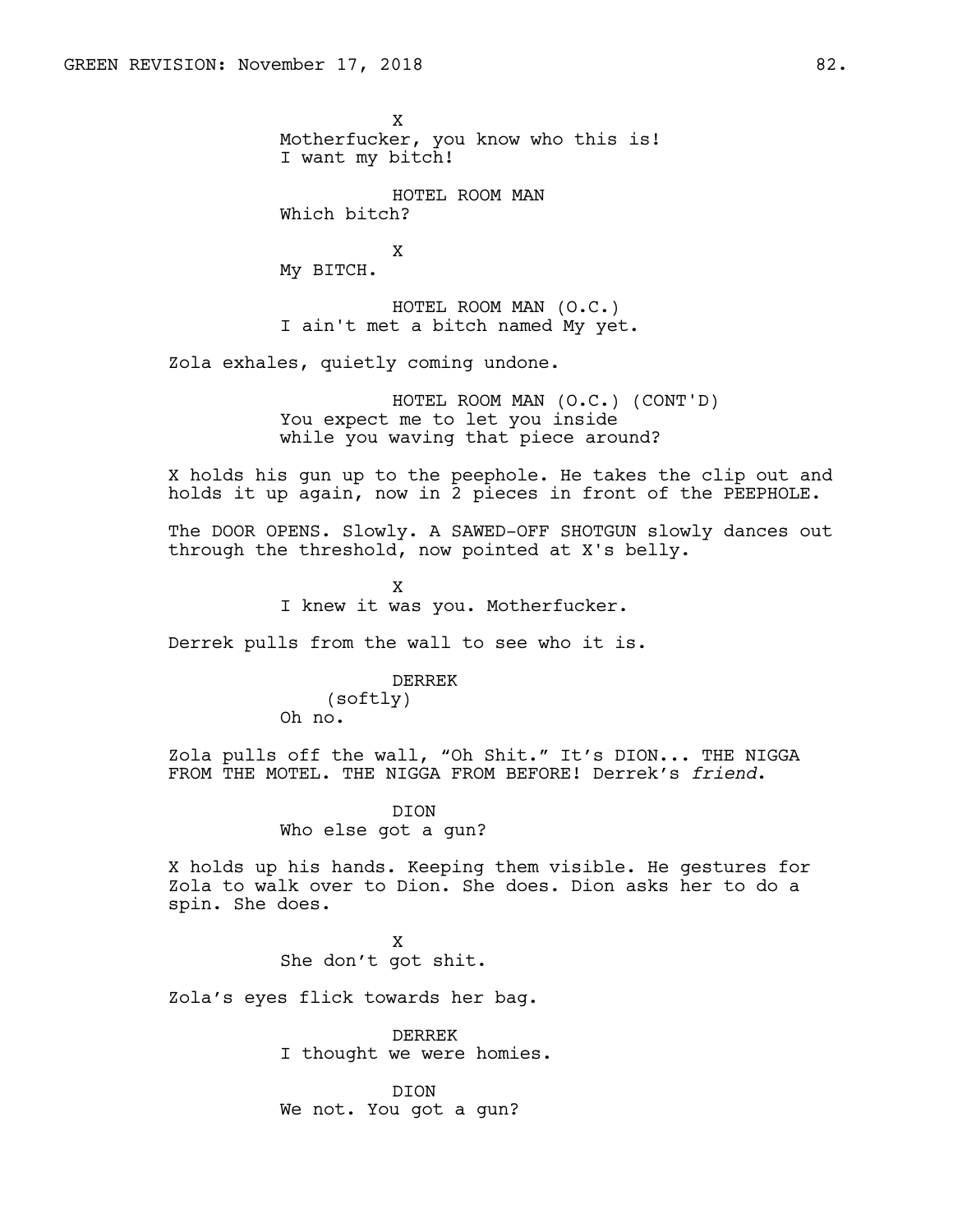X
Motherfucker, you know who this is!
I want my bitch!

HOTEL ROOM MAN
Which bitch?

X
My BITCH.

HOTEL ROOM MAN (O.C.)
I ain't met a bitch named My yet.

Zola exhales, quietly coming undone.

HOTEL ROOM MAN (O.C.) (CONT'D)
You expect me to let you inside
while you waving that piece around?

X holds his gun up to the peephole. He takes the clip out and holds it up again, now in 2 pieces in front of the PEEPHOLE.

The DOOR OPENS. Slowly. A SAWED-OFF SHOTGUN slowly dances out through the threshold, now pointed at X's belly.

X
I knew it was you. Motherfucker.

Derrek pulls from the wall to see who it is.

DERREK
(softly)
Oh no.

Zola pulls off the wall, "Oh Shit." It's DION... THE NIGGA FROM THE MOTEL. THE NIGGA FROM BEFORE! Derrek's *friend*.

DION
Who else got a gun?

X holds up his hands. Keeping them visible. He gestures for Zola to walk over to Dion. She does. Dion asks her to do a spin. She does.

X
She don't got shit.

Zola's eyes flick towards her bag.

DERREK
I thought we were homies.

DION
We not. You got a gun?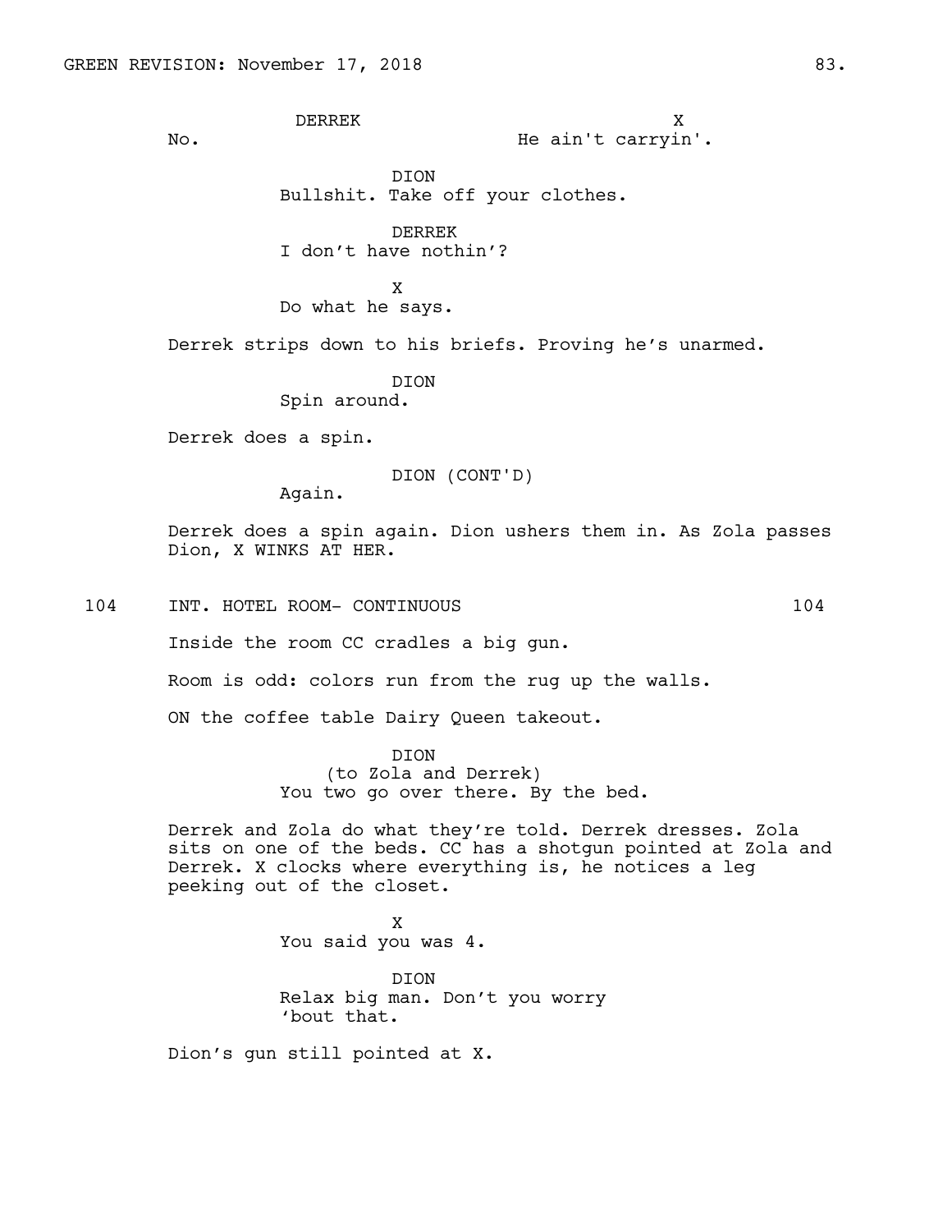DERREK
No.

X
He ain't carryin'.

DION
Bullshit. Take off your clothes.

DERREK
I don't have nothin'?

X
Do what he says.

Derrek strips down to his briefs. Proving he's unarmed.

DION
Spin around.

Derrek does a spin.

DION (CONT'D)
Again.

Derrek does a spin again. Dion ushers them in. As Zola passes Dion, X WINKS AT HER.

104 INT. HOTEL ROOM- CONTINUOUS 104

Inside the room CC cradles a big gun.

Room is odd: colors run from the rug up the walls.

ON the coffee table Dairy Queen takeout.

DION
(to Zola and Derrek)
You two go over there. By the bed.

Derrek and Zola do what they're told. Derrek dresses. Zola sits on one of the beds. CC has a shotgun pointed at Zola and Derrek. X clocks where everything is, he notices a leg peeking out of the closet.

X
You said you was 4.

DION
Relax big man. Don't you worry 'bout that.

Dion's gun still pointed at X.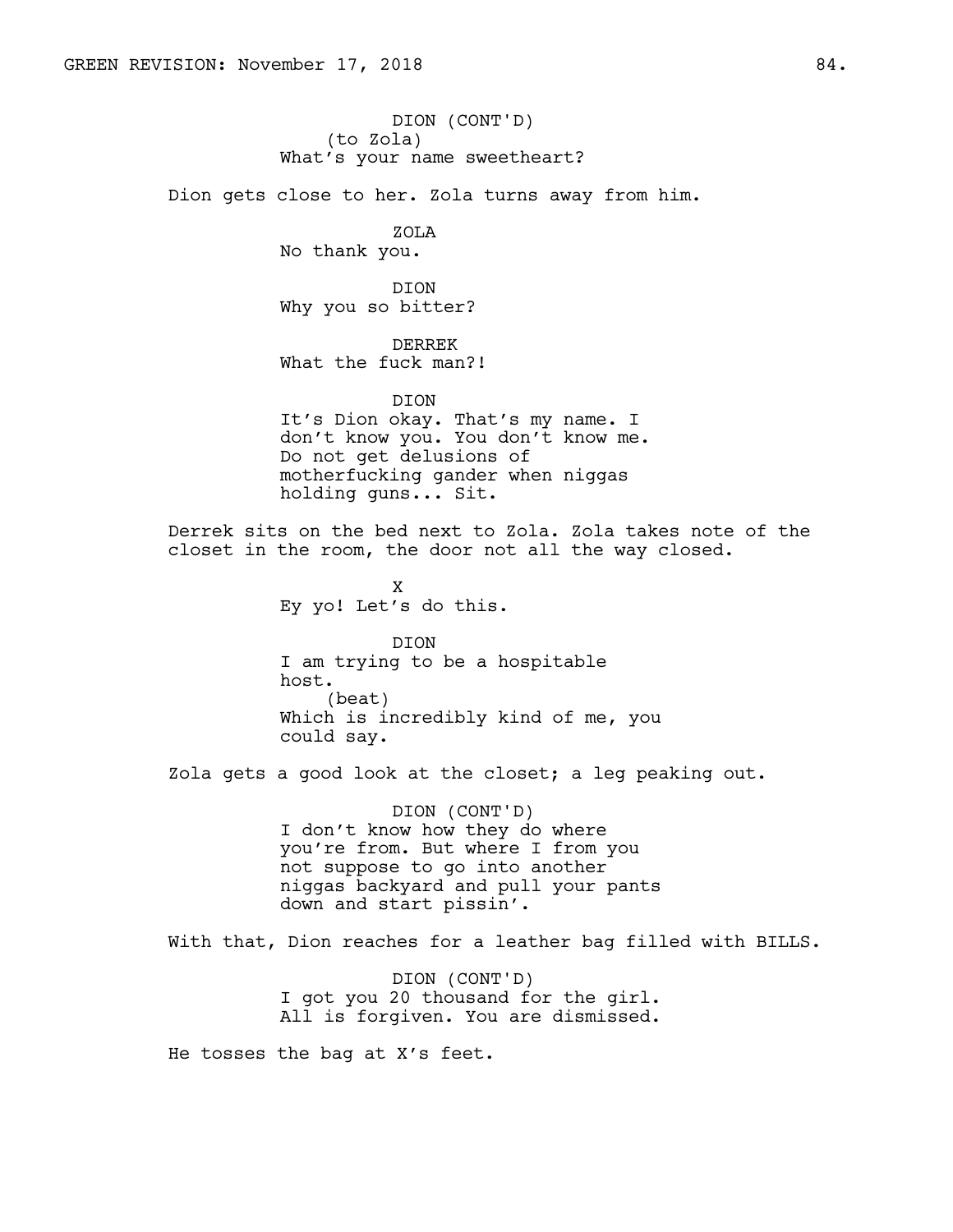DION (CONT'D)
(to Zola)
What's your name sweetheart?

Dion gets close to her. Zola turns away from him.

ZOLA
No thank you.

DION
Why you so bitter?

DERREK
What the fuck man?!

DION
It's Dion okay. That's my name. I don't know you. You don't know me. Do not get delusions of motherfucking gander when niggas holding guns... Sit.

Derrek sits on the bed next to Zola. Zola takes note of the closet in the room, the door not all the way closed.

X
Ey yo! Let's do this.

DION
I am trying to be a hospitable host.
(beat)
Which is incredibly kind of me, you could say.

Zola gets a good look at the closet; a leg peaking out.

DION (CONT'D)
I don't know how they do where you're from. But where I from you not suppose to go into another niggas backyard and pull your pants down and start pissin'.

With that, Dion reaches for a leather bag filled with BILLS.

DION (CONT'D)
I got you 20 thousand for the girl. All is forgiven. You are dismissed.

He tosses the bag at X's feet.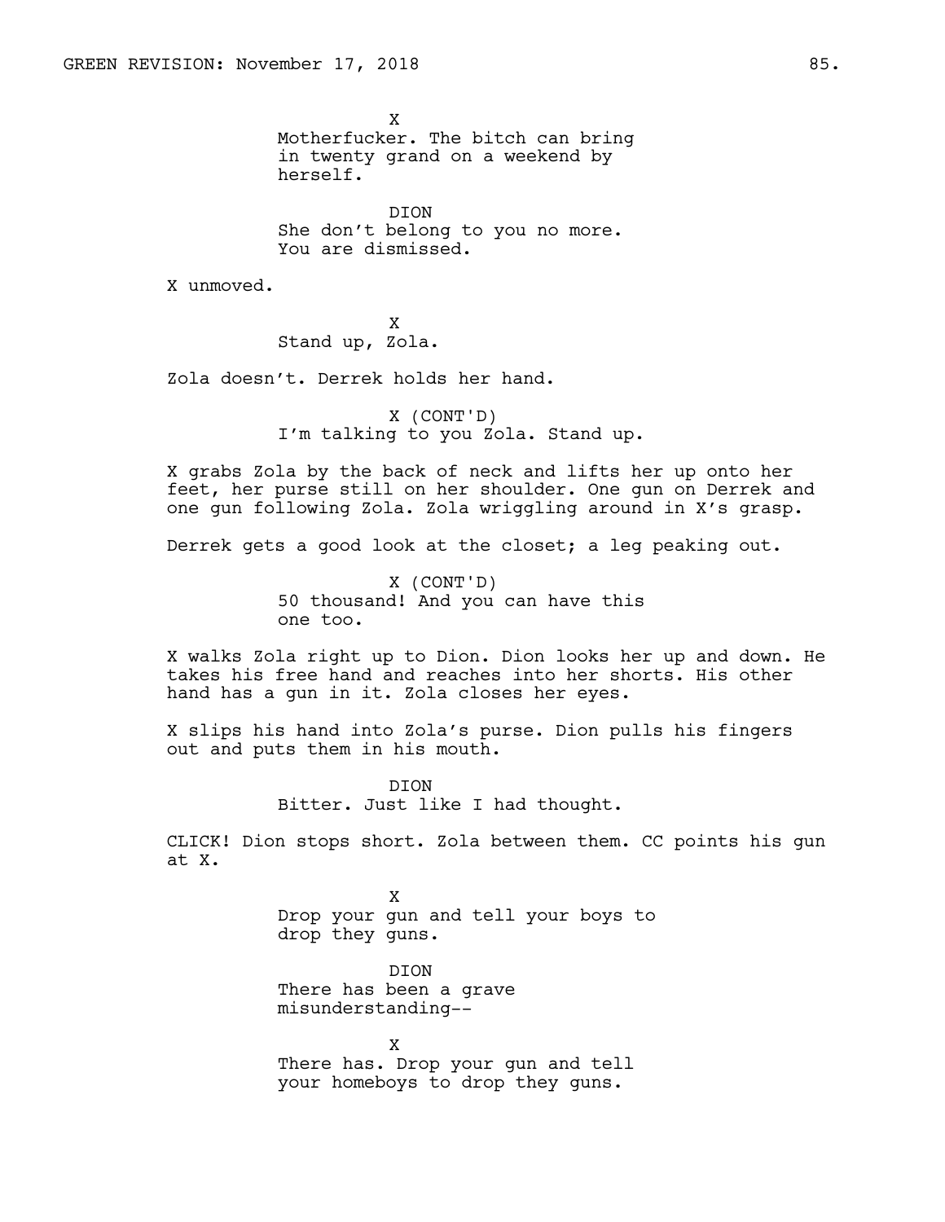X
Motherfucker. The bitch can bring in twenty grand on a weekend by herself.

DION
She don't belong to you no more. You are dismissed.

X unmoved.

X
Stand up, Zola.

Zola doesn't. Derrek holds her hand.

X (CONT'D)
I'm talking to you Zola. Stand up.

X grabs Zola by the back of neck and lifts her up onto her feet, her purse still on her shoulder. One gun on Derrek and one gun following Zola. Zola wriggling around in X's grasp.

Derrek gets a good look at the closet; a leg peaking out.

X (CONT'D)
50 thousand! And you can have this one too.

X walks Zola right up to Dion. Dion looks her up and down. He takes his free hand and reaches into her shorts. His other hand has a gun in it. Zola closes her eyes.

X slips his hand into Zola's purse. Dion pulls his fingers out and puts them in his mouth.

DION
Bitter. Just like I had thought.

CLICK! Dion stops short. Zola between them. CC points his gun at X.

X
Drop your gun and tell your boys to drop they guns.

DION
There has been a grave misunderstanding--

X
There has. Drop your gun and tell your homeboys to drop they guns.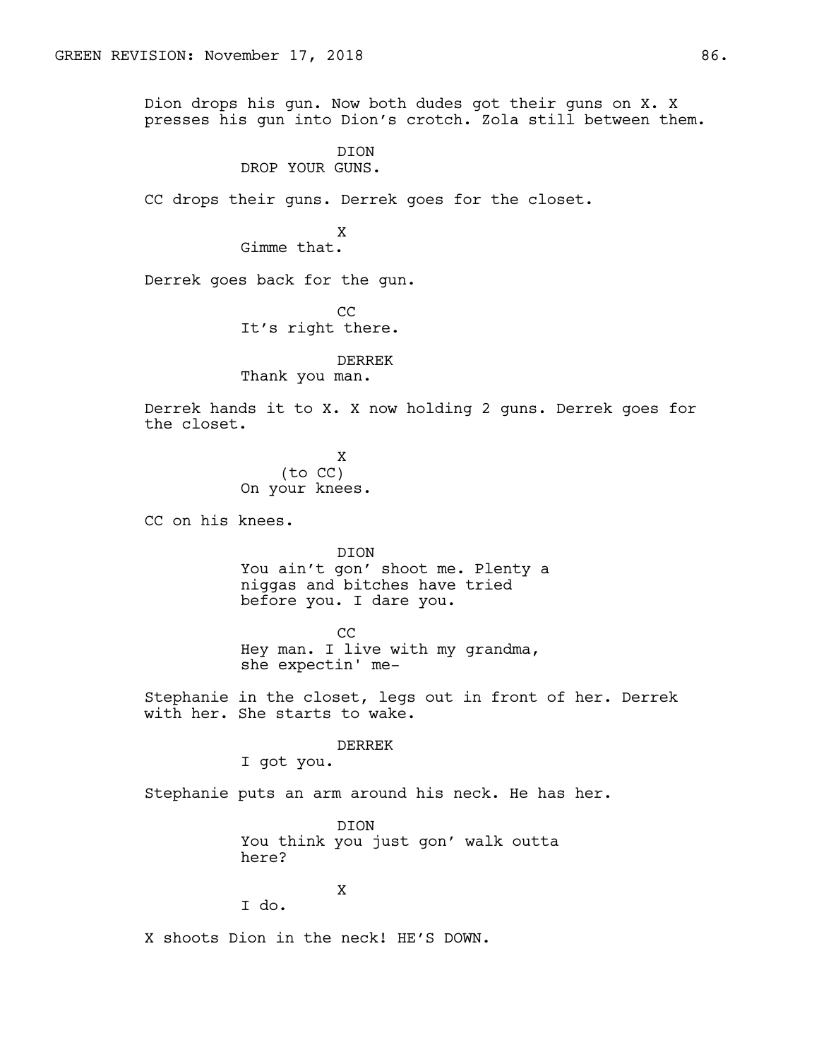Dion drops his gun. Now both dudes got their guns on X. X presses his gun into Dion's crotch. Zola still between them.

DION
DROP YOUR GUNS.

CC drops their guns. Derrek goes for the closet.

X
Gimme that.

Derrek goes back for the gun.

CC
It's right there.

DERREK
Thank you man.

Derrek hands it to X. X now holding 2 guns. Derrek goes for the closet.

X
(to CC)
On your knees.

CC on his knees.

DION
You ain't gon' shoot me. Plenty a niggas and bitches have tried before you. I dare you.

CC
Hey man. I live with my grandma, she expectin' me-

Stephanie in the closet, legs out in front of her. Derrek with her. She starts to wake.

DERREK
I got you.

Stephanie puts an arm around his neck. He has her.

DION
You think you just gon' walk outta here?

X
I do.

X shoots Dion in the neck! HE'S DOWN.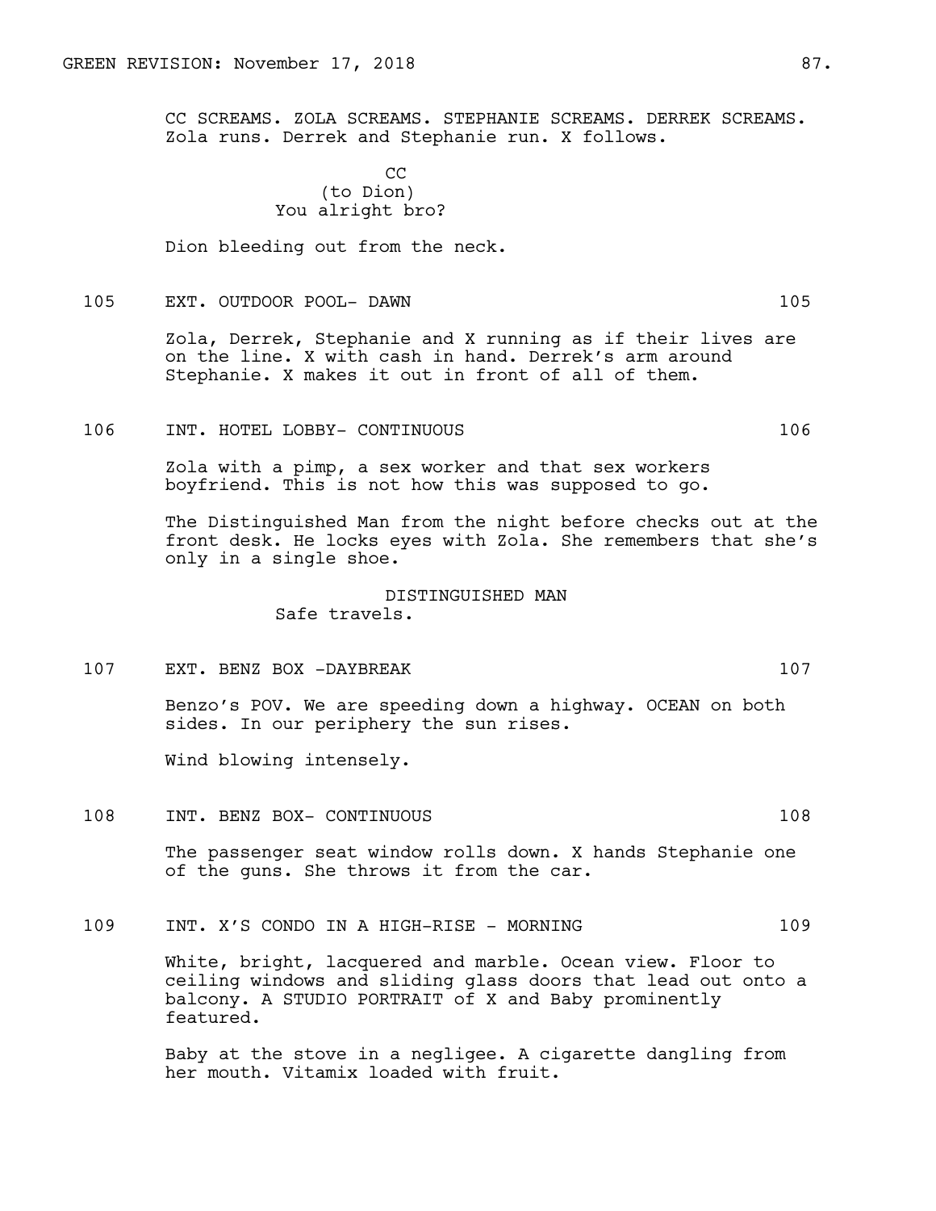CC SCREAMS. ZOLA SCREAMS. STEPHANIE SCREAMS. DERREK SCREAMS. Zola runs. Derrek and Stephanie run. X follows.

CC
(to Dion)
You alright bro?

Dion bleeding out from the neck.

105 EXT. OUTDOOR POOL- DAWN 105

Zola, Derrek, Stephanie and X running as if their lives are on the line. X with cash in hand. Derrek's arm around Stephanie. X makes it out in front of all of them.

106 INT. HOTEL LOBBY- CONTINUOUS 106

Zola with a pimp, a sex worker and that sex workers boyfriend. This is not how this was supposed to go.

The Distinguished Man from the night before checks out at the front desk. He locks eyes with Zola. She remembers that she's only in a single shoe.

DISTINGUISHED MAN
Safe travels.

107 EXT. BENZ BOX -DAYBREAK 107

Benzo's POV. We are speeding down a highway. OCEAN on both sides. In our periphery the sun rises.

Wind blowing intensely.

108 INT. BENZ BOX- CONTINUOUS 108

The passenger seat window rolls down. X hands Stephanie one of the guns. She throws it from the car.

109 INT. X'S CONDO IN A HIGH-RISE - MORNING 109

White, bright, lacquered and marble. Ocean view. Floor to ceiling windows and sliding glass doors that lead out onto a balcony. A STUDIO PORTRAIT of X and Baby prominently featured.

Baby at the stove in a negligee. A cigarette dangling from her mouth. Vitamix loaded with fruit.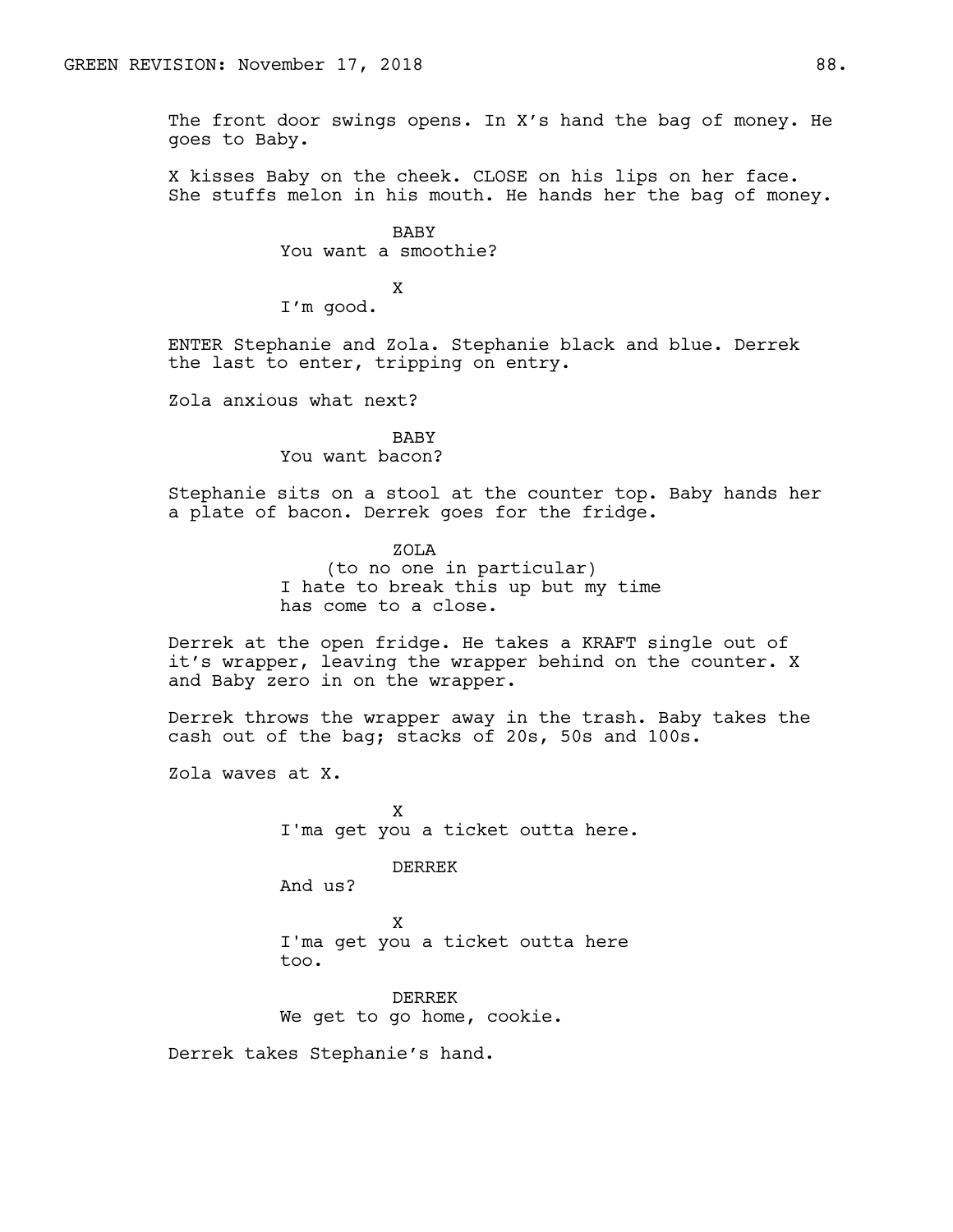The front door swings opens. In X's hand the bag of money. He goes to Baby.

X kisses Baby on the cheek. CLOSE on his lips on her face. She stuffs melon in his mouth. He hands her the bag of money.

BABY
You want a smoothie?

X
I'm good.

ENTER Stephanie and Zola. Stephanie black and blue. Derrek the last to enter, tripping on entry.

Zola anxious what next?

BABY
You want bacon?

Stephanie sits on a stool at the counter top. Baby hands her a plate of bacon. Derrek goes for the fridge.

ZOLA
(to no one in particular)
I hate to break this up but my time has come to a close.

Derrek at the open fridge. He takes a KRAFT single out of it's wrapper, leaving the wrapper behind on the counter. X and Baby zero in on the wrapper.

Derrek throws the wrapper away in the trash. Baby takes the cash out of the bag; stacks of 20s, 50s and 100s.

Zola waves at X.

X
I'ma get you a ticket outta here.

DERREK
And us?

X
I'ma get you a ticket outta here too.

DERREK
We get to go home, cookie.

Derrek takes Stephanie's hand.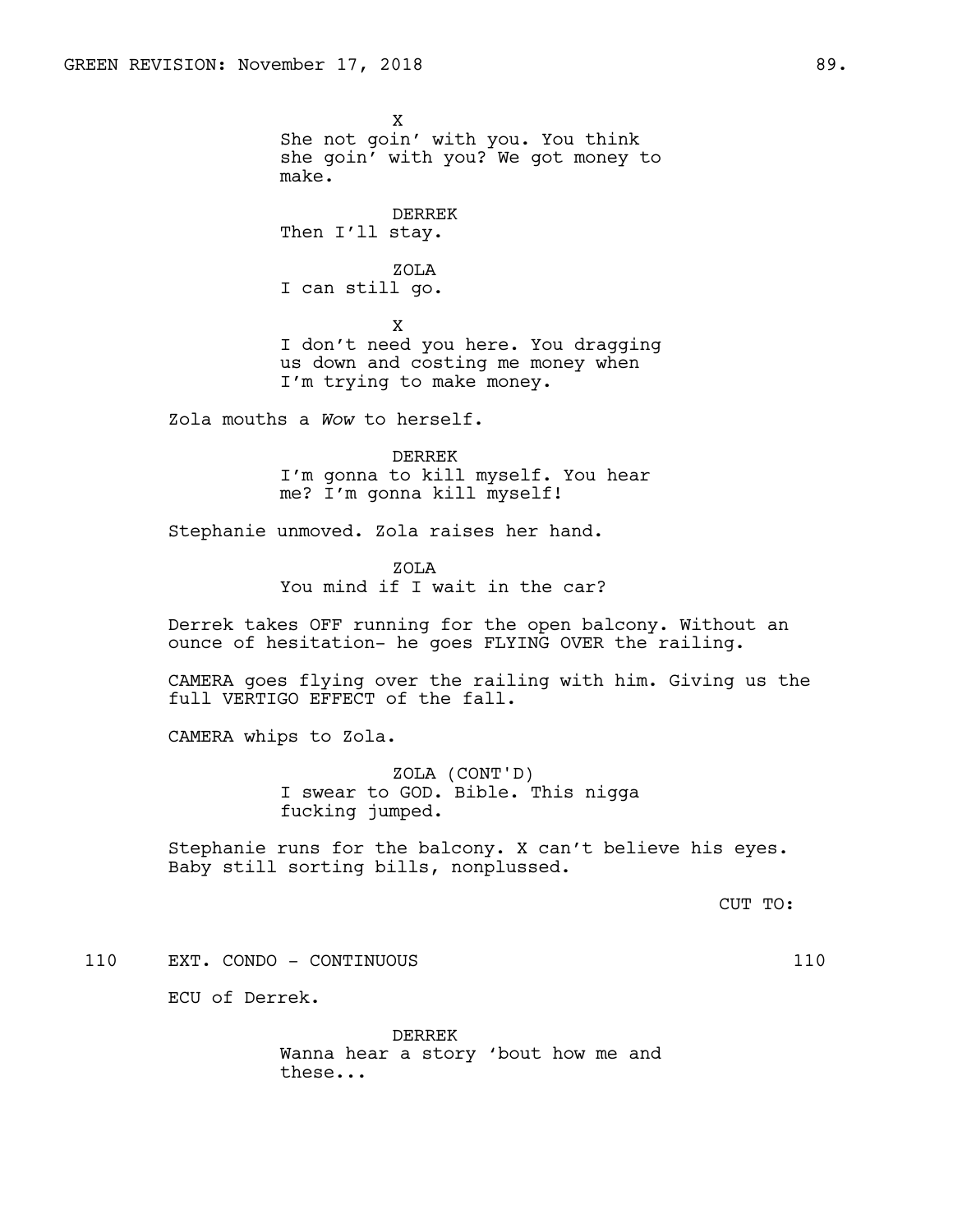X
She not goin' with you. You think she goin' with you? We got money to make.

DERREK
Then I'll stay.

ZOLA
I can still go.

X
I don't need you here. You dragging us down and costing me money when I'm trying to make money.

Zola mouths a *Wow* to herself.

DERREK
I'm gonna to kill myself. You hear me? I'm gonna kill myself!

Stephanie unmoved. Zola raises her hand.

ZOLA
You mind if I wait in the car?

Derrek takes OFF running for the open balcony. Without an ounce of hesitation- he goes FLYING OVER the railing.

CAMERA goes flying over the railing with him. Giving us the full VERTIGO EFFECT of the fall.

CAMERA whips to Zola.

ZOLA (CONT'D)
I swear to GOD. Bible. This nigga fucking jumped.

Stephanie runs for the balcony. X can't believe his eyes. Baby still sorting bills, nonplussed.

CUT TO:

110 EXT. CONDO - CONTINUOUS 110

ECU of Derrek.

DERREK
Wanna hear a story 'bout how me and these...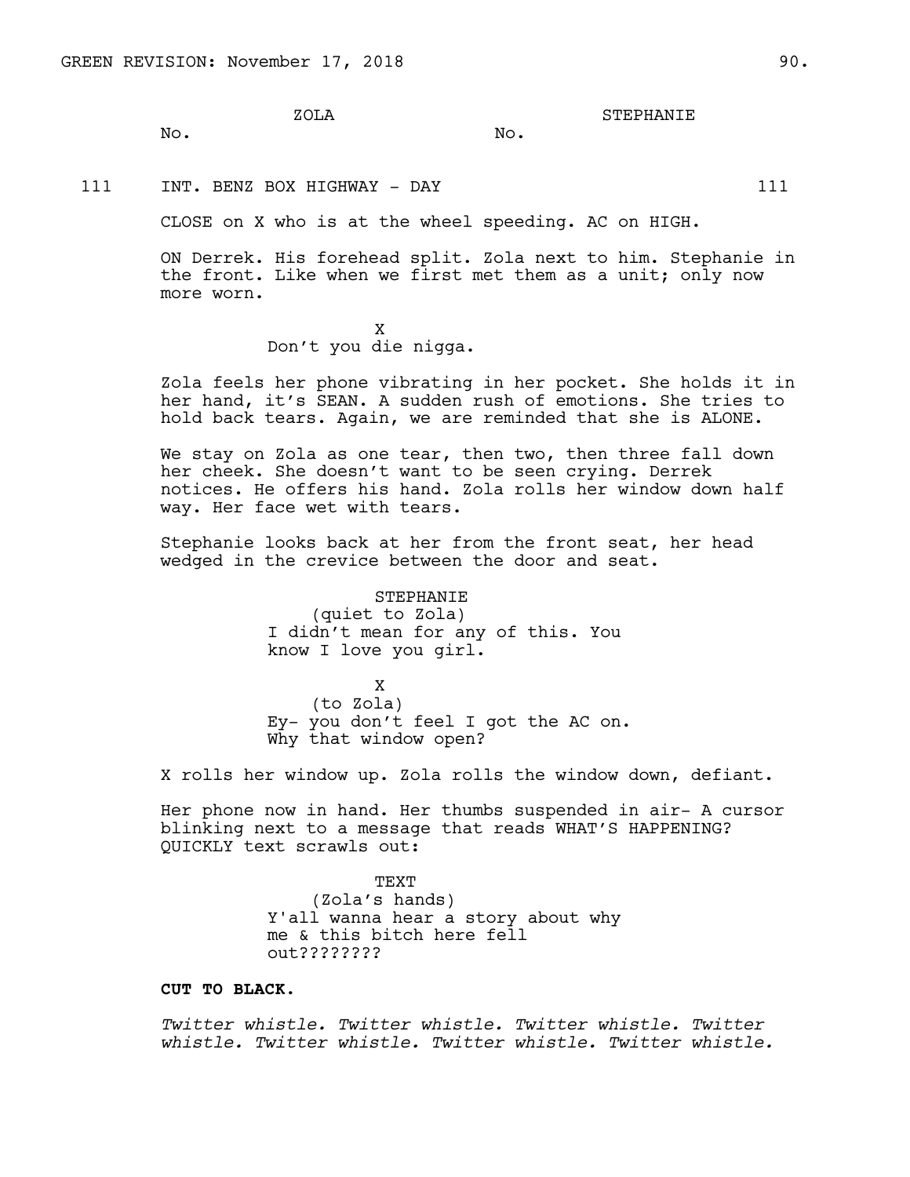ZOLA
No.

STEPHANIE
No.

111 INT. BENZ BOX HIGHWAY - DAY 111

CLOSE on X who is at the wheel speeding. AC on HIGH.

ON Derrek. His forehead split. Zola next to him. Stephanie in the front. Like when we first met them as a unit; only now more worn.

X
Don't you die nigga.

Zola feels her phone vibrating in her pocket. She holds it in her hand, it's SEAN. A sudden rush of emotions. She tries to hold back tears. Again, we are reminded that she is ALONE.

We stay on Zola as one tear, then two, then three fall down her cheek. She doesn't want to be seen crying. Derrek notices. He offers his hand. Zola rolls her window down half way. Her face wet with tears.

Stephanie looks back at her from the front seat, her head wedged in the crevice between the door and seat.

STEPHANIE
(quiet to Zola)
I didn't mean for any of this. You know I love you girl.

X
(to Zola)
Ey- you don't feel I got the AC on. Why that window open?

X rolls her window up. Zola rolls the window down, defiant.

Her phone now in hand. Her thumbs suspended in air- A cursor blinking next to a message that reads WHAT'S HAPPENING? QUICKLY text scrawls out:

TEXT
(Zola's hands)
Y'all wanna hear a story about why me & this bitch here fell out????????

**CUT TO BLACK.**

*Twitter whistle. Twitter whistle. Twitter whistle. Twitter whistle. Twitter whistle. Twitter whistle. Twitter whistle.*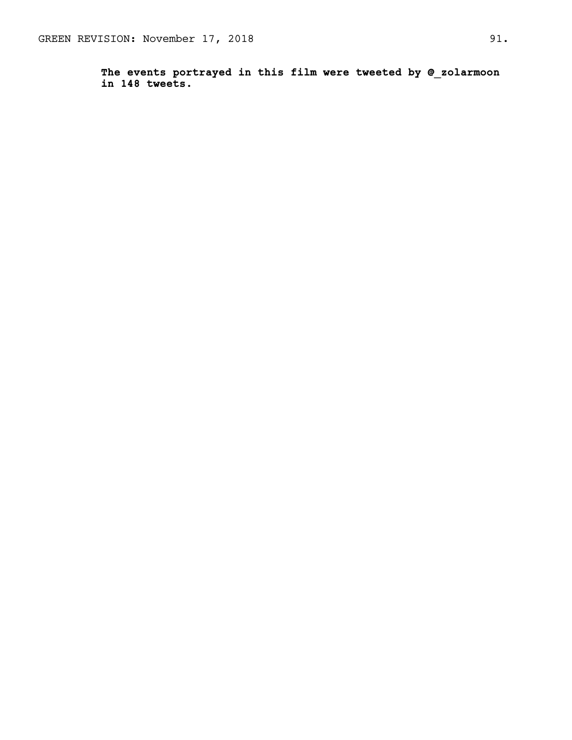**The events portrayed in this film were tweeted by @_zolarmoon in 148 tweets.**